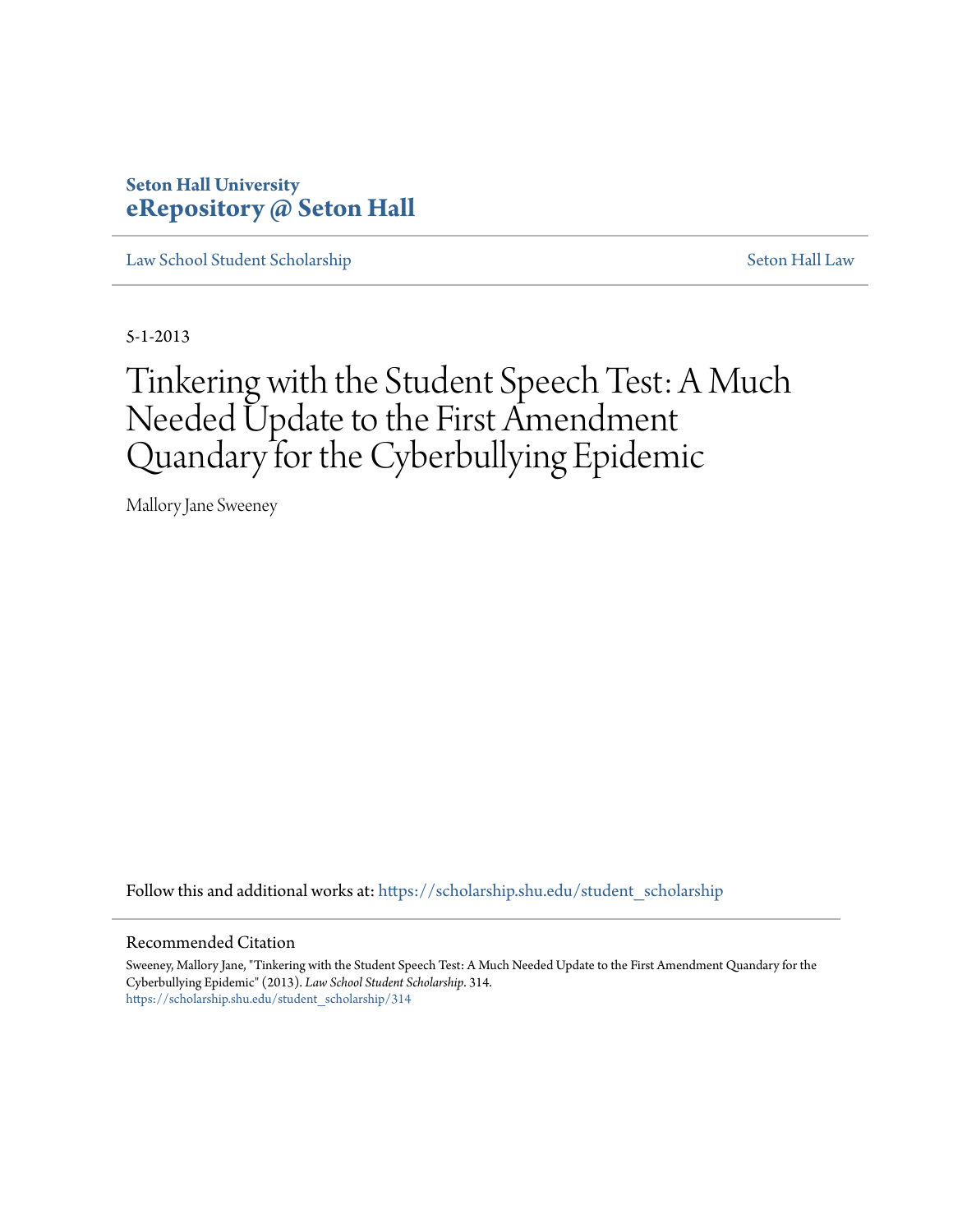**Seton Hall University**
**eRepository @ Seton Hall**

Law School Student Scholarship | Seton Hall Law

5-1-2013

# Tinkering with the Student Speech Test: A Much Needed Update to the First Amendment Quandary for the Cyberbullying Epidemic

Mallory Jane Sweeney

Follow this and additional works at: https://scholarship.shu.edu/student_scholarship

## Recommended Citation

Sweeney, Mallory Jane, "Tinkering with the Student Speech Test: A Much Needed Update to the First Amendment Quandary for the Cyberbullying Epidemic" (2013). *Law School Student Scholarship*. 314.
https://scholarship.shu.edu/student_scholarship/314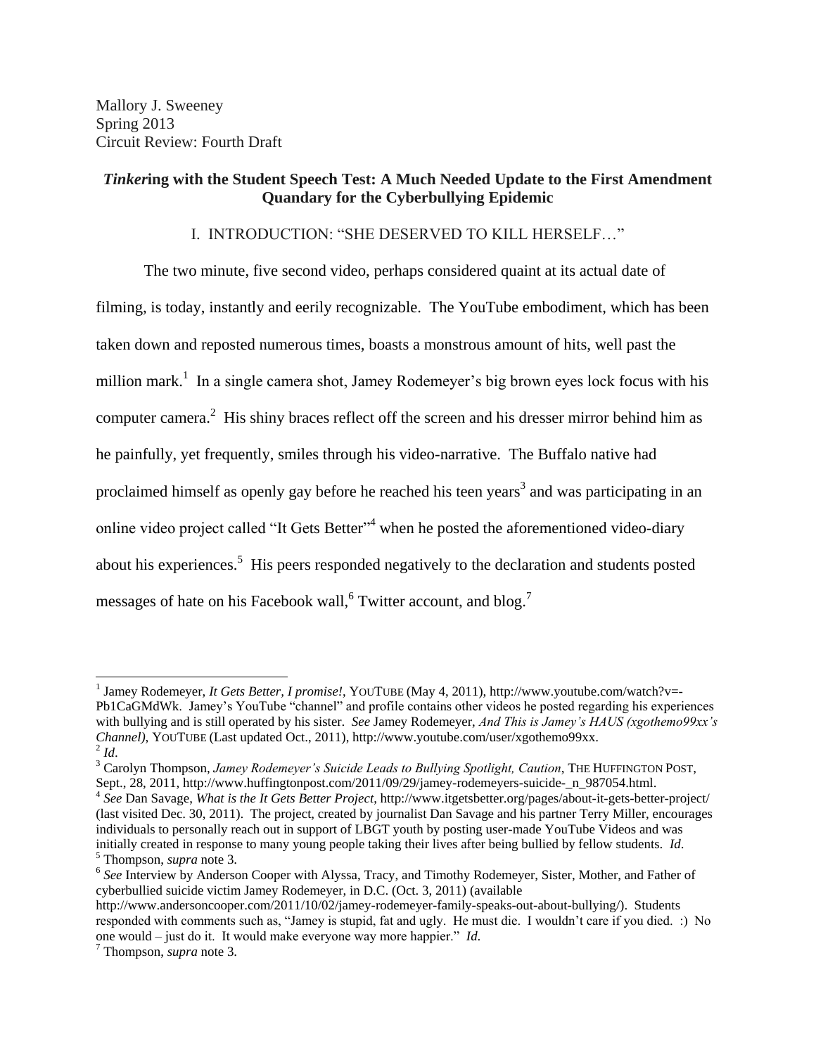Mallory J. Sweeney
Spring 2013
Circuit Review: Fourth Draft

## *Tinker*ing with the Student Speech Test: A Much Needed Update to the First Amendment Quandary for the Cyberbullying Epidemic

### I. INTRODUCTION: "SHE DESERVED TO KILL HERSELF…"

The two minute, five second video, perhaps considered quaint at its actual date of filming, is today, instantly and eerily recognizable. The YouTube embodiment, which has been taken down and reposted numerous times, boasts a monstrous amount of hits, well past the million mark.[1] In a single camera shot, Jamey Rodemeyer's big brown eyes lock focus with his computer camera.[2] His shiny braces reflect off the screen and his dresser mirror behind him as he painfully, yet frequently, smiles through his video-narrative. The Buffalo native had proclaimed himself as openly gay before he reached his teen years[3] and was participating in an online video project called "It Gets Better"[4] when he posted the aforementioned video-diary about his experiences.[5] His peers responded negatively to the declaration and students posted messages of hate on his Facebook wall,[6] Twitter account, and blog.[7]

---

[1] Jamey Rodemeyer, *It Gets Better, I promise!*, YOUTUBE (May 4, 2011), http://www.youtube.com/watch?v=-Pb1CaGMdWk. Jamey's YouTube "channel" and profile contains other videos he posted regarding his experiences with bullying and is still operated by his sister. *See* Jamey Rodemeyer, *And This is Jamey's HAUS (xgothemo99xx's Channel)*, YOUTUBE (Last updated Oct., 2011), http://www.youtube.com/user/xgothemo99xx.

[2] *Id*.

[3] Carolyn Thompson, *Jamey Rodemeyer's Suicide Leads to Bullying Spotlight, Caution*, THE HUFFINGTON POST, Sept., 28, 2011, http://www.huffingtonpost.com/2011/09/29/jamey-rodemeyers-suicide-_n_987054.html.

[4] *See* Dan Savage, *What is the It Gets Better Project*, http://www.itgetsbetter.org/pages/about-it-gets-better-project/ (last visited Dec. 30, 2011). The project, created by journalist Dan Savage and his partner Terry Miller, encourages individuals to personally reach out in support of LBGT youth by posting user-made YouTube Videos and was initially created in response to many young people taking their lives after being bullied by fellow students. *Id*.

[5] Thompson, *supra* note 3.

[6] *See* Interview by Anderson Cooper with Alyssa, Tracy, and Timothy Rodemeyer, Sister, Mother, and Father of cyberbullied suicide victim Jamey Rodemeyer, in D.C. (Oct. 3, 2011) (available http://www.andersoncooper.com/2011/10/02/jamey-rodemeyer-family-speaks-out-about-bullying/). Students responded with comments such as, "Jamey is stupid, fat and ugly. He must die. I wouldn't care if you died. :) No one would – just do it. It would make everyone way more happier." *Id*.

[7] Thompson, *supra* note 3.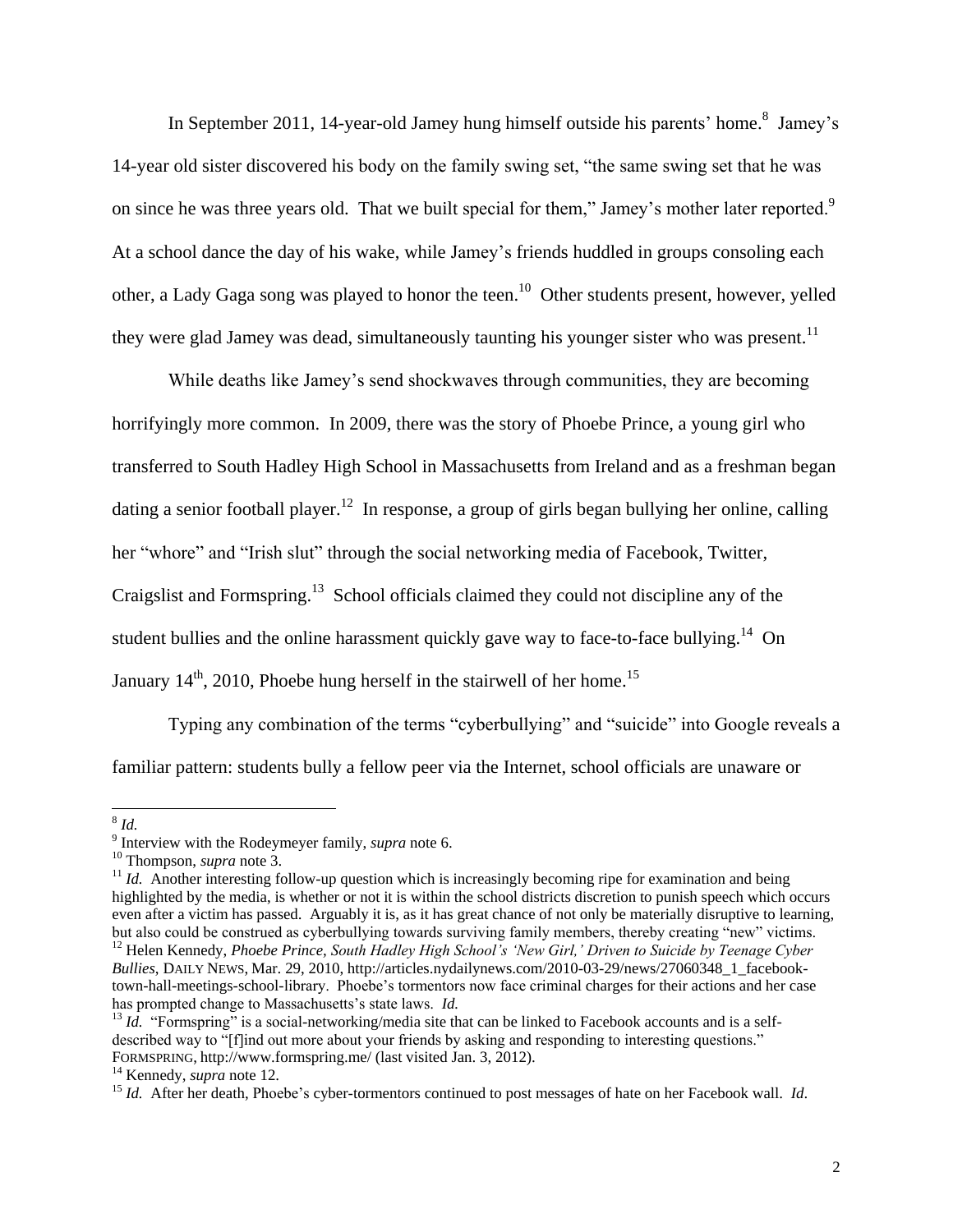In September 2011, 14-year-old Jamey hung himself outside his parents' home.[8] Jamey's 14-year old sister discovered his body on the family swing set, "the same swing set that he was on since he was three years old. That we built special for them," Jamey's mother later reported.[9] At a school dance the day of his wake, while Jamey's friends huddled in groups consoling each other, a Lady Gaga song was played to honor the teen.[10] Other students present, however, yelled they were glad Jamey was dead, simultaneously taunting his younger sister who was present.[11]

While deaths like Jamey's send shockwaves through communities, they are becoming horrifyingly more common. In 2009, there was the story of Phoebe Prince, a young girl who transferred to South Hadley High School in Massachusetts from Ireland and as a freshman began dating a senior football player.[12] In response, a group of girls began bullying her online, calling her "whore" and "Irish slut" through the social networking media of Facebook, Twitter, Craigslist and Formspring.[13] School officials claimed they could not discipline any of the student bullies and the online harassment quickly gave way to face-to-face bullying.[14] On January 14th, 2010, Phoebe hung herself in the stairwell of her home.[15]

Typing any combination of the terms "cyberbullying" and "suicide" into Google reveals a familiar pattern: students bully a fellow peer via the Internet, school officials are unaware or

---

[8] *Id.*

[9] Interview with the Rodeymeyer family, *supra* note 6.

[10] Thompson, *supra* note 3.

[11] *Id.* Another interesting follow-up question which is increasingly becoming ripe for examination and being highlighted by the media, is whether or not it is within the school districts discretion to punish speech which occurs even after a victim has passed. Arguably it is, as it has great chance of not only be materially disruptive to learning, but also could be construed as cyberbullying towards surviving family members, thereby creating "new" victims.

[12] Helen Kennedy, *Phoebe Prince, South Hadley High School's 'New Girl,' Driven to Suicide by Teenage Cyber Bullies*, DAILY NEWS, Mar. 29, 2010, http://articles.nydailynews.com/2010-03-29/news/27060348_1_facebook-town-hall-meetings-school-library. Phoebe's tormentors now face criminal charges for their actions and her case has prompted change to Massachusetts's state laws. *Id.*

[13] *Id.* "Formspring" is a social-networking/media site that can be linked to Facebook accounts and is a self-described way to "[f]ind out more about your friends by asking and responding to interesting questions." FORMSPRING, http://www.formspring.me/ (last visited Jan. 3, 2012).

[14] Kennedy, *supra* note 12.

[15] *Id.* After her death, Phoebe's cyber-tormentors continued to post messages of hate on her Facebook wall. *Id*.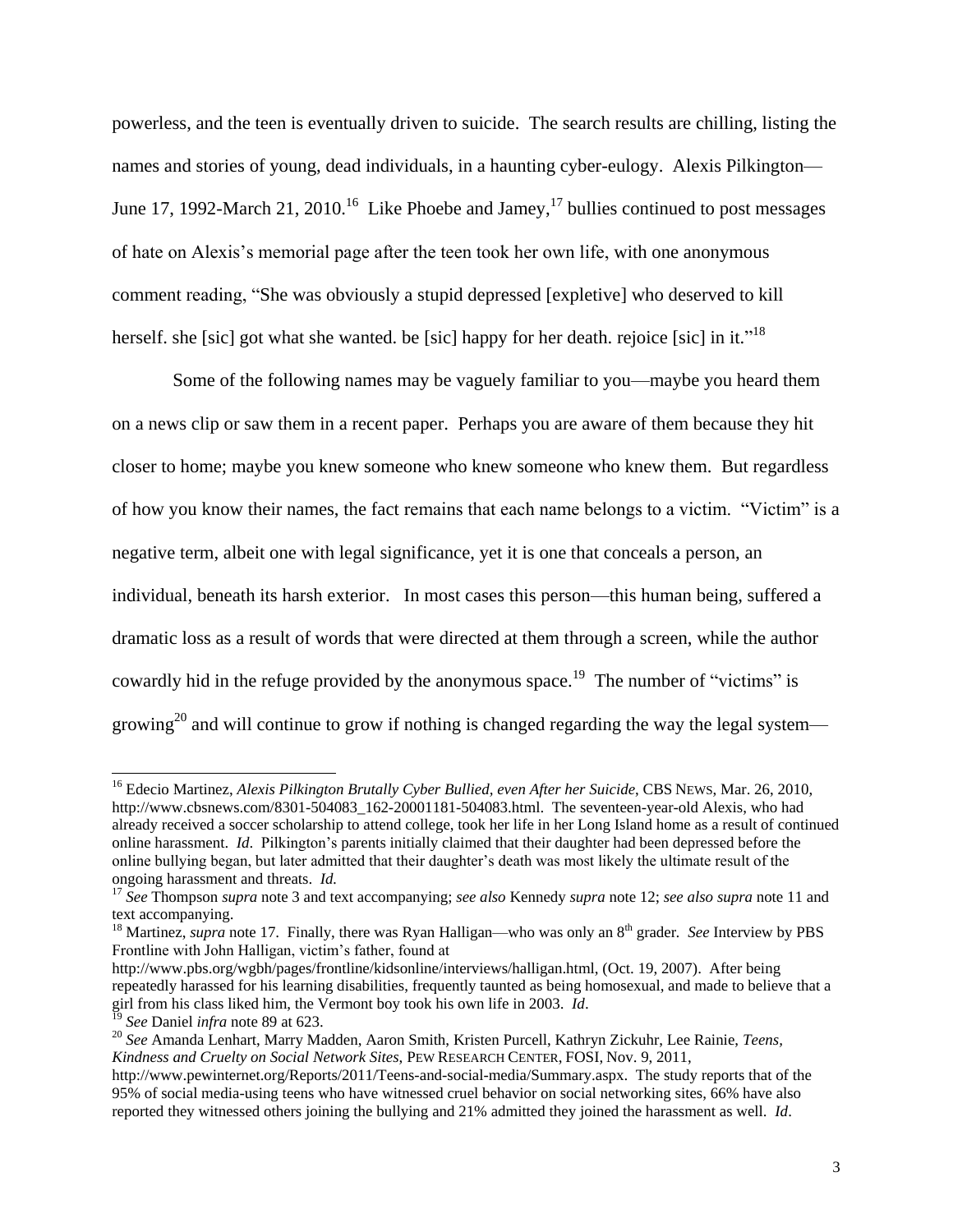powerless, and the teen is eventually driven to suicide. The search results are chilling, listing the names and stories of young, dead individuals, in a haunting cyber-eulogy. Alexis Pilkington—June 17, 1992-March 21, 2010.[16] Like Phoebe and Jamey,[17] bullies continued to post messages of hate on Alexis's memorial page after the teen took her own life, with one anonymous comment reading, "She was obviously a stupid depressed [expletive] who deserved to kill herself. she [sic] got what she wanted. be [sic] happy for her death. rejoice [sic] in it."[18]

Some of the following names may be vaguely familiar to you—maybe you heard them on a news clip or saw them in a recent paper. Perhaps you are aware of them because they hit closer to home; maybe you knew someone who knew someone who knew them. But regardless of how you know their names, the fact remains that each name belongs to a victim. "Victim" is a negative term, albeit one with legal significance, yet it is one that conceals a person, an individual, beneath its harsh exterior. In most cases this person—this human being, suffered a dramatic loss as a result of words that were directed at them through a screen, while the author cowardly hid in the refuge provided by the anonymous space.[19] The number of "victims" is growing[20] and will continue to grow if nothing is changed regarding the way the legal system—

---

[16] Edecio Martinez, *Alexis Pilkington Brutally Cyber Bullied, even After her Suicide*, CBS NEWS, Mar. 26, 2010, http://www.cbsnews.com/8301-504083_162-20001181-504083.html. The seventeen-year-old Alexis, who had already received a soccer scholarship to attend college, took her life in her Long Island home as a result of continued online harassment. *Id*. Pilkington's parents initially claimed that their daughter had been depressed before the online bullying began, but later admitted that their daughter's death was most likely the ultimate result of the ongoing harassment and threats. *Id.*

[17] *See* Thompson *supra* note 3 and text accompanying; *see also* Kennedy *supra* note 12; *see also supra* note 11 and text accompanying.

[18] Martinez, *supra* note 17. Finally, there was Ryan Halligan—who was only an 8th grader. *See* Interview by PBS Frontline with John Halligan, victim's father, found at http://www.pbs.org/wgbh/pages/frontline/kidsonline/interviews/halligan.html, (Oct. 19, 2007). After being repeatedly harassed for his learning disabilities, frequently taunted as being homosexual, and made to believe that a girl from his class liked him, the Vermont boy took his own life in 2003. *Id*.

[19] *See* Daniel *infra* note 89 at 623.

[20] *See* Amanda Lenhart, Marry Madden, Aaron Smith, Kristen Purcell, Kathryn Zickuhr, Lee Rainie, *Teens, Kindness and Cruelty on Social Network Sites*, PEW RESEARCH CENTER, FOSI, Nov. 9, 2011, http://www.pewinternet.org/Reports/2011/Teens-and-social-media/Summary.aspx. The study reports that of the 95% of social media-using teens who have witnessed cruel behavior on social networking sites, 66% have also reported they witnessed others joining the bullying and 21% admitted they joined the harassment as well. *Id*.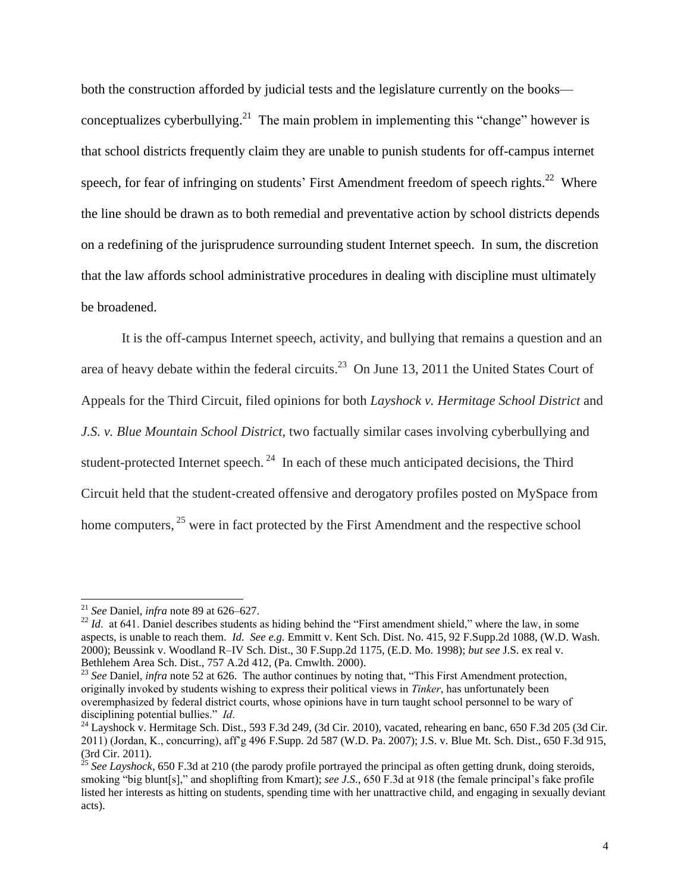both the construction afforded by judicial tests and the legislature currently on the books—conceptualizes cyberbullying.[21] The main problem in implementing this "change" however is that school districts frequently claim they are unable to punish students for off-campus internet speech, for fear of infringing on students' First Amendment freedom of speech rights.[22] Where the line should be drawn as to both remedial and preventative action by school districts depends on a redefining of the jurisprudence surrounding student Internet speech. In sum, the discretion that the law affords school administrative procedures in dealing with discipline must ultimately be broadened.

It is the off-campus Internet speech, activity, and bullying that remains a question and an area of heavy debate within the federal circuits.[23] On June 13, 2011 the United States Court of Appeals for the Third Circuit, filed opinions for both *Layshock v. Hermitage School District* and *J.S. v. Blue Mountain School District*, two factually similar cases involving cyberbullying and student-protected Internet speech.[24] In each of these much anticipated decisions, the Third Circuit held that the student-created offensive and derogatory profiles posted on MySpace from home computers,[25] were in fact protected by the First Amendment and the respective school

---

[21] *See* Daniel, *infra* note 89 at 626–627.

[22] *Id*. at 641. Daniel describes students as hiding behind the "First amendment shield," where the law, in some aspects, is unable to reach them. *Id*. *See e.g.* Emmitt v. Kent Sch. Dist. No. 415, 92 F.Supp.2d 1088, (W.D. Wash. 2000); Beussink v. Woodland R–IV Sch. Dist., 30 F.Supp.2d 1175, (E.D. Mo. 1998); *but see* J.S. ex real v. Bethlehem Area Sch. Dist., 757 A.2d 412, (Pa. Cmwlth. 2000).

[23] *See* Daniel, *infra* note 52 at 626. The author continues by noting that, "This First Amendment protection, originally invoked by students wishing to express their political views in *Tinker*, has unfortunately been overemphasized by federal district courts, whose opinions have in turn taught school personnel to be wary of disciplining potential bullies." *Id*.

[24] Layshock v. Hermitage Sch. Dist., 593 F.3d 249, (3d Cir. 2010), vacated, rehearing en banc, 650 F.3d 205 (3d Cir. 2011) (Jordan, K., concurring), aff'g 496 F.Supp. 2d 587 (W.D. Pa. 2007); J.S. v. Blue Mt. Sch. Dist., 650 F.3d 915, (3rd Cir. 2011).

[25] *See Layshock*, 650 F.3d at 210 (the parody profile portrayed the principal as often getting drunk, doing steroids, smoking "big blunt[s]," and shoplifting from Kmart); *see J.S.*, 650 F.3d at 918 (the female principal's fake profile listed her interests as hitting on students, spending time with her unattractive child, and engaging in sexually deviant acts).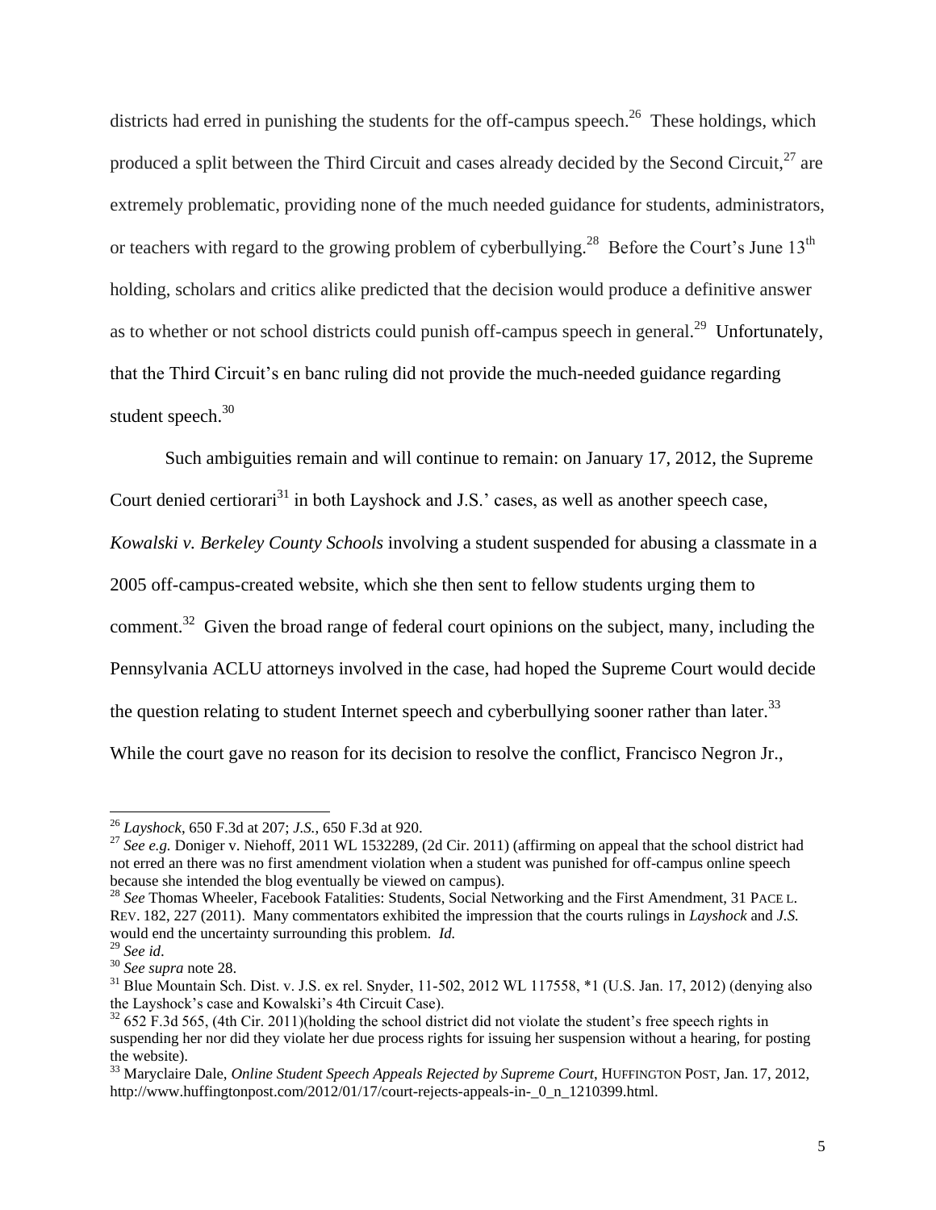districts had erred in punishing the students for the off-campus speech.[26] These holdings, which produced a split between the Third Circuit and cases already decided by the Second Circuit,[27] are extremely problematic, providing none of the much needed guidance for students, administrators, or teachers with regard to the growing problem of cyberbullying.[28] Before the Court's June 13th holding, scholars and critics alike predicted that the decision would produce a definitive answer as to whether or not school districts could punish off-campus speech in general.[29] Unfortunately, that the Third Circuit's en banc ruling did not provide the much-needed guidance regarding student speech.[30]

Such ambiguities remain and will continue to remain: on January 17, 2012, the Supreme Court denied certiorari[31] in both Layshock and J.S.' cases, as well as another speech case, *Kowalski v. Berkeley County Schools* involving a student suspended for abusing a classmate in a 2005 off-campus-created website, which she then sent to fellow students urging them to comment.[32] Given the broad range of federal court opinions on the subject, many, including the Pennsylvania ACLU attorneys involved in the case, had hoped the Supreme Court would decide the question relating to student Internet speech and cyberbullying sooner rather than later.[33] While the court gave no reason for its decision to resolve the conflict, Francisco Negron Jr.,

---

[26] *Layshock*, 650 F.3d at 207; *J.S.*, 650 F.3d at 920.

[27] *See e.g.* Doniger v. Niehoff, 2011 WL 1532289, (2d Cir. 2011) (affirming on appeal that the school district had not erred an there was no first amendment violation when a student was punished for off-campus online speech because she intended the blog eventually be viewed on campus).

[28] *See* Thomas Wheeler, Facebook Fatalities: Students, Social Networking and the First Amendment, 31 PACE L. REV. 182, 227 (2011). Many commentators exhibited the impression that the courts rulings in *Layshock* and *J.S.* would end the uncertainty surrounding this problem. *Id.*

[29] *See id*.

[30] *See supra* note 28.

[31] Blue Mountain Sch. Dist. v. J.S. ex rel. Snyder, 11-502, 2012 WL 117558, *1 (U.S. Jan. 17, 2012) (denying also the Layshock's case and Kowalski's 4th Circuit Case).

[32] 652 F.3d 565, (4th Cir. 2011)(holding the school district did not violate the student's free speech rights in suspending her nor did they violate her due process rights for issuing her suspension without a hearing, for posting the website).

[33] Maryclaire Dale, *Online Student Speech Appeals Rejected by Supreme Court*, HUFFINGTON POST, Jan. 17, 2012, http://www.huffingtonpost.com/2012/01/17/court-rejects-appeals-in-_0_n_1210399.html.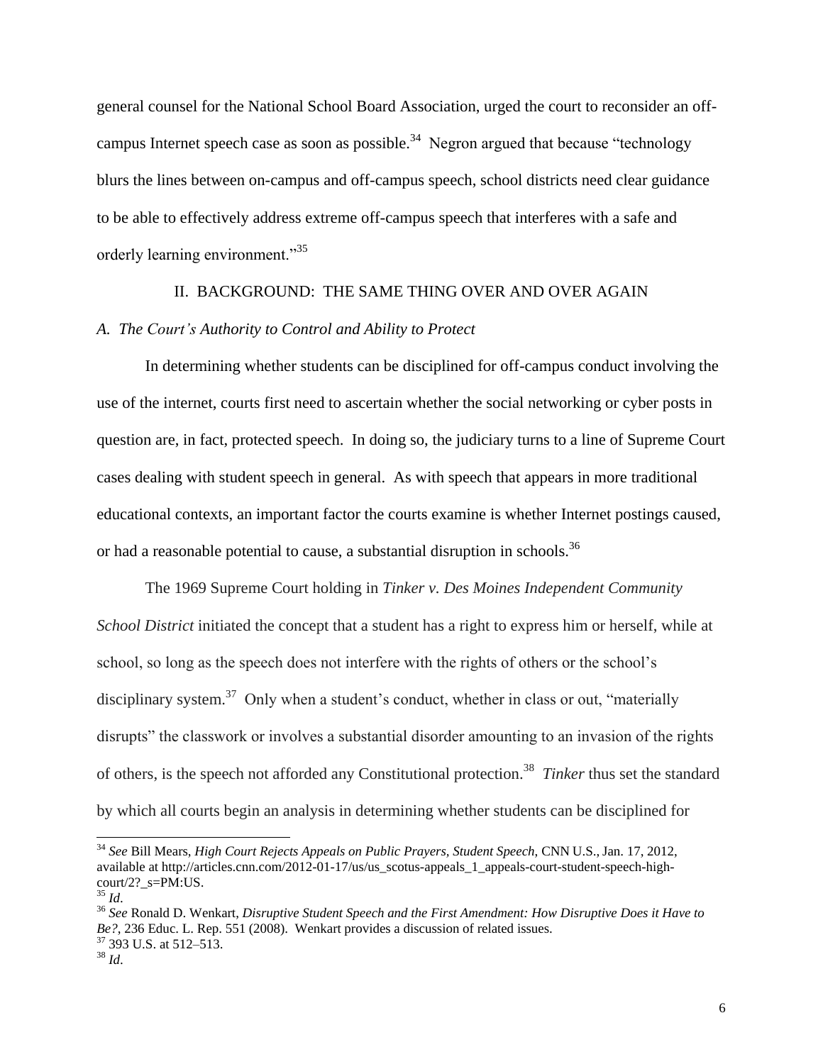general counsel for the National School Board Association, urged the court to reconsider an off-campus Internet speech case as soon as possible.[34] Negron argued that because "technology blurs the lines between on-campus and off-campus speech, school districts need clear guidance to be able to effectively address extreme off-campus speech that interferes with a safe and orderly learning environment."[35]

## II. BACKGROUND: THE SAME THING OVER AND OVER AGAIN

### *A. The Court's Authority to Control and Ability to Protect*

In determining whether students can be disciplined for off-campus conduct involving the use of the internet, courts first need to ascertain whether the social networking or cyber posts in question are, in fact, protected speech. In doing so, the judiciary turns to a line of Supreme Court cases dealing with student speech in general. As with speech that appears in more traditional educational contexts, an important factor the courts examine is whether Internet postings caused, or had a reasonable potential to cause, a substantial disruption in schools.[36]

The 1969 Supreme Court holding in *Tinker v. Des Moines Independent Community School District* initiated the concept that a student has a right to express him or herself, while at school, so long as the speech does not interfere with the rights of others or the school's disciplinary system.[37] Only when a student's conduct, whether in class or out, "materially disrupts" the classwork or involves a substantial disorder amounting to an invasion of the rights of others, is the speech not afforded any Constitutional protection.[38] *Tinker* thus set the standard by which all courts begin an analysis in determining whether students can be disciplined for

---

[34] *See* Bill Mears, *High Court Rejects Appeals on Public Prayers, Student Speech*, CNN U.S., Jan. 17, 2012, available at http://articles.cnn.com/2012-01-17/us/us_scotus-appeals_1_appeals-court-student-speech-high-court/2?_s=PM:US.

[35] *Id*.

[36] *See* Ronald D. Wenkart, *Disruptive Student Speech and the First Amendment: How Disruptive Does it Have to Be?*, 236 Educ. L. Rep. 551 (2008). Wenkart provides a discussion of related issues.

[37] 393 U.S. at 512–513.

[38] *Id*.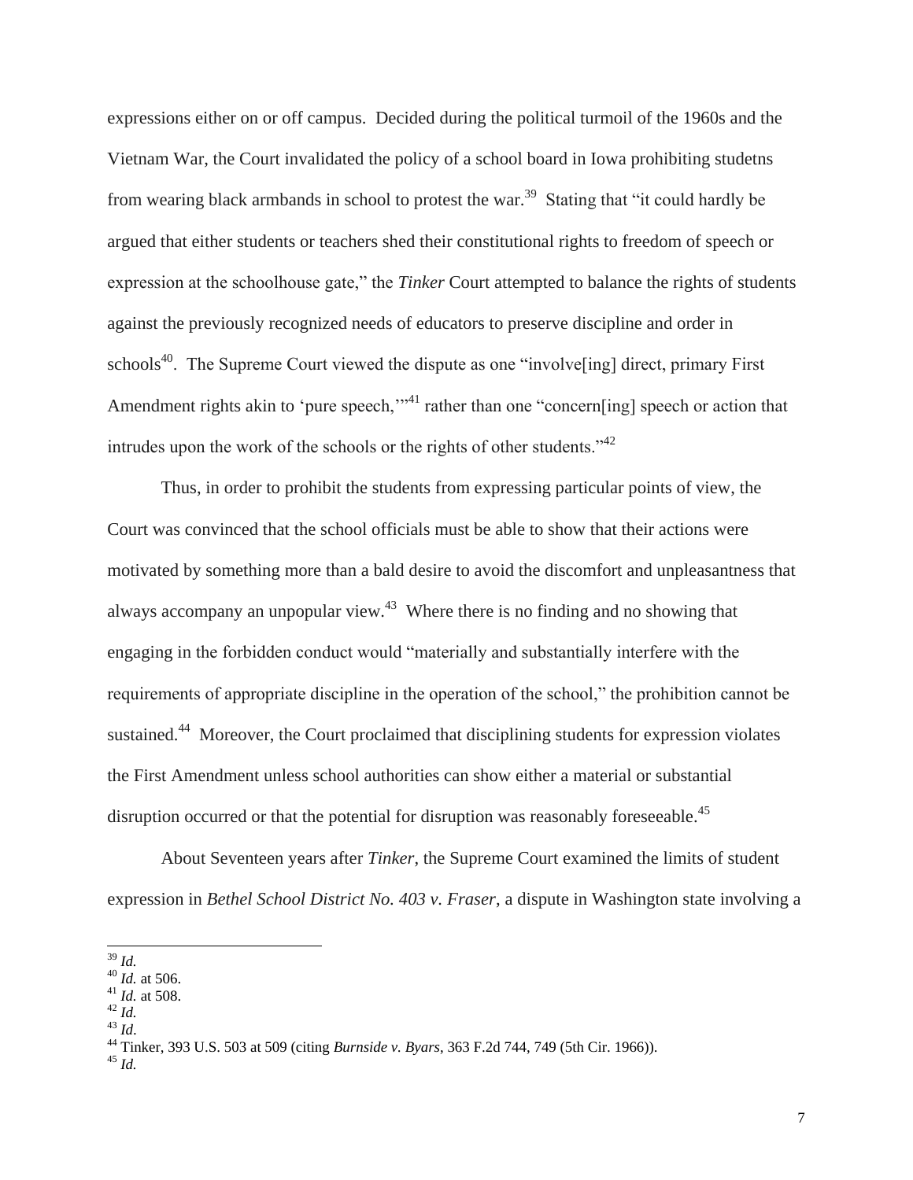expressions either on or off campus. Decided during the political turmoil of the 1960s and the Vietnam War, the Court invalidated the policy of a school board in Iowa prohibiting studetns from wearing black armbands in school to protest the war.[39] Stating that "it could hardly be argued that either students or teachers shed their constitutional rights to freedom of speech or expression at the schoolhouse gate," the *Tinker* Court attempted to balance the rights of students against the previously recognized needs of educators to preserve discipline and order in schools[40]. The Supreme Court viewed the dispute as one "involve[ing] direct, primary First Amendment rights akin to 'pure speech,'"[41] rather than one "concern[ing] speech or action that intrudes upon the work of the schools or the rights of other students."[42]

Thus, in order to prohibit the students from expressing particular points of view, the Court was convinced that the school officials must be able to show that their actions were motivated by something more than a bald desire to avoid the discomfort and unpleasantness that always accompany an unpopular view.[43] Where there is no finding and no showing that engaging in the forbidden conduct would "materially and substantially interfere with the requirements of appropriate discipline in the operation of the school," the prohibition cannot be sustained.[44] Moreover, the Court proclaimed that disciplining students for expression violates the First Amendment unless school authorities can show either a material or substantial disruption occurred or that the potential for disruption was reasonably foreseeable.[45]

About Seventeen years after *Tinker*, the Supreme Court examined the limits of student expression in *Bethel School District No. 403 v. Fraser*, a dispute in Washington state involving a

---

[39] *Id.*

[40] *Id.* at 506.

[41] *Id.* at 508.

[42] *Id.*

[43] *Id*.

[44] Tinker, 393 U.S. 503 at 509 (citing *Burnside v. Byars*, 363 F.2d 744, 749 (5th Cir. 1966)).

[45] *Id.*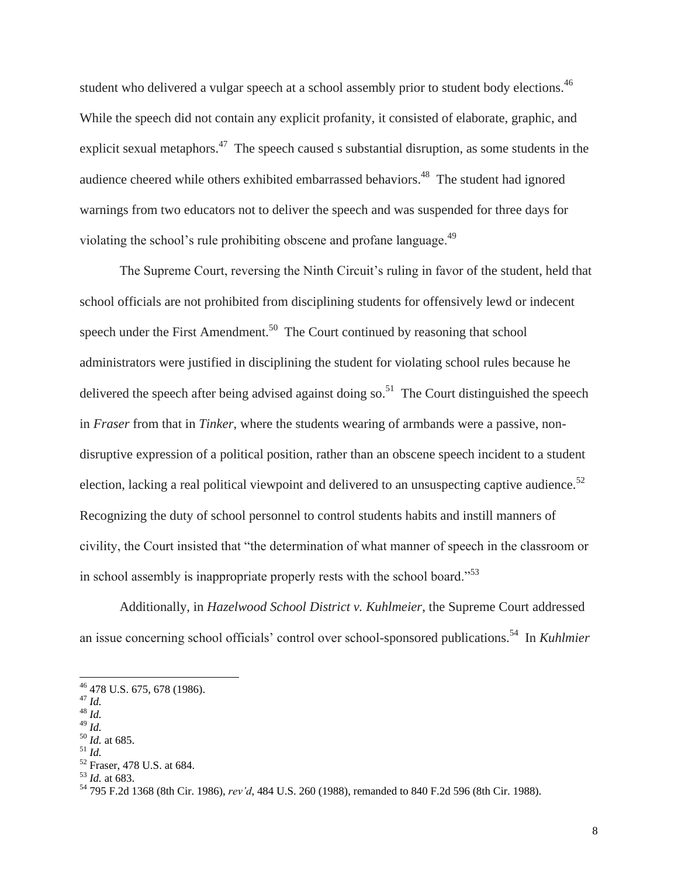student who delivered a vulgar speech at a school assembly prior to student body elections.[46] While the speech did not contain any explicit profanity, it consisted of elaborate, graphic, and explicit sexual metaphors.[47] The speech caused s substantial disruption, as some students in the audience cheered while others exhibited embarrassed behaviors.[48] The student had ignored warnings from two educators not to deliver the speech and was suspended for three days for violating the school's rule prohibiting obscene and profane language.[49]

The Supreme Court, reversing the Ninth Circuit's ruling in favor of the student, held that school officials are not prohibited from disciplining students for offensively lewd or indecent speech under the First Amendment.[50] The Court continued by reasoning that school administrators were justified in disciplining the student for violating school rules because he delivered the speech after being advised against doing so.[51] The Court distinguished the speech in *Fraser* from that in *Tinker*, where the students wearing of armbands were a passive, non-disruptive expression of a political position, rather than an obscene speech incident to a student election, lacking a real political viewpoint and delivered to an unsuspecting captive audience.[52] Recognizing the duty of school personnel to control students habits and instill manners of civility, the Court insisted that "the determination of what manner of speech in the classroom or in school assembly is inappropriate properly rests with the school board."[53]

Additionally, in *Hazelwood School District v. Kuhlmeier*, the Supreme Court addressed an issue concerning school officials' control over school-sponsored publications.[54] In *Kuhlmier*

---

[46] 478 U.S. 675, 678 (1986).
[47] *Id.*
[48] *Id.*
[49] *Id.*
[50] *Id.* at 685.
[51] *Id.*
[52] Fraser, 478 U.S. at 684.
[53] *Id.* at 683.
[54] 795 F.2d 1368 (8th Cir. 1986), *rev'd*, 484 U.S. 260 (1988), remanded to 840 F.2d 596 (8th Cir. 1988).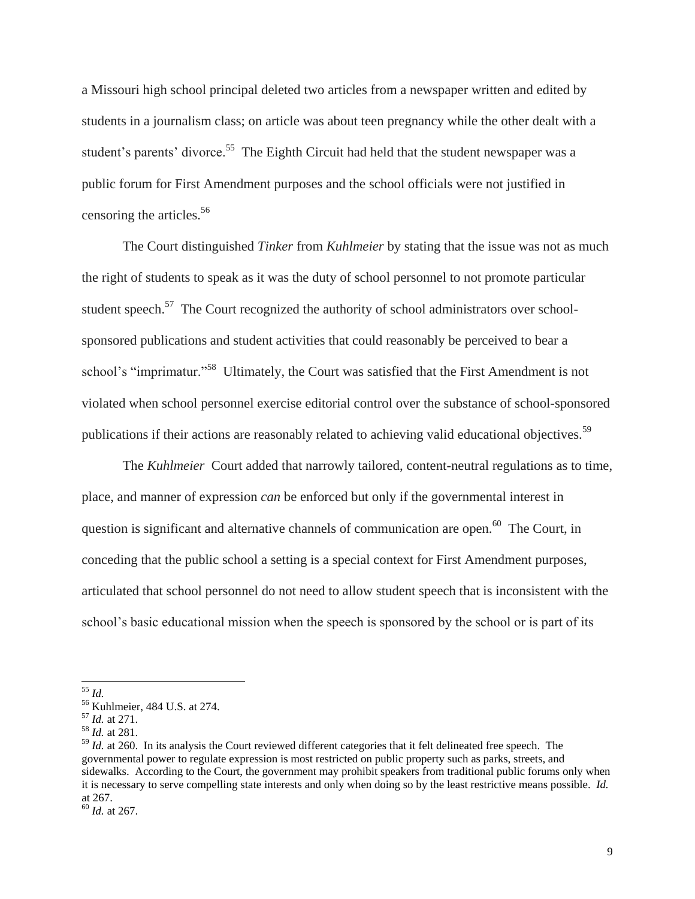a Missouri high school principal deleted two articles from a newspaper written and edited by students in a journalism class; on article was about teen pregnancy while the other dealt with a student's parents' divorce.[55] The Eighth Circuit had held that the student newspaper was a public forum for First Amendment purposes and the school officials were not justified in censoring the articles.[56]

The Court distinguished *Tinker* from *Kuhlmeier* by stating that the issue was not as much the right of students to speak as it was the duty of school personnel to not promote particular student speech.[57] The Court recognized the authority of school administrators over school-sponsored publications and student activities that could reasonably be perceived to bear a school's "imprimatur."[58] Ultimately, the Court was satisfied that the First Amendment is not violated when school personnel exercise editorial control over the substance of school-sponsored publications if their actions are reasonably related to achieving valid educational objectives.[59]

The *Kuhlmeier* Court added that narrowly tailored, content-neutral regulations as to time, place, and manner of expression *can* be enforced but only if the governmental interest in question is significant and alternative channels of communication are open.[60] The Court, in conceding that the public school a setting is a special context for First Amendment purposes, articulated that school personnel do not need to allow student speech that is inconsistent with the school's basic educational mission when the speech is sponsored by the school or is part of its

---

[55] *Id.*

[56] Kuhlmeier, 484 U.S. at 274.

[57] *Id.* at 271.

[58] *Id.* at 281.

[59] *Id.* at 260. In its analysis the Court reviewed different categories that it felt delineated free speech. The governmental power to regulate expression is most restricted on public property such as parks, streets, and sidewalks. According to the Court, the government may prohibit speakers from traditional public forums only when it is necessary to serve compelling state interests and only when doing so by the least restrictive means possible. *Id.* at 267.

[60] *Id.* at 267.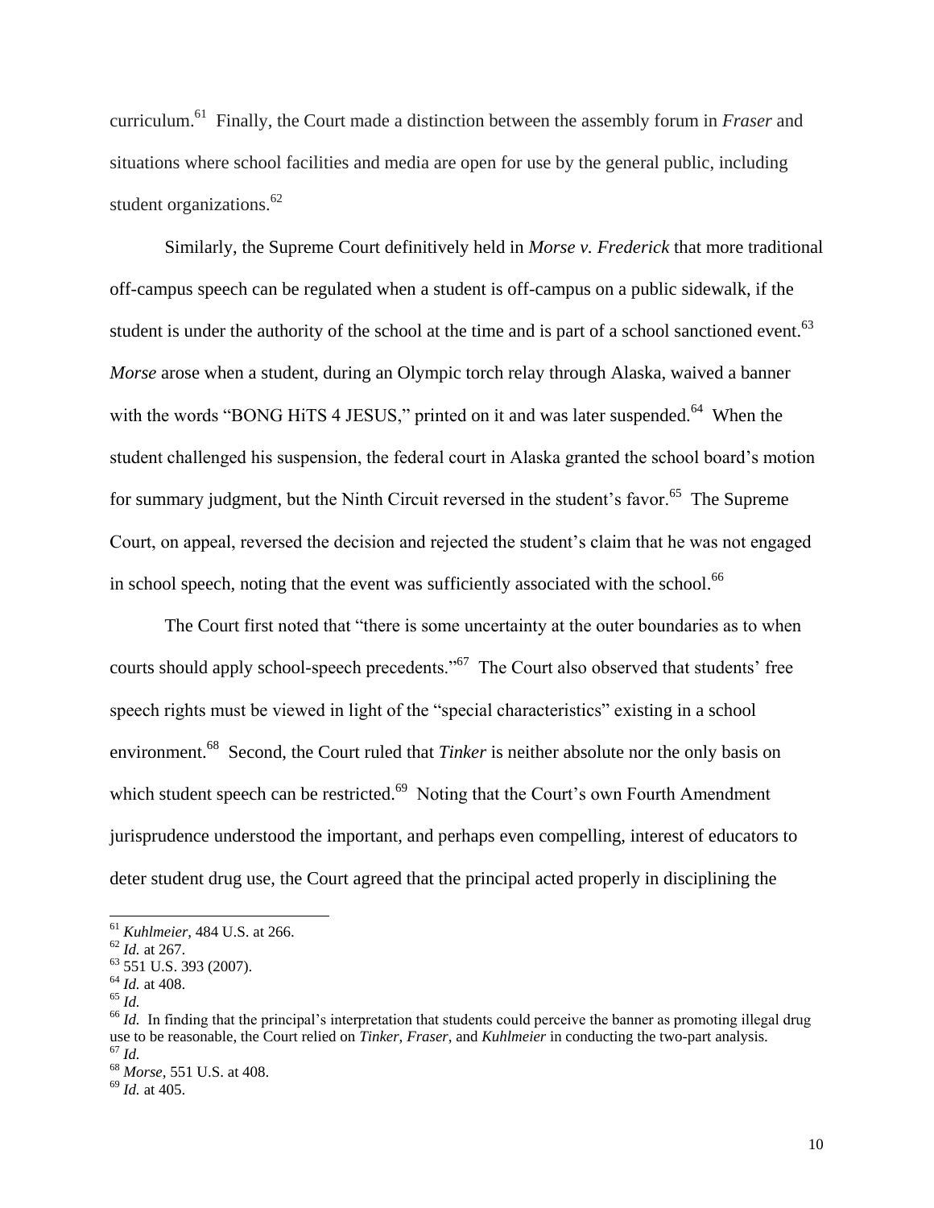curriculum.[61] Finally, the Court made a distinction between the assembly forum in *Fraser* and situations where school facilities and media are open for use by the general public, including student organizations.[62]

Similarly, the Supreme Court definitively held in *Morse v. Frederick* that more traditional off-campus speech can be regulated when a student is off-campus on a public sidewalk, if the student is under the authority of the school at the time and is part of a school sanctioned event.[63] *Morse* arose when a student, during an Olympic torch relay through Alaska, waived a banner with the words "BONG HiTS 4 JESUS," printed on it and was later suspended.[64] When the student challenged his suspension, the federal court in Alaska granted the school board's motion for summary judgment, but the Ninth Circuit reversed in the student's favor.[65] The Supreme Court, on appeal, reversed the decision and rejected the student's claim that he was not engaged in school speech, noting that the event was sufficiently associated with the school.[66]

The Court first noted that "there is some uncertainty at the outer boundaries as to when courts should apply school-speech precedents."[67] The Court also observed that students' free speech rights must be viewed in light of the "special characteristics" existing in a school environment.[68] Second, the Court ruled that *Tinker* is neither absolute nor the only basis on which student speech can be restricted.[69] Noting that the Court's own Fourth Amendment jurisprudence understood the important, and perhaps even compelling, interest of educators to deter student drug use, the Court agreed that the principal acted properly in disciplining the

---

[61] *Kuhlmeier*, 484 U.S. at 266.
[62] *Id.* at 267.
[63] 551 U.S. 393 (2007).
[64] *Id.* at 408.
[65] *Id.*
[66] *Id.* In finding that the principal's interpretation that students could perceive the banner as promoting illegal drug use to be reasonable, the Court relied on *Tinker*, *Fraser*, and *Kuhlmeier* in conducting the two-part analysis.
[67] *Id.*
[68] *Morse*, 551 U.S. at 408.
[69] *Id.* at 405.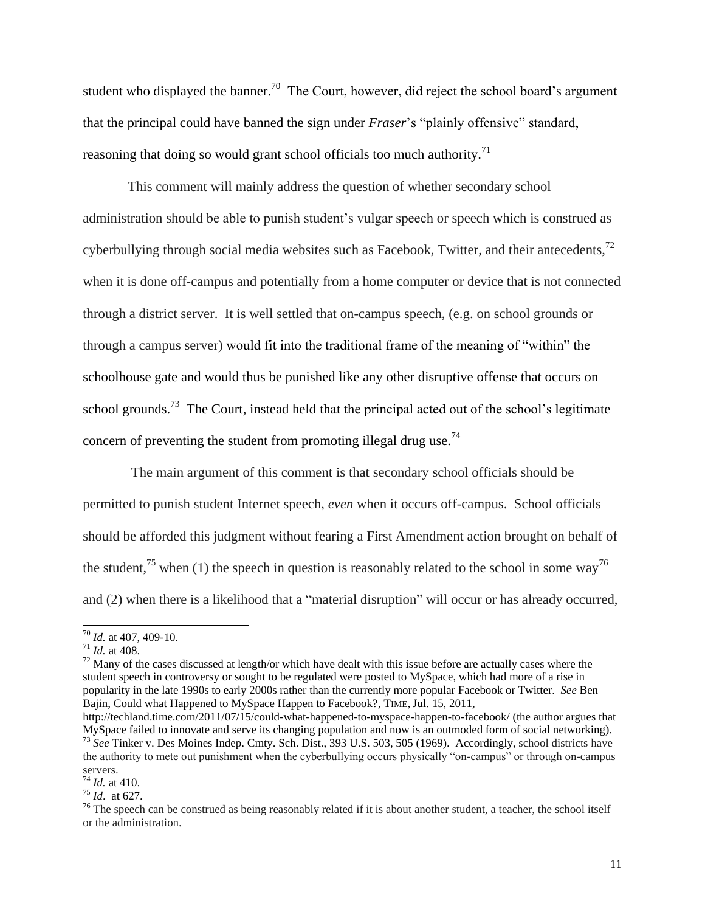student who displayed the banner.[70] The Court, however, did reject the school board's argument that the principal could have banned the sign under *Fraser*'s "plainly offensive" standard, reasoning that doing so would grant school officials too much authority.[71]

This comment will mainly address the question of whether secondary school administration should be able to punish student's vulgar speech or speech which is construed as cyberbullying through social media websites such as Facebook, Twitter, and their antecedents,[72] when it is done off-campus and potentially from a home computer or device that is not connected through a district server. It is well settled that on-campus speech, (e.g. on school grounds or through a campus server) would fit into the traditional frame of the meaning of "within" the schoolhouse gate and would thus be punished like any other disruptive offense that occurs on school grounds.[73] The Court, instead held that the principal acted out of the school's legitimate concern of preventing the student from promoting illegal drug use.[74]

The main argument of this comment is that secondary school officials should be permitted to punish student Internet speech, *even* when it occurs off-campus. School officials should be afforded this judgment without fearing a First Amendment action brought on behalf of the student,[75] when (1) the speech in question is reasonably related to the school in some way[76] and (2) when there is a likelihood that a "material disruption" will occur or has already occurred,

---

[70] *Id.* at 407, 409-10.

[71] *Id.* at 408.

[72] Many of the cases discussed at length/or which have dealt with this issue before are actually cases where the student speech in controversy or sought to be regulated were posted to MySpace, which had more of a rise in popularity in the late 1990s to early 2000s rather than the currently more popular Facebook or Twitter. *See* Ben Bajin, Could what Happened to MySpace Happen to Facebook?, TIME, Jul. 15, 2011, http://techland.time.com/2011/07/15/could-what-happened-to-myspace-happen-to-facebook/ (the author argues that MySpace failed to innovate and serve its changing population and now is an outmoded form of social networking).

[73] *See* Tinker v. Des Moines Indep. Cmty. Sch. Dist., 393 U.S. 503, 505 (1969). Accordingly, school districts have the authority to mete out punishment when the cyberbullying occurs physically "on-campus" or through on-campus servers.

[74] *Id.* at 410.

[75] *Id.* at 627.

[76] The speech can be construed as being reasonably related if it is about another student, a teacher, the school itself or the administration.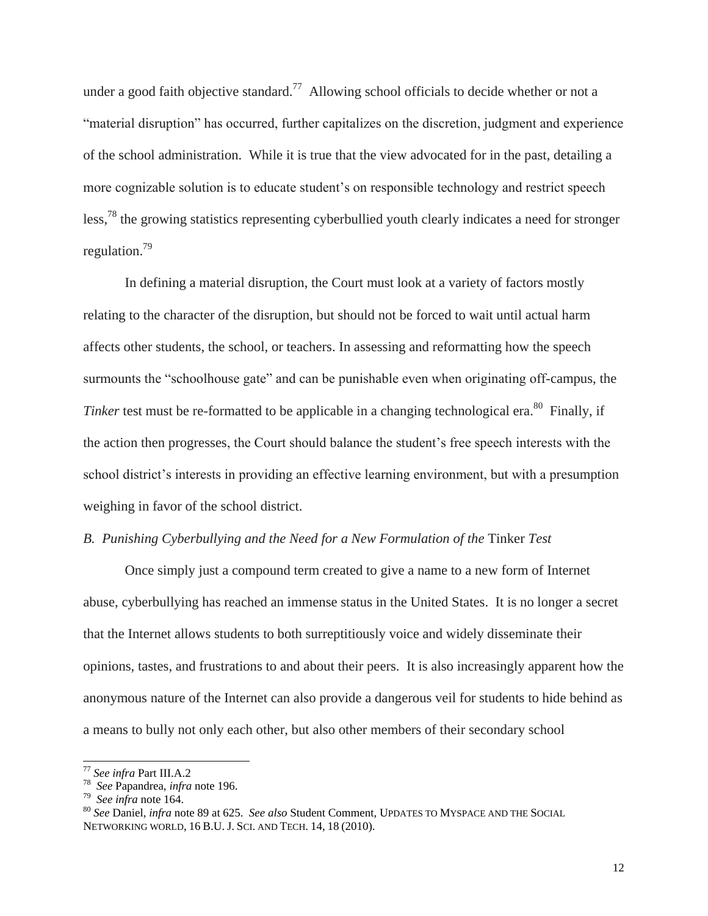under a good faith objective standard.[77] Allowing school officials to decide whether or not a "material disruption" has occurred, further capitalizes on the discretion, judgment and experience of the school administration. While it is true that the view advocated for in the past, detailing a more cognizable solution is to educate student's on responsible technology and restrict speech less,[78] the growing statistics representing cyberbullied youth clearly indicates a need for stronger regulation.[79]

In defining a material disruption, the Court must look at a variety of factors mostly relating to the character of the disruption, but should not be forced to wait until actual harm affects other students, the school, or teachers. In assessing and reformatting how the speech surmounts the "schoolhouse gate" and can be punishable even when originating off-campus, the *Tinker* test must be re-formatted to be applicable in a changing technological era.[80] Finally, if the action then progresses, the Court should balance the student's free speech interests with the school district's interests in providing an effective learning environment, but with a presumption weighing in favor of the school district.

### *B. Punishing Cyberbullying and the Need for a New Formulation of the* Tinker *Test*

Once simply just a compound term created to give a name to a new form of Internet abuse, cyberbullying has reached an immense status in the United States. It is no longer a secret that the Internet allows students to both surreptitiously voice and widely disseminate their opinions, tastes, and frustrations to and about their peers. It is also increasingly apparent how the anonymous nature of the Internet can also provide a dangerous veil for students to hide behind as a means to bully not only each other, but also other members of their secondary school

---

[77] *See infra* Part III.A.2

[78] *See* Papandrea, *infra* note 196.

[79] *See infra* note 164.

[80] *See* Daniel, *infra* note 89 at 625. *See also* Student Comment, UPDATES TO MYSPACE AND THE SOCIAL NETWORKING WORLD, 16 B.U. J. SCI. AND TECH. 14, 18 (2010).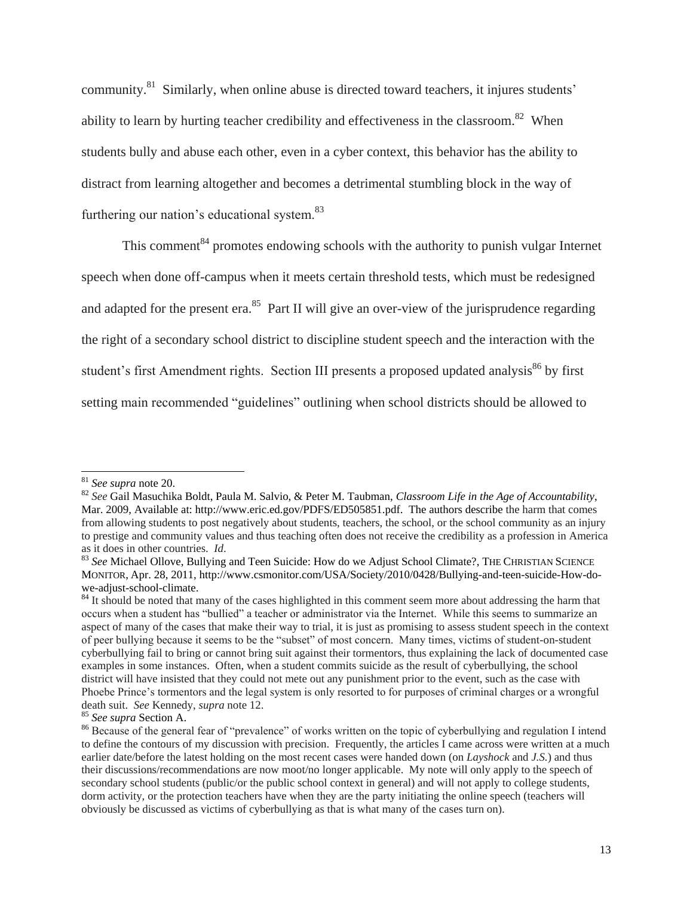community.[81] Similarly, when online abuse is directed toward teachers, it injures students' ability to learn by hurting teacher credibility and effectiveness in the classroom.[82] When students bully and abuse each other, even in a cyber context, this behavior has the ability to distract from learning altogether and becomes a detrimental stumbling block in the way of furthering our nation's educational system.[83]

This comment[84] promotes endowing schools with the authority to punish vulgar Internet speech when done off-campus when it meets certain threshold tests, which must be redesigned and adapted for the present era.[85] Part II will give an over-view of the jurisprudence regarding the right of a secondary school district to discipline student speech and the interaction with the student's first Amendment rights. Section III presents a proposed updated analysis[86] by first setting main recommended "guidelines" outlining when school districts should be allowed to

---

[81] *See supra* note 20.

[82] *See* Gail Masuchika Boldt, Paula M. Salvio, & Peter M. Taubman, *Classroom Life in the Age of Accountability*, Mar. 2009, Available at: http://www.eric.ed.gov/PDFS/ED505851.pdf. The authors describe the harm that comes from allowing students to post negatively about students, teachers, the school, or the school community as an injury to prestige and community values and thus teaching often does not receive the credibility as a profession in America as it does in other countries. *Id*.

[83] *See* Michael Ollove, Bullying and Teen Suicide: How do we Adjust School Climate?, THE CHRISTIAN SCIENCE MONITOR, Apr. 28, 2011, http://www.csmonitor.com/USA/Society/2010/0428/Bullying-and-teen-suicide-How-do-we-adjust-school-climate.

[84] It should be noted that many of the cases highlighted in this comment seem more about addressing the harm that occurs when a student has "bullied" a teacher or administrator via the Internet. While this seems to summarize an aspect of many of the cases that make their way to trial, it is just as promising to assess student speech in the context of peer bullying because it seems to be the "subset" of most concern. Many times, victims of student-on-student cyberbullying fail to bring or cannot bring suit against their tormentors, thus explaining the lack of documented case examples in some instances. Often, when a student commits suicide as the result of cyberbullying, the school district will have insisted that they could not mete out any punishment prior to the event, such as the case with Phoebe Prince's tormentors and the legal system is only resorted to for purposes of criminal charges or a wrongful death suit. *See* Kennedy, *supra* note 12.

[85] *See supra* Section A.

[86] Because of the general fear of "prevalence" of works written on the topic of cyberbullying and regulation I intend to define the contours of my discussion with precision. Frequently, the articles I came across were written at a much earlier date/before the latest holding on the most recent cases were handed down (on *Layshock* and *J.S.*) and thus their discussions/recommendations are now moot/no longer applicable. My note will only apply to the speech of secondary school students (public/or the public school context in general) and will not apply to college students, dorm activity, or the protection teachers have when they are the party initiating the online speech (teachers will obviously be discussed as victims of cyberbullying as that is what many of the cases turn on).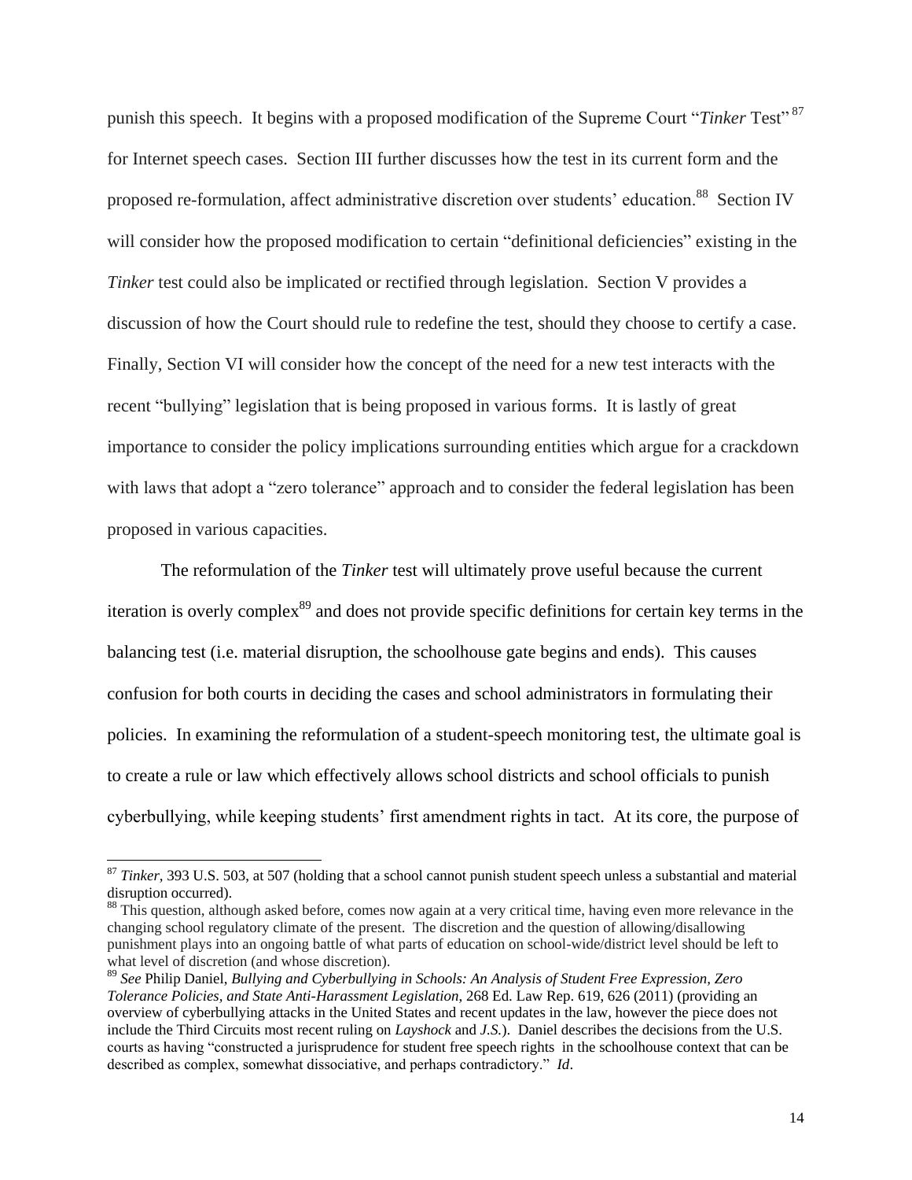punish this speech. It begins with a proposed modification of the Supreme Court "*Tinker* Test"[87] for Internet speech cases. Section III further discusses how the test in its current form and the proposed re-formulation, affect administrative discretion over students' education.[88] Section IV will consider how the proposed modification to certain "definitional deficiencies" existing in the *Tinker* test could also be implicated or rectified through legislation. Section V provides a discussion of how the Court should rule to redefine the test, should they choose to certify a case. Finally, Section VI will consider how the concept of the need for a new test interacts with the recent "bullying" legislation that is being proposed in various forms. It is lastly of great importance to consider the policy implications surrounding entities which argue for a crackdown with laws that adopt a "zero tolerance" approach and to consider the federal legislation has been proposed in various capacities.

The reformulation of the *Tinker* test will ultimately prove useful because the current iteration is overly complex[89] and does not provide specific definitions for certain key terms in the balancing test (i.e. material disruption, the schoolhouse gate begins and ends). This causes confusion for both courts in deciding the cases and school administrators in formulating their policies. In examining the reformulation of a student-speech monitoring test, the ultimate goal is to create a rule or law which effectively allows school districts and school officials to punish cyberbullying, while keeping students' first amendment rights in tact. At its core, the purpose of

---

[87] *Tinker*, 393 U.S. 503, at 507 (holding that a school cannot punish student speech unless a substantial and material disruption occurred).

[88] This question, although asked before, comes now again at a very critical time, having even more relevance in the changing school regulatory climate of the present. The discretion and the question of allowing/disallowing punishment plays into an ongoing battle of what parts of education on school-wide/district level should be left to what level of discretion (and whose discretion).

[89] *See* Philip Daniel, *Bullying and Cyberbullying in Schools: An Analysis of Student Free Expression, Zero Tolerance Policies, and State Anti-Harassment Legislation*, 268 Ed. Law Rep. 619, 626 (2011) (providing an overview of cyberbullying attacks in the United States and recent updates in the law, however the piece does not include the Third Circuits most recent ruling on *Layshock* and *J.S.*). Daniel describes the decisions from the U.S. courts as having "constructed a jurisprudence for student free speech rights in the schoolhouse context that can be described as complex, somewhat dissociative, and perhaps contradictory." *Id*.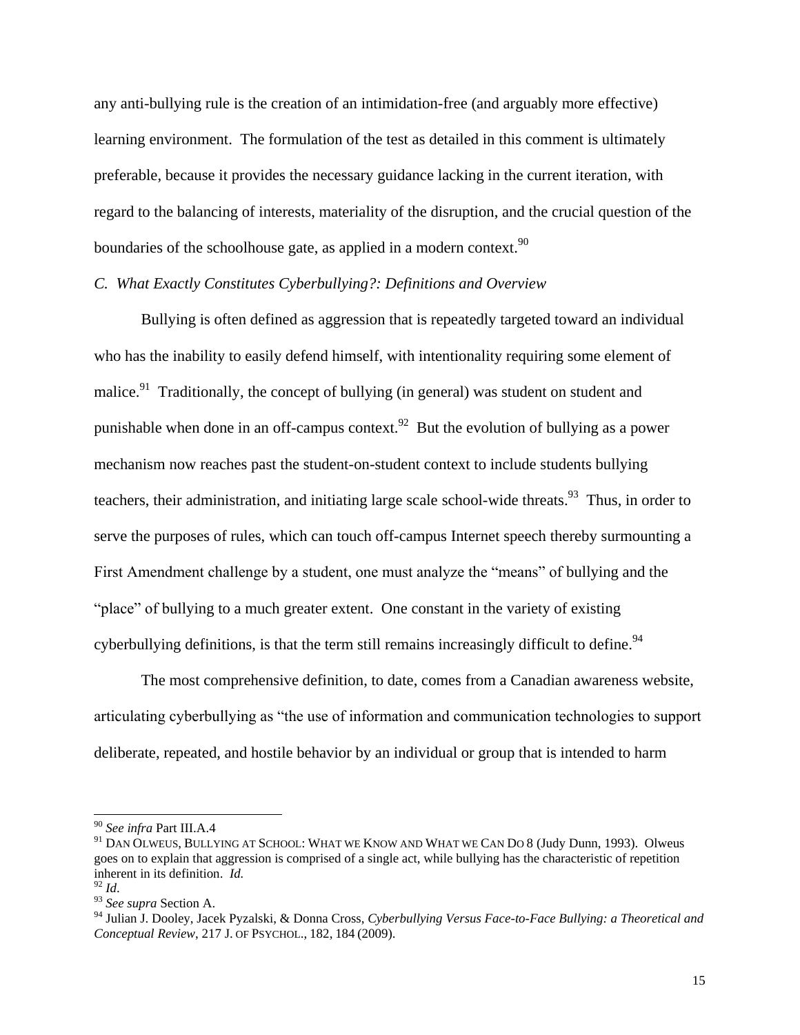any anti-bullying rule is the creation of an intimidation-free (and arguably more effective) learning environment. The formulation of the test as detailed in this comment is ultimately preferable, because it provides the necessary guidance lacking in the current iteration, with regard to the balancing of interests, materiality of the disruption, and the crucial question of the boundaries of the schoolhouse gate, as applied in a modern context.[90]

### *C. What Exactly Constitutes Cyberbullying?: Definitions and Overview*

Bullying is often defined as aggression that is repeatedly targeted toward an individual who has the inability to easily defend himself, with intentionality requiring some element of malice.[91] Traditionally, the concept of bullying (in general) was student on student and punishable when done in an off-campus context.[92] But the evolution of bullying as a power mechanism now reaches past the student-on-student context to include students bullying teachers, their administration, and initiating large scale school-wide threats.[93] Thus, in order to serve the purposes of rules, which can touch off-campus Internet speech thereby surmounting a First Amendment challenge by a student, one must analyze the "means" of bullying and the "place" of bullying to a much greater extent. One constant in the variety of existing cyberbullying definitions, is that the term still remains increasingly difficult to define.[94]

The most comprehensive definition, to date, comes from a Canadian awareness website, articulating cyberbullying as "the use of information and communication technologies to support deliberate, repeated, and hostile behavior by an individual or group that is intended to harm

---

[90] *See infra* Part III.A.4

[91] DAN OLWEUS, BULLYING AT SCHOOL: WHAT WE KNOW AND WHAT WE CAN DO 8 (Judy Dunn, 1993). Olweus goes on to explain that aggression is comprised of a single act, while bullying has the characteristic of repetition inherent in its definition. *Id.*

[92] *Id*.

[93] *See supra* Section A.

[94] Julian J. Dooley, Jacek Pyzalski, & Donna Cross, *Cyberbullying Versus Face-to-Face Bullying: a Theoretical and Conceptual Review*, 217 J. OF PSYCHOL., 182, 184 (2009).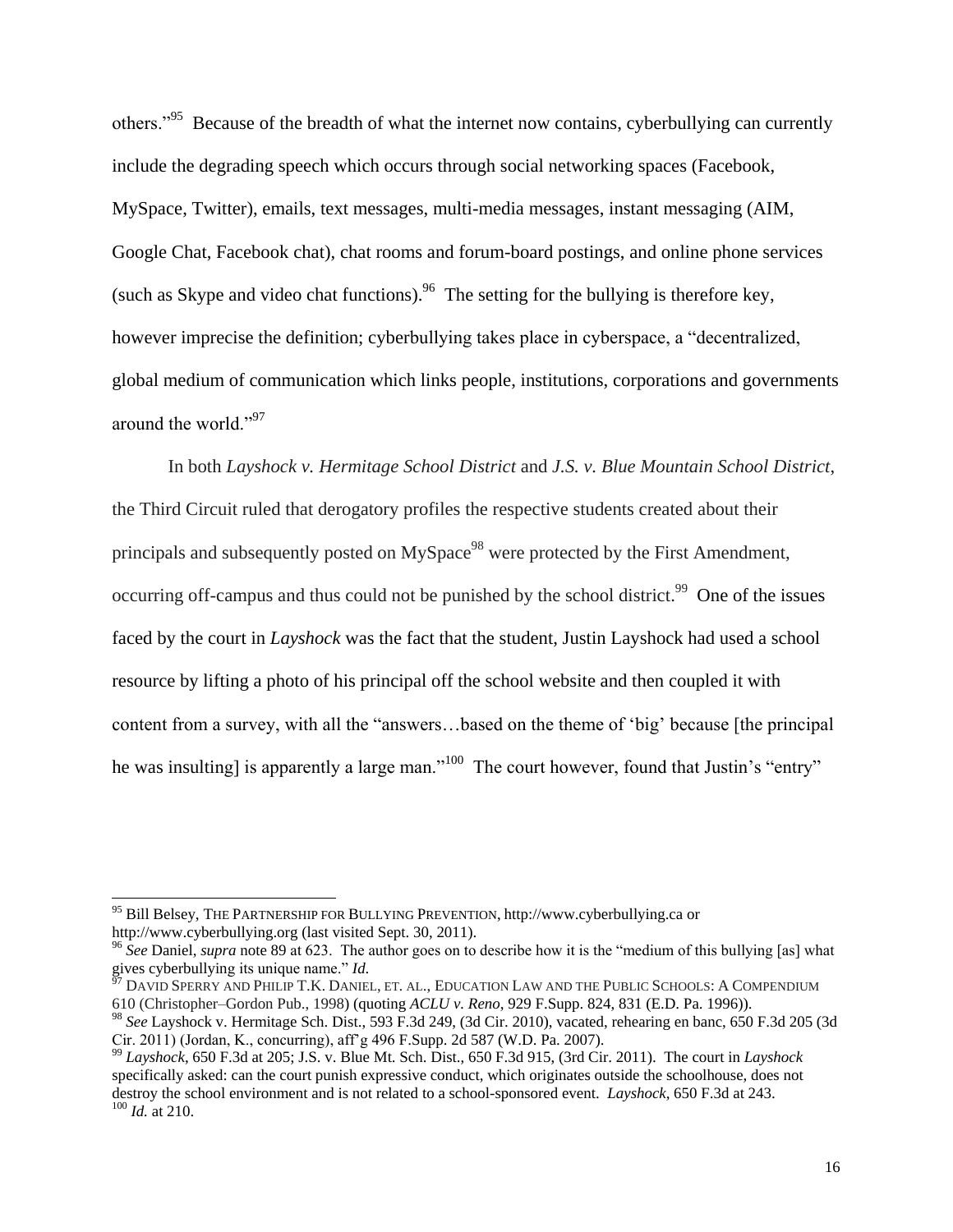others."[95] Because of the breadth of what the internet now contains, cyberbullying can currently include the degrading speech which occurs through social networking spaces (Facebook, MySpace, Twitter), emails, text messages, multi-media messages, instant messaging (AIM, Google Chat, Facebook chat), chat rooms and forum-board postings, and online phone services (such as Skype and video chat functions).[96] The setting for the bullying is therefore key, however imprecise the definition; cyberbullying takes place in cyberspace, a "decentralized, global medium of communication which links people, institutions, corporations and governments around the world."[97]

In both *Layshock v. Hermitage School District* and *J.S. v. Blue Mountain School District*, the Third Circuit ruled that derogatory profiles the respective students created about their principals and subsequently posted on MySpace[98] were protected by the First Amendment, occurring off-campus and thus could not be punished by the school district.[99] One of the issues faced by the court in *Layshock* was the fact that the student, Justin Layshock had used a school resource by lifting a photo of his principal off the school website and then coupled it with content from a survey, with all the "answers…based on the theme of 'big' because [the principal he was insulting] is apparently a large man."[100] The court however, found that Justin's "entry"

---

[95] Bill Belsey, THE PARTNERSHIP FOR BULLYING PREVENTION, http://www.cyberbullying.ca or http://www.cyberbullying.org (last visited Sept. 30, 2011).

[96] *See* Daniel, *supra* note 89 at 623. The author goes on to describe how it is the "medium of this bullying [as] what gives cyberbullying its unique name." *Id.*

[97] DAVID SPERRY AND PHILIP T.K. DANIEL, ET. AL., EDUCATION LAW AND THE PUBLIC SCHOOLS: A COMPENDIUM 610 (Christopher–Gordon Pub., 1998) (quoting *ACLU v. Reno*, 929 F.Supp. 824, 831 (E.D. Pa. 1996)).

[98] *See* Layshock v. Hermitage Sch. Dist., 593 F.3d 249, (3d Cir. 2010), vacated, rehearing en banc, 650 F.3d 205 (3d Cir. 2011) (Jordan, K., concurring), aff'g 496 F.Supp. 2d 587 (W.D. Pa. 2007).

[99] *Layshock*, 650 F.3d at 205; J.S. v. Blue Mt. Sch. Dist., 650 F.3d 915, (3rd Cir. 2011). The court in *Layshock* specifically asked: can the court punish expressive conduct, which originates outside the schoolhouse, does not destroy the school environment and is not related to a school-sponsored event. *Layshock*, 650 F.3d at 243.

[100] *Id.* at 210.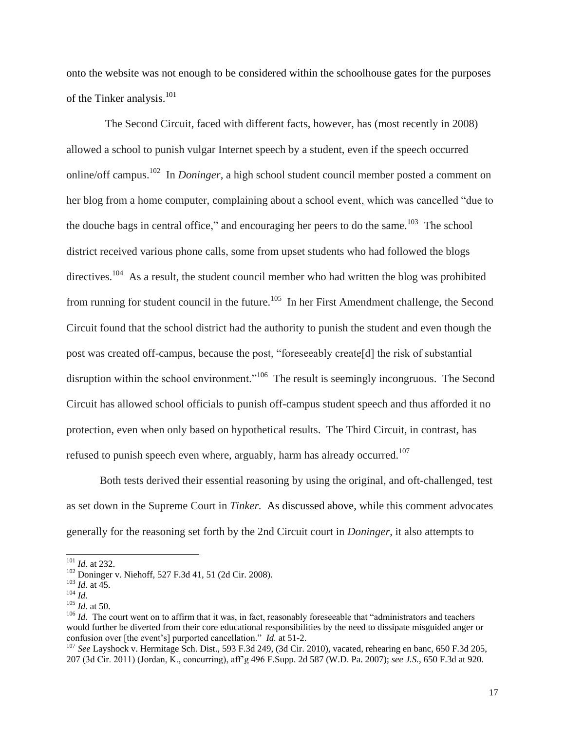onto the website was not enough to be considered within the schoolhouse gates for the purposes of the Tinker analysis.[101]

The Second Circuit, faced with different facts, however, has (most recently in 2008) allowed a school to punish vulgar Internet speech by a student, even if the speech occurred online/off campus.[102] In *Doninger*, a high school student council member posted a comment on her blog from a home computer, complaining about a school event, which was cancelled "due to the douche bags in central office," and encouraging her peers to do the same.[103] The school district received various phone calls, some from upset students who had followed the blogs directives.[104] As a result, the student council member who had written the blog was prohibited from running for student council in the future.[105] In her First Amendment challenge, the Second Circuit found that the school district had the authority to punish the student and even though the post was created off-campus, because the post, "foreseeably create[d] the risk of substantial disruption within the school environment."[106] The result is seemingly incongruous. The Second Circuit has allowed school officials to punish off-campus student speech and thus afforded it no protection, even when only based on hypothetical results. The Third Circuit, in contrast, has refused to punish speech even where, arguably, harm has already occurred.[107]

Both tests derived their essential reasoning by using the original, and oft-challenged, test as set down in the Supreme Court in *Tinker.* As discussed above, while this comment advocates generally for the reasoning set forth by the 2nd Circuit court in *Doninger*, it also attempts to

---

[101] *Id.* at 232.

[102] Doninger v. Niehoff, 527 F.3d 41, 51 (2d Cir. 2008).

[103] *Id.* at 45.

[104] *Id.*

[105] *Id.* at 50.

[106] *Id.* The court went on to affirm that it was, in fact, reasonably foreseeable that "administrators and teachers would further be diverted from their core educational responsibilities by the need to dissipate misguided anger or confusion over [the event's] purported cancellation." *Id.* at 51-2.

[107] *See* Layshock v. Hermitage Sch. Dist., 593 F.3d 249, (3d Cir. 2010), vacated, rehearing en banc, 650 F.3d 205, 207 (3d Cir. 2011) (Jordan, K., concurring), aff'g 496 F.Supp. 2d 587 (W.D. Pa. 2007); *see J.S.*, 650 F.3d at 920.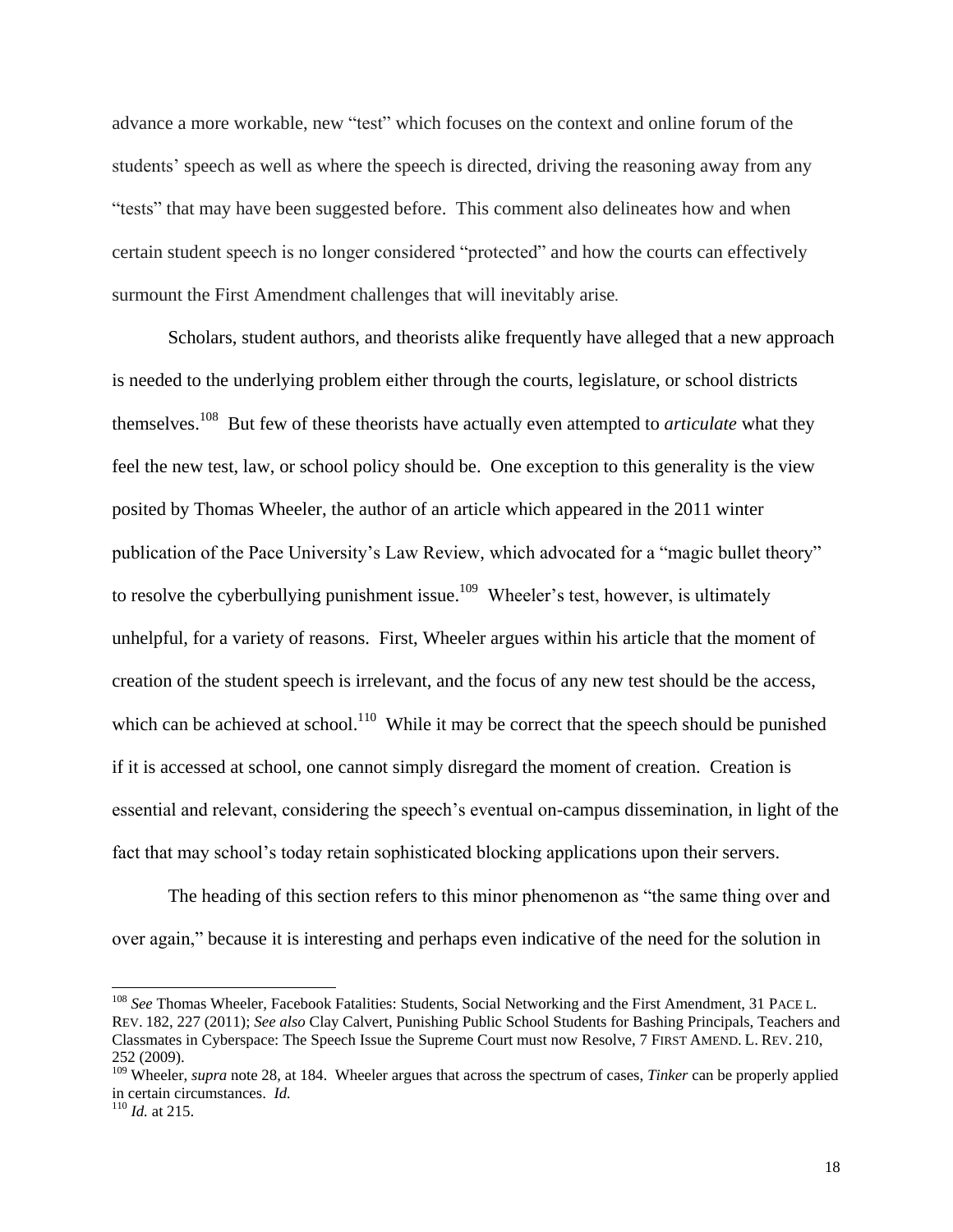advance a more workable, new "test" which focuses on the context and online forum of the students' speech as well as where the speech is directed, driving the reasoning away from any "tests" that may have been suggested before. This comment also delineates how and when certain student speech is no longer considered "protected" and how the courts can effectively surmount the First Amendment challenges that will inevitably arise.

Scholars, student authors, and theorists alike frequently have alleged that a new approach is needed to the underlying problem either through the courts, legislature, or school districts themselves.[108] But few of these theorists have actually even attempted to *articulate* what they feel the new test, law, or school policy should be. One exception to this generality is the view posited by Thomas Wheeler, the author of an article which appeared in the 2011 winter publication of the Pace University's Law Review, which advocated for a "magic bullet theory" to resolve the cyberbullying punishment issue.[109] Wheeler's test, however, is ultimately unhelpful, for a variety of reasons. First, Wheeler argues within his article that the moment of creation of the student speech is irrelevant, and the focus of any new test should be the access, which can be achieved at school.[110] While it may be correct that the speech should be punished if it is accessed at school, one cannot simply disregard the moment of creation. Creation is essential and relevant, considering the speech's eventual on-campus dissemination, in light of the fact that may school's today retain sophisticated blocking applications upon their servers.

The heading of this section refers to this minor phenomenon as "the same thing over and over again," because it is interesting and perhaps even indicative of the need for the solution in

---

[108] *See* Thomas Wheeler, Facebook Fatalities: Students, Social Networking and the First Amendment, 31 PACE L. REV. 182, 227 (2011); *See also* Clay Calvert, Punishing Public School Students for Bashing Principals, Teachers and Classmates in Cyberspace: The Speech Issue the Supreme Court must now Resolve, 7 FIRST AMEND. L. REV. 210, 252 (2009).

[109] Wheeler, *supra* note 28, at 184. Wheeler argues that across the spectrum of cases, *Tinker* can be properly applied in certain circumstances. *Id.*

[110] *Id.* at 215.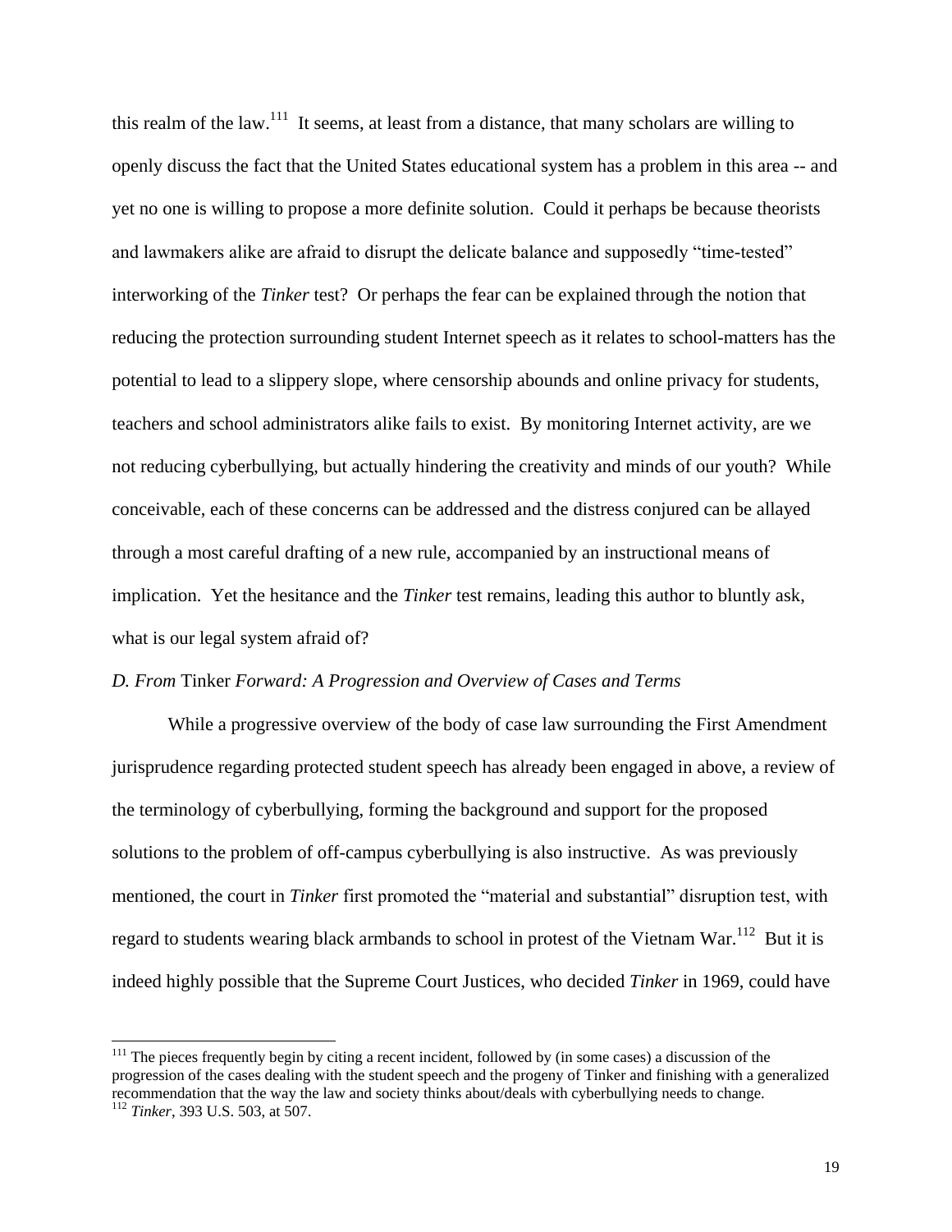this realm of the law.[111] It seems, at least from a distance, that many scholars are willing to openly discuss the fact that the United States educational system has a problem in this area -- and yet no one is willing to propose a more definite solution. Could it perhaps be because theorists and lawmakers alike are afraid to disrupt the delicate balance and supposedly "time-tested" interworking of the *Tinker* test? Or perhaps the fear can be explained through the notion that reducing the protection surrounding student Internet speech as it relates to school-matters has the potential to lead to a slippery slope, where censorship abounds and online privacy for students, teachers and school administrators alike fails to exist. By monitoring Internet activity, are we not reducing cyberbullying, but actually hindering the creativity and minds of our youth? While conceivable, each of these concerns can be addressed and the distress conjured can be allayed through a most careful drafting of a new rule, accompanied by an instructional means of implication. Yet the hesitance and the *Tinker* test remains, leading this author to bluntly ask, what is our legal system afraid of?

### *D. From* Tinker *Forward: A Progression and Overview of Cases and Terms*

While a progressive overview of the body of case law surrounding the First Amendment jurisprudence regarding protected student speech has already been engaged in above, a review of the terminology of cyberbullying, forming the background and support for the proposed solutions to the problem of off-campus cyberbullying is also instructive. As was previously mentioned, the court in *Tinker* first promoted the "material and substantial" disruption test, with regard to students wearing black armbands to school in protest of the Vietnam War.[112] But it is indeed highly possible that the Supreme Court Justices, who decided *Tinker* in 1969, could have

---

[111] The pieces frequently begin by citing a recent incident, followed by (in some cases) a discussion of the progression of the cases dealing with the student speech and the progeny of Tinker and finishing with a generalized recommendation that the way the law and society thinks about/deals with cyberbullying needs to change.

[112] *Tinker*, 393 U.S. 503, at 507.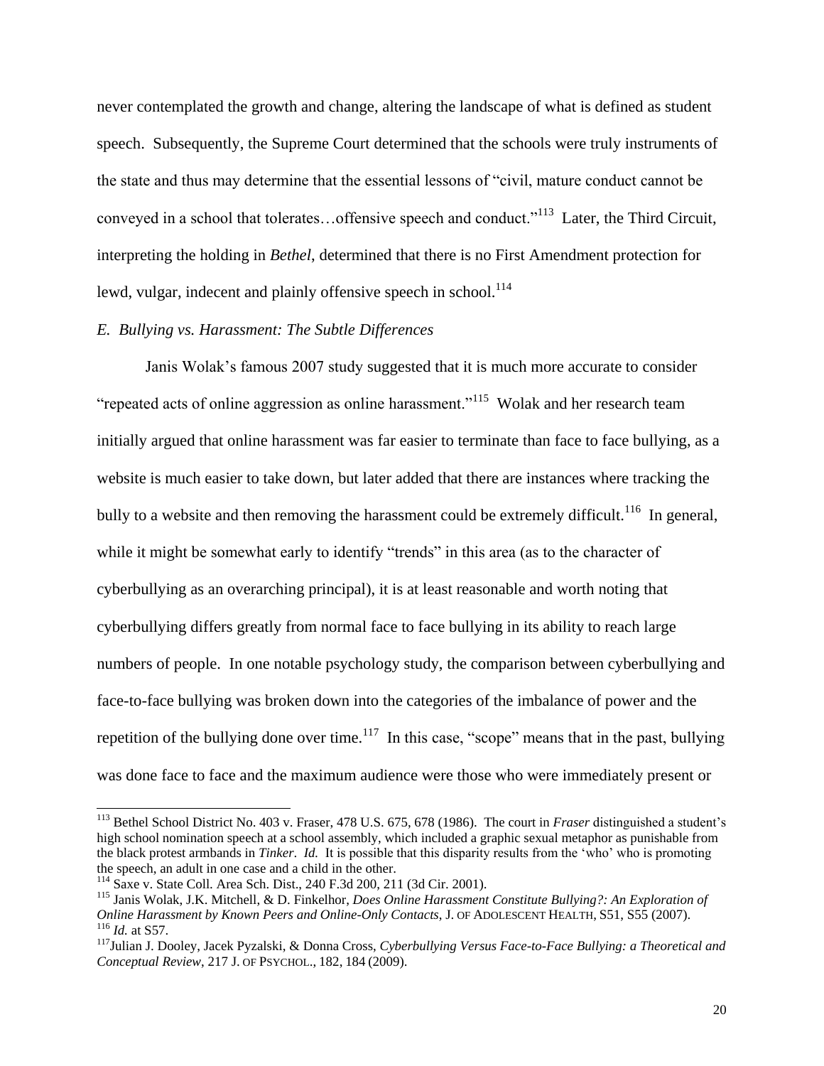never contemplated the growth and change, altering the landscape of what is defined as student speech. Subsequently, the Supreme Court determined that the schools were truly instruments of the state and thus may determine that the essential lessons of "civil, mature conduct cannot be conveyed in a school that tolerates…offensive speech and conduct."[113] Later, the Third Circuit, interpreting the holding in *Bethel*, determined that there is no First Amendment protection for lewd, vulgar, indecent and plainly offensive speech in school.[114]

*E. Bullying vs. Harassment: The Subtle Differences*

Janis Wolak's famous 2007 study suggested that it is much more accurate to consider "repeated acts of online aggression as online harassment."[115] Wolak and her research team initially argued that online harassment was far easier to terminate than face to face bullying, as a website is much easier to take down, but later added that there are instances where tracking the bully to a website and then removing the harassment could be extremely difficult.[116] In general, while it might be somewhat early to identify "trends" in this area (as to the character of cyberbullying as an overarching principal), it is at least reasonable and worth noting that cyberbullying differs greatly from normal face to face bullying in its ability to reach large numbers of people. In one notable psychology study, the comparison between cyberbullying and face-to-face bullying was broken down into the categories of the imbalance of power and the repetition of the bullying done over time.[117] In this case, "scope" means that in the past, bullying was done face to face and the maximum audience were those who were immediately present or

---

[113] Bethel School District No. 403 v. Fraser, 478 U.S. 675, 678 (1986). The court in *Fraser* distinguished a student's high school nomination speech at a school assembly, which included a graphic sexual metaphor as punishable from the black protest armbands in *Tinker*. *Id.* It is possible that this disparity results from the 'who' who is promoting the speech, an adult in one case and a child in the other.

[114] Saxe v. State Coll. Area Sch. Dist., 240 F.3d 200, 211 (3d Cir. 2001).

[115] Janis Wolak, J.K. Mitchell, & D. Finkelhor, *Does Online Harassment Constitute Bullying?: An Exploration of Online Harassment by Known Peers and Online-Only Contacts*, J. OF ADOLESCENT HEALTH, S51, S55 (2007).

[116] *Id.* at S57.

[117] Julian J. Dooley, Jacek Pyzalski, & Donna Cross, *Cyberbullying Versus Face-to-Face Bullying: a Theoretical and Conceptual Review*, 217 J. OF PSYCHOL., 182, 184 (2009).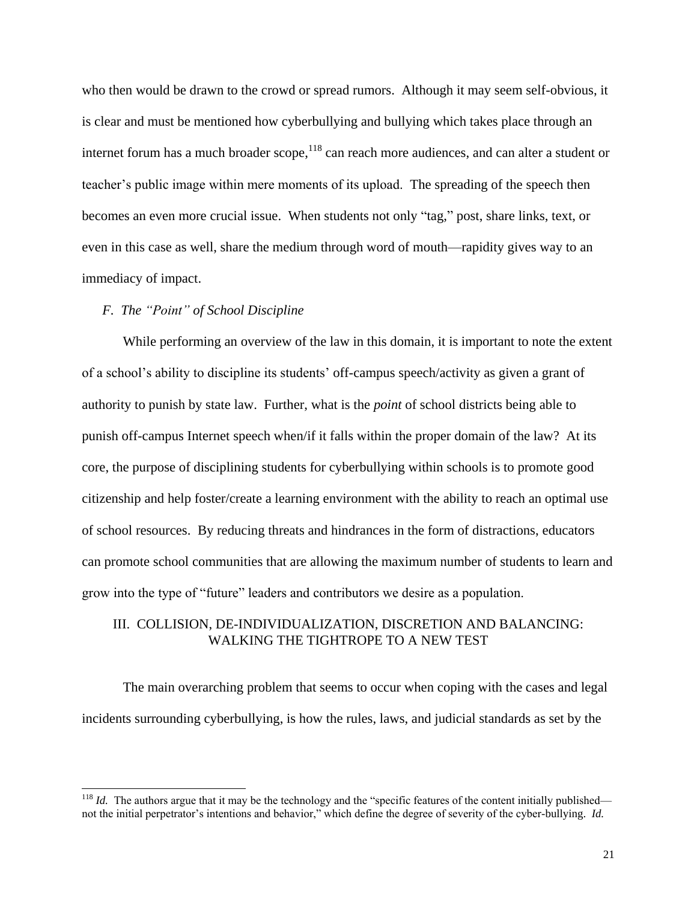who then would be drawn to the crowd or spread rumors. Although it may seem self-obvious, it is clear and must be mentioned how cyberbullying and bullying which takes place through an internet forum has a much broader scope,[118] can reach more audiences, and can alter a student or teacher's public image within mere moments of its upload. The spreading of the speech then becomes an even more crucial issue. When students not only "tag," post, share links, text, or even in this case as well, share the medium through word of mouth—rapidity gives way to an immediacy of impact.

### *F. The "Point" of School Discipline*

While performing an overview of the law in this domain, it is important to note the extent of a school's ability to discipline its students' off-campus speech/activity as given a grant of authority to punish by state law. Further, what is the *point* of school districts being able to punish off-campus Internet speech when/if it falls within the proper domain of the law? At its core, the purpose of disciplining students for cyberbullying within schools is to promote good citizenship and help foster/create a learning environment with the ability to reach an optimal use of school resources. By reducing threats and hindrances in the form of distractions, educators can promote school communities that are allowing the maximum number of students to learn and grow into the type of "future" leaders and contributors we desire as a population.

## III. COLLISION, DE-INDIVIDUALIZATION, DISCRETION AND BALANCING: WALKING THE TIGHTROPE TO A NEW TEST

The main overarching problem that seems to occur when coping with the cases and legal incidents surrounding cyberbullying, is how the rules, laws, and judicial standards as set by the

---

[118] *Id.* The authors argue that it may be the technology and the "specific features of the content initially published—not the initial perpetrator's intentions and behavior," which define the degree of severity of the cyber-bullying. *Id.*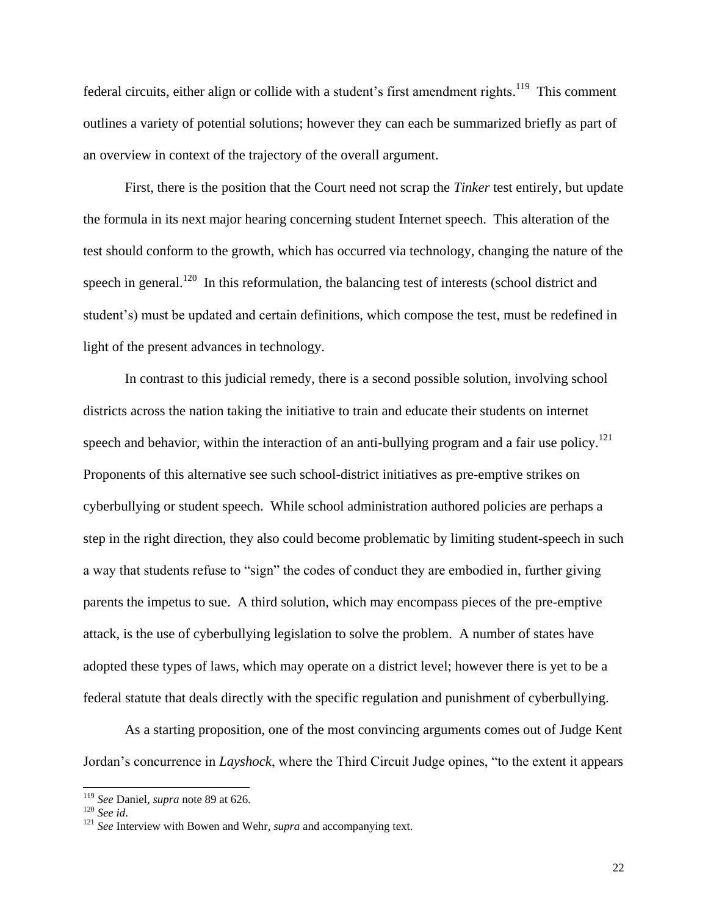federal circuits, either align or collide with a student's first amendment rights.[119] This comment outlines a variety of potential solutions; however they can each be summarized briefly as part of an overview in context of the trajectory of the overall argument.

First, there is the position that the Court need not scrap the *Tinker* test entirely, but update the formula in its next major hearing concerning student Internet speech. This alteration of the test should conform to the growth, which has occurred via technology, changing the nature of the speech in general.[120] In this reformulation, the balancing test of interests (school district and student's) must be updated and certain definitions, which compose the test, must be redefined in light of the present advances in technology.

In contrast to this judicial remedy, there is a second possible solution, involving school districts across the nation taking the initiative to train and educate their students on internet speech and behavior, within the interaction of an anti-bullying program and a fair use policy.[121] Proponents of this alternative see such school-district initiatives as pre-emptive strikes on cyberbullying or student speech. While school administration authored policies are perhaps a step in the right direction, they also could become problematic by limiting student-speech in such a way that students refuse to "sign" the codes of conduct they are embodied in, further giving parents the impetus to sue. A third solution, which may encompass pieces of the pre-emptive attack, is the use of cyberbullying legislation to solve the problem. A number of states have adopted these types of laws, which may operate on a district level; however there is yet to be a federal statute that deals directly with the specific regulation and punishment of cyberbullying.

As a starting proposition, one of the most convincing arguments comes out of Judge Kent Jordan's concurrence in *Layshock*, where the Third Circuit Judge opines, "to the extent it appears

---

[119] *See* Daniel, *supra* note 89 at 626.

[120] *See id*.

[121] *See* Interview with Bowen and Wehr, *supra* and accompanying text.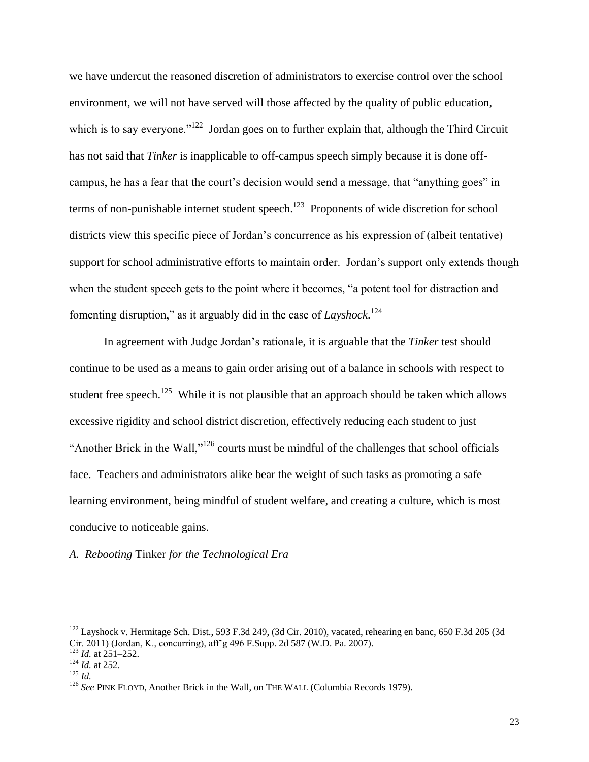we have undercut the reasoned discretion of administrators to exercise control over the school environment, we will not have served will those affected by the quality of public education, which is to say everyone."[122] Jordan goes on to further explain that, although the Third Circuit has not said that *Tinker* is inapplicable to off-campus speech simply because it is done off-campus, he has a fear that the court's decision would send a message, that "anything goes" in terms of non-punishable internet student speech.[123] Proponents of wide discretion for school districts view this specific piece of Jordan's concurrence as his expression of (albeit tentative) support for school administrative efforts to maintain order. Jordan's support only extends though when the student speech gets to the point where it becomes, "a potent tool for distraction and fomenting disruption," as it arguably did in the case of *Layshock*.[124]

In agreement with Judge Jordan's rationale, it is arguable that the *Tinker* test should continue to be used as a means to gain order arising out of a balance in schools with respect to student free speech.[125] While it is not plausible that an approach should be taken which allows excessive rigidity and school district discretion, effectively reducing each student to just "Another Brick in the Wall,"[126] courts must be mindful of the challenges that school officials face. Teachers and administrators alike bear the weight of such tasks as promoting a safe learning environment, being mindful of student welfare, and creating a culture, which is most conducive to noticeable gains.

### *A. Rebooting* Tinker *for the Technological Era*

---

[122] Layshock v. Hermitage Sch. Dist., 593 F.3d 249, (3d Cir. 2010), vacated, rehearing en banc, 650 F.3d 205 (3d Cir. 2011) (Jordan, K., concurring), aff'g 496 F.Supp. 2d 587 (W.D. Pa. 2007).

[123] *Id.* at 251–252.

[124] *Id.* at 252.

[125] *Id.*

[126] *See* PINK FLOYD, Another Brick in the Wall, on THE WALL (Columbia Records 1979).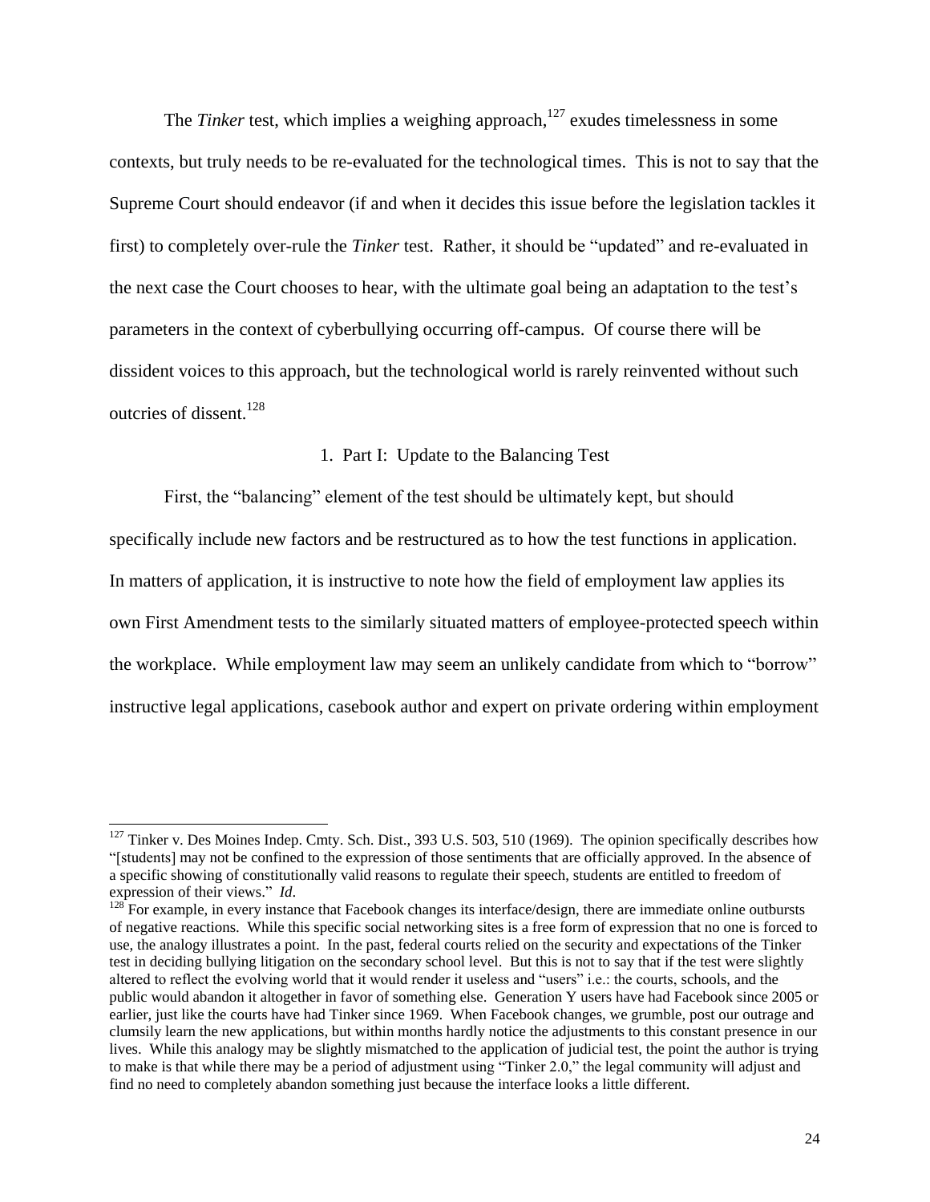The *Tinker* test, which implies a weighing approach,[127] exudes timelessness in some contexts, but truly needs to be re-evaluated for the technological times. This is not to say that the Supreme Court should endeavor (if and when it decides this issue before the legislation tackles it first) to completely over-rule the *Tinker* test. Rather, it should be "updated" and re-evaluated in the next case the Court chooses to hear, with the ultimate goal being an adaptation to the test's parameters in the context of cyberbullying occurring off-campus. Of course there will be dissident voices to this approach, but the technological world is rarely reinvented without such outcries of dissent.[128]

1. Part I: Update to the Balancing Test

First, the "balancing" element of the test should be ultimately kept, but should specifically include new factors and be restructured as to how the test functions in application. In matters of application, it is instructive to note how the field of employment law applies its own First Amendment tests to the similarly situated matters of employee-protected speech within the workplace. While employment law may seem an unlikely candidate from which to "borrow" instructive legal applications, casebook author and expert on private ordering within employment

---

[127] Tinker v. Des Moines Indep. Cmty. Sch. Dist., 393 U.S. 503, 510 (1969). The opinion specifically describes how "[students] may not be confined to the expression of those sentiments that are officially approved. In the absence of a specific showing of constitutionally valid reasons to regulate their speech, students are entitled to freedom of expression of their views." *Id*.

[128] For example, in every instance that Facebook changes its interface/design, there are immediate online outbursts of negative reactions. While this specific social networking sites is a free form of expression that no one is forced to use, the analogy illustrates a point. In the past, federal courts relied on the security and expectations of the Tinker test in deciding bullying litigation on the secondary school level. But this is not to say that if the test were slightly altered to reflect the evolving world that it would render it useless and "users" i.e.: the courts, schools, and the public would abandon it altogether in favor of something else. Generation Y users have had Facebook since 2005 or earlier, just like the courts have had Tinker since 1969. When Facebook changes, we grumble, post our outrage and clumsily learn the new applications, but within months hardly notice the adjustments to this constant presence in our lives. While this analogy may be slightly mismatched to the application of judicial test, the point the author is trying to make is that while there may be a period of adjustment using "Tinker 2.0," the legal community will adjust and find no need to completely abandon something just because the interface looks a little different.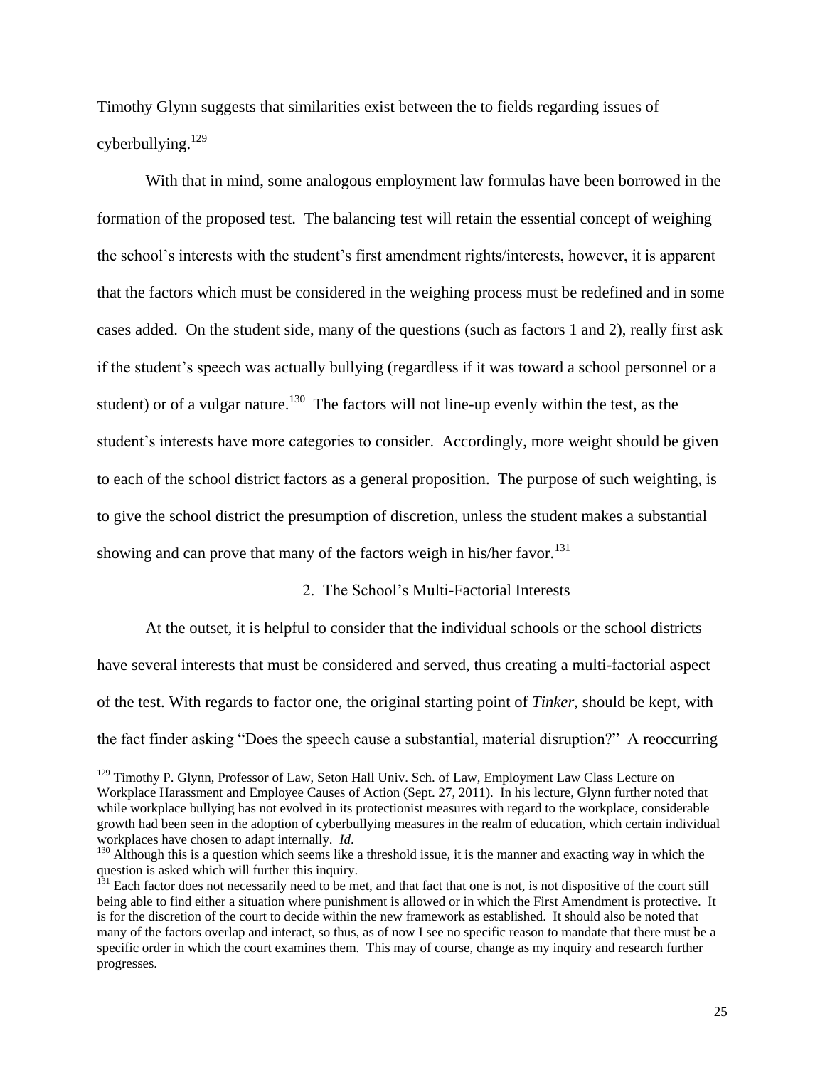Timothy Glynn suggests that similarities exist between the to fields regarding issues of cyberbullying.[129]

With that in mind, some analogous employment law formulas have been borrowed in the formation of the proposed test. The balancing test will retain the essential concept of weighing the school's interests with the student's first amendment rights/interests, however, it is apparent that the factors which must be considered in the weighing process must be redefined and in some cases added. On the student side, many of the questions (such as factors 1 and 2), really first ask if the student's speech was actually bullying (regardless if it was toward a school personnel or a student) or of a vulgar nature.[130] The factors will not line-up evenly within the test, as the student's interests have more categories to consider. Accordingly, more weight should be given to each of the school district factors as a general proposition. The purpose of such weighting, is to give the school district the presumption of discretion, unless the student makes a substantial showing and can prove that many of the factors weigh in his/her favor.[131]

### 2. The School's Multi-Factorial Interests

At the outset, it is helpful to consider that the individual schools or the school districts have several interests that must be considered and served, thus creating a multi-factorial aspect of the test. With regards to factor one, the original starting point of *Tinker*, should be kept, with the fact finder asking "Does the speech cause a substantial, material disruption?" A reoccurring

---

[129] Timothy P. Glynn, Professor of Law, Seton Hall Univ. Sch. of Law, Employment Law Class Lecture on Workplace Harassment and Employee Causes of Action (Sept. 27, 2011). In his lecture, Glynn further noted that while workplace bullying has not evolved in its protectionist measures with regard to the workplace, considerable growth had been seen in the adoption of cyberbullying measures in the realm of education, which certain individual workplaces have chosen to adapt internally. *Id*.

[130] Although this is a question which seems like a threshold issue, it is the manner and exacting way in which the question is asked which will further this inquiry.

[131] Each factor does not necessarily need to be met, and that fact that one is not, is not dispositive of the court still being able to find either a situation where punishment is allowed or in which the First Amendment is protective. It is for the discretion of the court to decide within the new framework as established. It should also be noted that many of the factors overlap and interact, so thus, as of now I see no specific reason to mandate that there must be a specific order in which the court examines them. This may of course, change as my inquiry and research further progresses.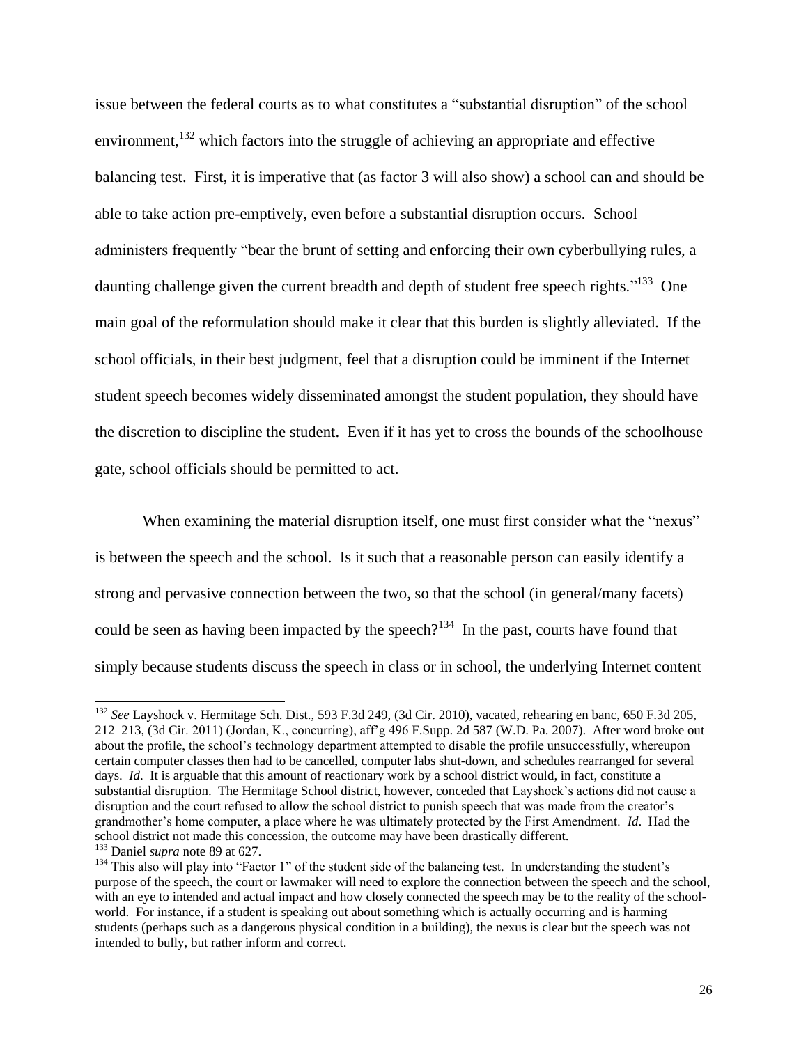issue between the federal courts as to what constitutes a "substantial disruption" of the school environment,[132] which factors into the struggle of achieving an appropriate and effective balancing test. First, it is imperative that (as factor 3 will also show) a school can and should be able to take action pre-emptively, even before a substantial disruption occurs. School administers frequently "bear the brunt of setting and enforcing their own cyberbullying rules, a daunting challenge given the current breadth and depth of student free speech rights."[133] One main goal of the reformulation should make it clear that this burden is slightly alleviated. If the school officials, in their best judgment, feel that a disruption could be imminent if the Internet student speech becomes widely disseminated amongst the student population, they should have the discretion to discipline the student. Even if it has yet to cross the bounds of the schoolhouse gate, school officials should be permitted to act.

When examining the material disruption itself, one must first consider what the "nexus" is between the speech and the school. Is it such that a reasonable person can easily identify a strong and pervasive connection between the two, so that the school (in general/many facets) could be seen as having been impacted by the speech?[134] In the past, courts have found that simply because students discuss the speech in class or in school, the underlying Internet content

---

[132] *See* Layshock v. Hermitage Sch. Dist., 593 F.3d 249, (3d Cir. 2010), vacated, rehearing en banc, 650 F.3d 205, 212–213, (3d Cir. 2011) (Jordan, K., concurring), aff'g 496 F.Supp. 2d 587 (W.D. Pa. 2007). After word broke out about the profile, the school's technology department attempted to disable the profile unsuccessfully, whereupon certain computer classes then had to be cancelled, computer labs shut-down, and schedules rearranged for several days. *Id*. It is arguable that this amount of reactionary work by a school district would, in fact, constitute a substantial disruption. The Hermitage School district, however, conceded that Layshock's actions did not cause a disruption and the court refused to allow the school district to punish speech that was made from the creator's grandmother's home computer, a place where he was ultimately protected by the First Amendment. *Id*. Had the school district not made this concession, the outcome may have been drastically different.

[133] Daniel *supra* note 89 at 627.

[134] This also will play into "Factor 1" of the student side of the balancing test. In understanding the student's purpose of the speech, the court or lawmaker will need to explore the connection between the speech and the school, with an eye to intended and actual impact and how closely connected the speech may be to the reality of the school-world. For instance, if a student is speaking out about something which is actually occurring and is harming students (perhaps such as a dangerous physical condition in a building), the nexus is clear but the speech was not intended to bully, but rather inform and correct.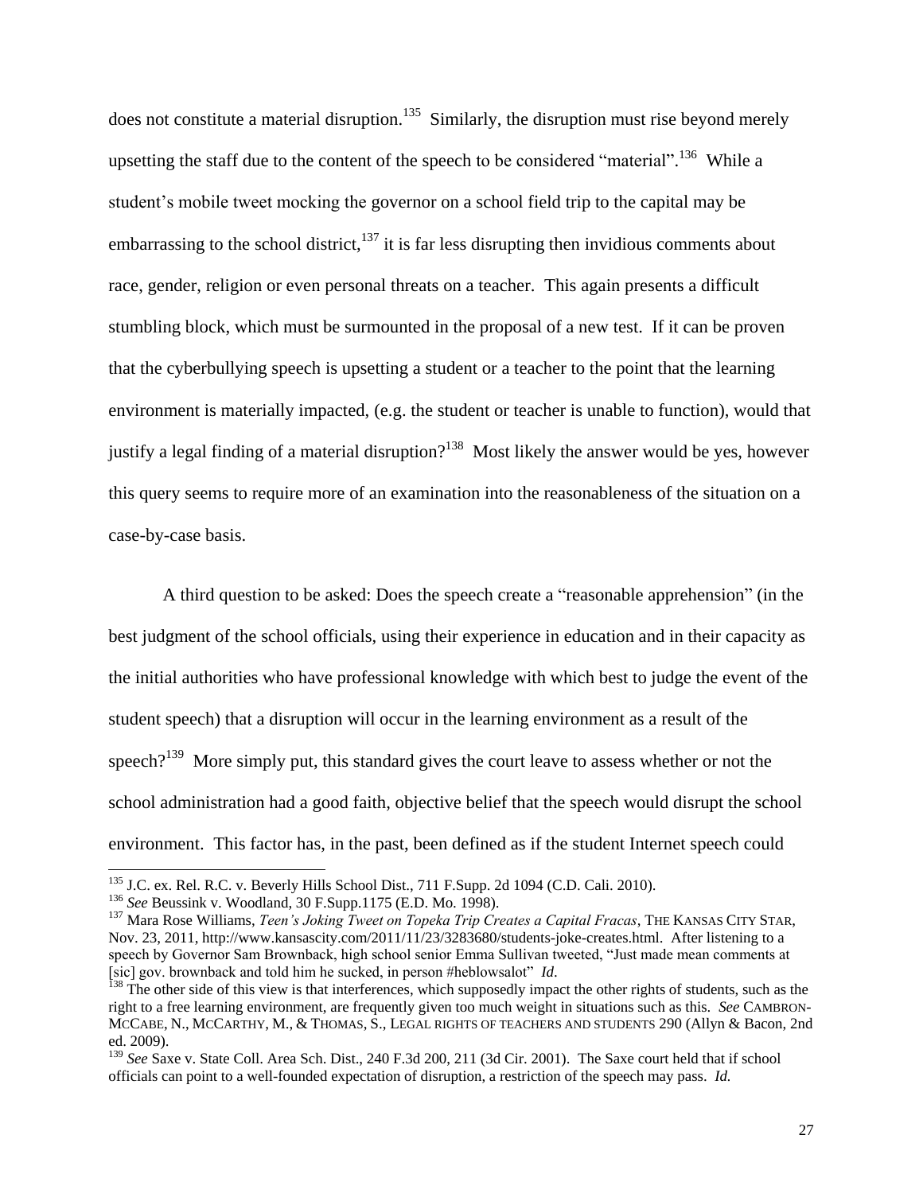does not constitute a material disruption.[135] Similarly, the disruption must rise beyond merely upsetting the staff due to the content of the speech to be considered "material".[136] While a student's mobile tweet mocking the governor on a school field trip to the capital may be embarrassing to the school district,[137] it is far less disrupting then invidious comments about race, gender, religion or even personal threats on a teacher. This again presents a difficult stumbling block, which must be surmounted in the proposal of a new test. If it can be proven that the cyberbullying speech is upsetting a student or a teacher to the point that the learning environment is materially impacted, (e.g. the student or teacher is unable to function), would that justify a legal finding of a material disruption?[138] Most likely the answer would be yes, however this query seems to require more of an examination into the reasonableness of the situation on a case-by-case basis.

A third question to be asked: Does the speech create a "reasonable apprehension" (in the best judgment of the school officials, using their experience in education and in their capacity as the initial authorities who have professional knowledge with which best to judge the event of the student speech) that a disruption will occur in the learning environment as a result of the speech?[139] More simply put, this standard gives the court leave to assess whether or not the school administration had a good faith, objective belief that the speech would disrupt the school environment. This factor has, in the past, been defined as if the student Internet speech could

---

[135] J.C. ex. Rel. R.C. v. Beverly Hills School Dist., 711 F.Supp. 2d 1094 (C.D. Cali. 2010).

[136] *See* Beussink v. Woodland, 30 F.Supp.1175 (E.D. Mo. 1998).

[137] Mara Rose Williams, *Teen's Joking Tweet on Topeka Trip Creates a Capital Fracas*, THE KANSAS CITY STAR, Nov. 23, 2011, http://www.kansascity.com/2011/11/23/3283680/students-joke-creates.html. After listening to a speech by Governor Sam Brownback, high school senior Emma Sullivan tweeted, "Just made mean comments at [sic] gov. brownback and told him he sucked, in person #heblowsalot" *Id*.

[138] The other side of this view is that interferences, which supposedly impact the other rights of students, such as the right to a free learning environment, are frequently given too much weight in situations such as this. *See* CAMBRON-MCCABE, N., MCCARTHY, M., & THOMAS, S., LEGAL RIGHTS OF TEACHERS AND STUDENTS 290 (Allyn & Bacon, 2nd ed. 2009).

[139] *See* Saxe v. State Coll. Area Sch. Dist., 240 F.3d 200, 211 (3d Cir. 2001). The Saxe court held that if school officials can point to a well-founded expectation of disruption, a restriction of the speech may pass. *Id.*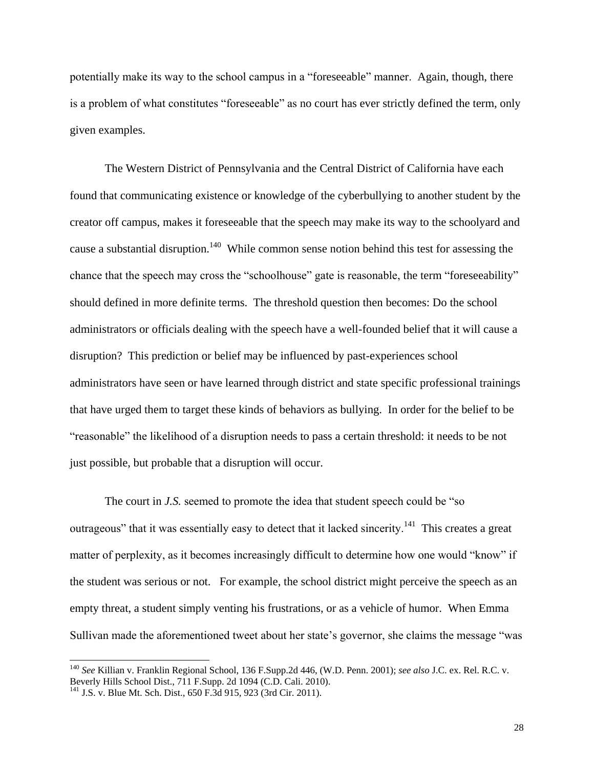potentially make its way to the school campus in a "foreseeable" manner. Again, though, there is a problem of what constitutes "foreseeable" as no court has ever strictly defined the term, only given examples.

The Western District of Pennsylvania and the Central District of California have each found that communicating existence or knowledge of the cyberbullying to another student by the creator off campus, makes it foreseeable that the speech may make its way to the schoolyard and cause a substantial disruption.[140] While common sense notion behind this test for assessing the chance that the speech may cross the "schoolhouse" gate is reasonable, the term "foreseeability" should defined in more definite terms. The threshold question then becomes: Do the school administrators or officials dealing with the speech have a well-founded belief that it will cause a disruption? This prediction or belief may be influenced by past-experiences school administrators have seen or have learned through district and state specific professional trainings that have urged them to target these kinds of behaviors as bullying. In order for the belief to be "reasonable" the likelihood of a disruption needs to pass a certain threshold: it needs to be not just possible, but probable that a disruption will occur.

The court in *J.S.* seemed to promote the idea that student speech could be "so outrageous" that it was essentially easy to detect that it lacked sincerity.[141] This creates a great matter of perplexity, as it becomes increasingly difficult to determine how one would "know" if the student was serious or not. For example, the school district might perceive the speech as an empty threat, a student simply venting his frustrations, or as a vehicle of humor. When Emma Sullivan made the aforementioned tweet about her state's governor, she claims the message "was

---

[140] *See* Killian v. Franklin Regional School, 136 F.Supp.2d 446, (W.D. Penn. 2001); *see also* J.C. ex. Rel. R.C. v. Beverly Hills School Dist., 711 F.Supp. 2d 1094 (C.D. Cali. 2010).

[141] J.S. v. Blue Mt. Sch. Dist., 650 F.3d 915, 923 (3rd Cir. 2011).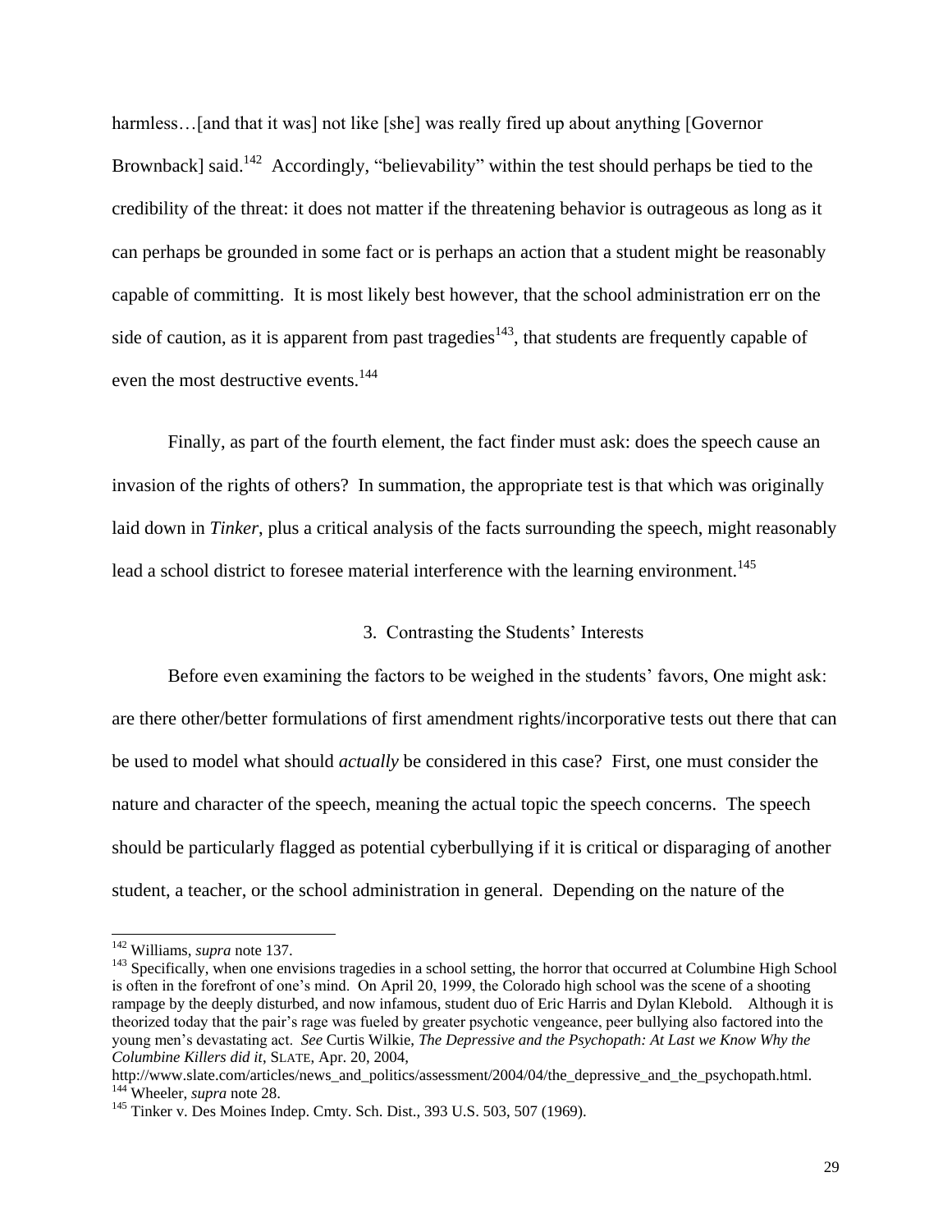harmless…[and that it was] not like [she] was really fired up about anything [Governor Brownback] said.[142] Accordingly, "believability" within the test should perhaps be tied to the credibility of the threat: it does not matter if the threatening behavior is outrageous as long as it can perhaps be grounded in some fact or is perhaps an action that a student might be reasonably capable of committing. It is most likely best however, that the school administration err on the side of caution, as it is apparent from past tragedies[143], that students are frequently capable of even the most destructive events.[144]

Finally, as part of the fourth element, the fact finder must ask: does the speech cause an invasion of the rights of others? In summation, the appropriate test is that which was originally laid down in *Tinker*, plus a critical analysis of the facts surrounding the speech, might reasonably lead a school district to foresee material interference with the learning environment.[145]

### 3. Contrasting the Students' Interests

Before even examining the factors to be weighed in the students' favors, One might ask: are there other/better formulations of first amendment rights/incorporative tests out there that can be used to model what should *actually* be considered in this case? First, one must consider the nature and character of the speech, meaning the actual topic the speech concerns. The speech should be particularly flagged as potential cyberbullying if it is critical or disparaging of another student, a teacher, or the school administration in general. Depending on the nature of the

---

[142] Williams, *supra* note 137.

[143] Specifically, when one envisions tragedies in a school setting, the horror that occurred at Columbine High School is often in the forefront of one's mind. On April 20, 1999, the Colorado high school was the scene of a shooting rampage by the deeply disturbed, and now infamous, student duo of Eric Harris and Dylan Klebold. Although it is theorized today that the pair's rage was fueled by greater psychotic vengeance, peer bullying also factored into the young men's devastating act. *See* Curtis Wilkie, *The Depressive and the Psychopath: At Last we Know Why the Columbine Killers did it*, SLATE, Apr. 20, 2004, http://www.slate.com/articles/news_and_politics/assessment/2004/04/the_depressive_and_the_psychopath.html.

[144] Wheeler, *supra* note 28.

[145] Tinker v. Des Moines Indep. Cmty. Sch. Dist., 393 U.S. 503, 507 (1969).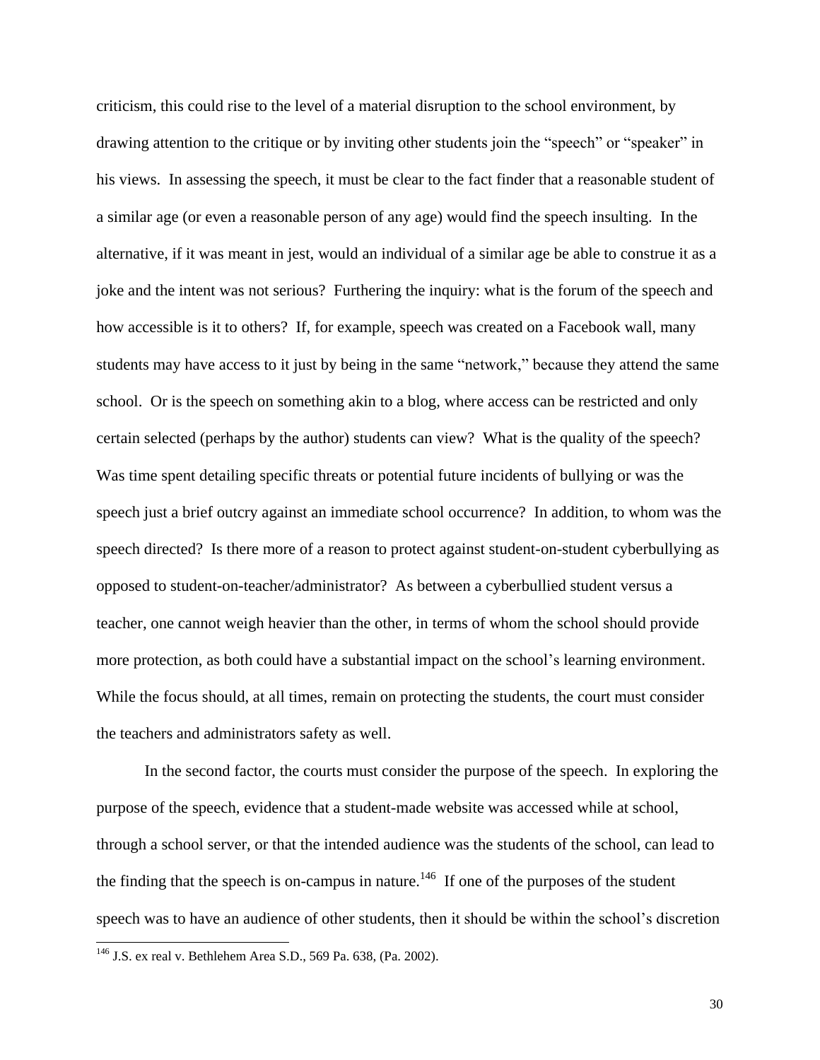criticism, this could rise to the level of a material disruption to the school environment, by drawing attention to the critique or by inviting other students join the "speech" or "speaker" in his views. In assessing the speech, it must be clear to the fact finder that a reasonable student of a similar age (or even a reasonable person of any age) would find the speech insulting. In the alternative, if it was meant in jest, would an individual of a similar age be able to construe it as a joke and the intent was not serious? Furthering the inquiry: what is the forum of the speech and how accessible is it to others? If, for example, speech was created on a Facebook wall, many students may have access to it just by being in the same "network," because they attend the same school. Or is the speech on something akin to a blog, where access can be restricted and only certain selected (perhaps by the author) students can view? What is the quality of the speech? Was time spent detailing specific threats or potential future incidents of bullying or was the speech just a brief outcry against an immediate school occurrence? In addition, to whom was the speech directed? Is there more of a reason to protect against student-on-student cyberbullying as opposed to student-on-teacher/administrator? As between a cyberbullied student versus a teacher, one cannot weigh heavier than the other, in terms of whom the school should provide more protection, as both could have a substantial impact on the school's learning environment. While the focus should, at all times, remain on protecting the students, the court must consider the teachers and administrators safety as well.

In the second factor, the courts must consider the purpose of the speech. In exploring the purpose of the speech, evidence that a student-made website was accessed while at school, through a school server, or that the intended audience was the students of the school, can lead to the finding that the speech is on-campus in nature.[146] If one of the purposes of the student speech was to have an audience of other students, then it should be within the school's discretion

[146] J.S. ex real v. Bethlehem Area S.D., 569 Pa. 638, (Pa. 2002).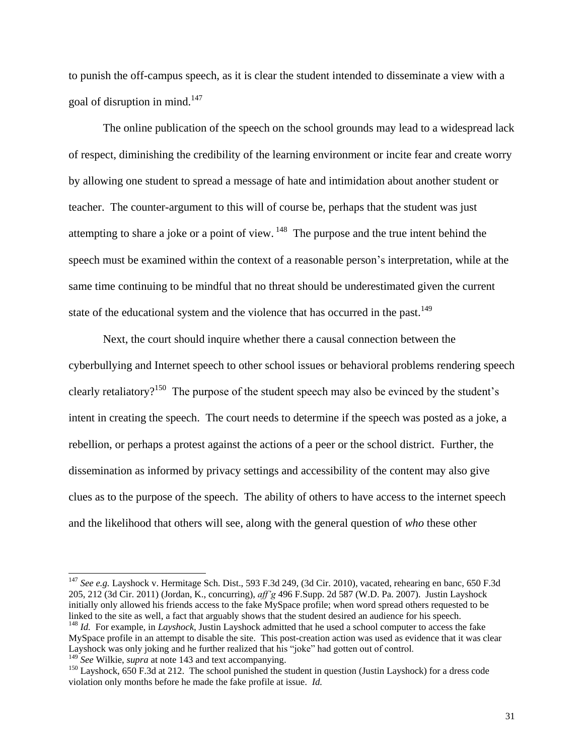to punish the off-campus speech, as it is clear the student intended to disseminate a view with a goal of disruption in mind.[147]

The online publication of the speech on the school grounds may lead to a widespread lack of respect, diminishing the credibility of the learning environment or incite fear and create worry by allowing one student to spread a message of hate and intimidation about another student or teacher. The counter-argument to this will of course be, perhaps that the student was just attempting to share a joke or a point of view.[148] The purpose and the true intent behind the speech must be examined within the context of a reasonable person's interpretation, while at the same time continuing to be mindful that no threat should be underestimated given the current state of the educational system and the violence that has occurred in the past.[149]

Next, the court should inquire whether there a causal connection between the cyberbullying and Internet speech to other school issues or behavioral problems rendering speech clearly retaliatory?[150] The purpose of the student speech may also be evinced by the student's intent in creating the speech. The court needs to determine if the speech was posted as a joke, a rebellion, or perhaps a protest against the actions of a peer or the school district. Further, the dissemination as informed by privacy settings and accessibility of the content may also give clues as to the purpose of the speech. The ability of others to have access to the internet speech and the likelihood that others will see, along with the general question of *who* these other

---

[147] *See e.g.* Layshock v. Hermitage Sch. Dist., 593 F.3d 249, (3d Cir. 2010), vacated, rehearing en banc, 650 F.3d 205, 212 (3d Cir. 2011) (Jordan, K., concurring), *aff'g* 496 F.Supp. 2d 587 (W.D. Pa. 2007). Justin Layshock initially only allowed his friends access to the fake MySpace profile; when word spread others requested to be linked to the site as well, a fact that arguably shows that the student desired an audience for his speech.

[148] *Id.* For example, in *Layshock*, Justin Layshock admitted that he used a school computer to access the fake MySpace profile in an attempt to disable the site. This post-creation action was used as evidence that it was clear Layshock was only joking and he further realized that his "joke" had gotten out of control.

[149] *See* Wilkie, *supra* at note 143 and text accompanying.

[150] Layshock, 650 F.3d at 212. The school punished the student in question (Justin Layshock) for a dress code violation only months before he made the fake profile at issue. *Id.*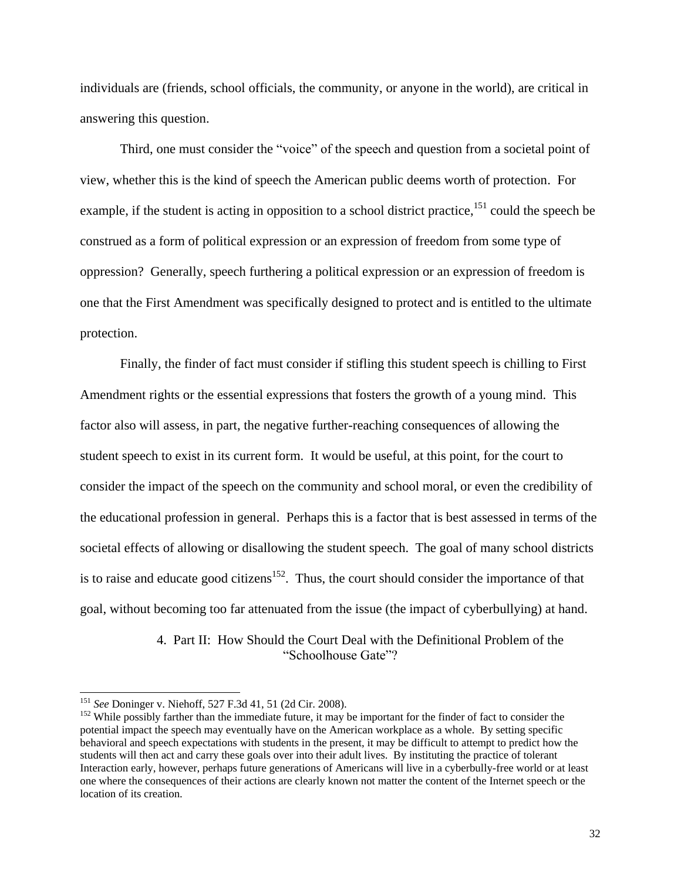individuals are (friends, school officials, the community, or anyone in the world), are critical in answering this question.

Third, one must consider the "voice" of the speech and question from a societal point of view, whether this is the kind of speech the American public deems worth of protection. For example, if the student is acting in opposition to a school district practice,[151] could the speech be construed as a form of political expression or an expression of freedom from some type of oppression? Generally, speech furthering a political expression or an expression of freedom is one that the First Amendment was specifically designed to protect and is entitled to the ultimate protection.

Finally, the finder of fact must consider if stifling this student speech is chilling to First Amendment rights or the essential expressions that fosters the growth of a young mind. This factor also will assess, in part, the negative further-reaching consequences of allowing the student speech to exist in its current form. It would be useful, at this point, for the court to consider the impact of the speech on the community and school moral, or even the credibility of the educational profession in general. Perhaps this is a factor that is best assessed in terms of the societal effects of allowing or disallowing the student speech. The goal of many school districts is to raise and educate good citizens[152]. Thus, the court should consider the importance of that goal, without becoming too far attenuated from the issue (the impact of cyberbullying) at hand.

#### 4. Part II: How Should the Court Deal with the Definitional Problem of the "Schoolhouse Gate"?

---

[151] *See* Doninger v. Niehoff, 527 F.3d 41, 51 (2d Cir. 2008).

[152] While possibly farther than the immediate future, it may be important for the finder of fact to consider the potential impact the speech may eventually have on the American workplace as a whole. By setting specific behavioral and speech expectations with students in the present, it may be difficult to attempt to predict how the students will then act and carry these goals over into their adult lives. By instituting the practice of tolerant Interaction early, however, perhaps future generations of Americans will live in a cyberbully-free world or at least one where the consequences of their actions are clearly known not matter the content of the Internet speech or the location of its creation.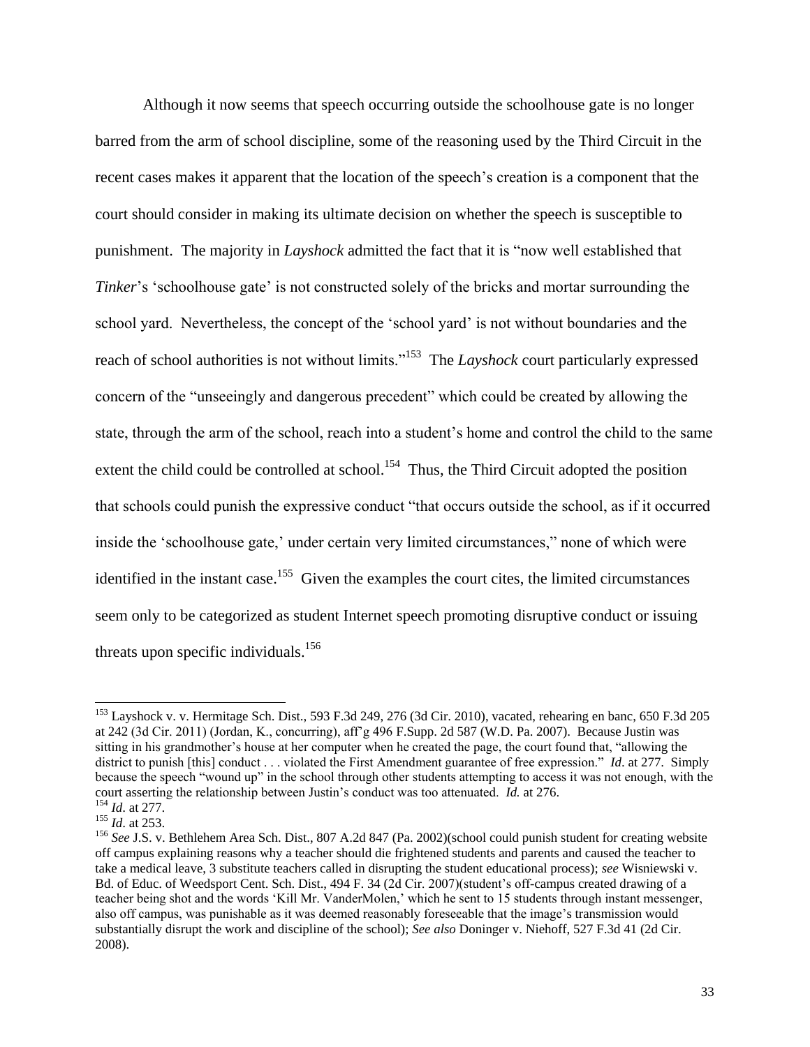Although it now seems that speech occurring outside the schoolhouse gate is no longer barred from the arm of school discipline, some of the reasoning used by the Third Circuit in the recent cases makes it apparent that the location of the speech's creation is a component that the court should consider in making its ultimate decision on whether the speech is susceptible to punishment. The majority in *Layshock* admitted the fact that it is "now well established that *Tinker*'s 'schoolhouse gate' is not constructed solely of the bricks and mortar surrounding the school yard. Nevertheless, the concept of the 'school yard' is not without boundaries and the reach of school authorities is not without limits."[153] The *Layshock* court particularly expressed concern of the "unseeingly and dangerous precedent" which could be created by allowing the state, through the arm of the school, reach into a student's home and control the child to the same extent the child could be controlled at school.[154] Thus, the Third Circuit adopted the position that schools could punish the expressive conduct "that occurs outside the school, as if it occurred inside the 'schoolhouse gate,' under certain very limited circumstances," none of which were identified in the instant case.[155] Given the examples the court cites, the limited circumstances seem only to be categorized as student Internet speech promoting disruptive conduct or issuing threats upon specific individuals.[156]

---

[153] Layshock v. v. Hermitage Sch. Dist., 593 F.3d 249, 276 (3d Cir. 2010), vacated, rehearing en banc, 650 F.3d 205 at 242 (3d Cir. 2011) (Jordan, K., concurring), aff'g 496 F.Supp. 2d 587 (W.D. Pa. 2007). Because Justin was sitting in his grandmother's house at her computer when he created the page, the court found that, "allowing the district to punish [this] conduct . . . violated the First Amendment guarantee of free expression." *Id*. at 277. Simply because the speech "wound up" in the school through other students attempting to access it was not enough, with the court asserting the relationship between Justin's conduct was too attenuated. *Id.* at 276.

[154] *Id*. at 277.

[155] *Id*. at 253.

[156] *See* J.S. v. Bethlehem Area Sch. Dist., 807 A.2d 847 (Pa. 2002)(school could punish student for creating website off campus explaining reasons why a teacher should die frightened students and parents and caused the teacher to take a medical leave, 3 substitute teachers called in disrupting the student educational process); *see* Wisniewski v. Bd. of Educ. of Weedsport Cent. Sch. Dist., 494 F. 34 (2d Cir. 2007)(student's off-campus created drawing of a teacher being shot and the words 'Kill Mr. VanderMolen,' which he sent to 15 students through instant messenger, also off campus, was punishable as it was deemed reasonably foreseeable that the image's transmission would substantially disrupt the work and discipline of the school); *See also* Doninger v. Niehoff, 527 F.3d 41 (2d Cir. 2008).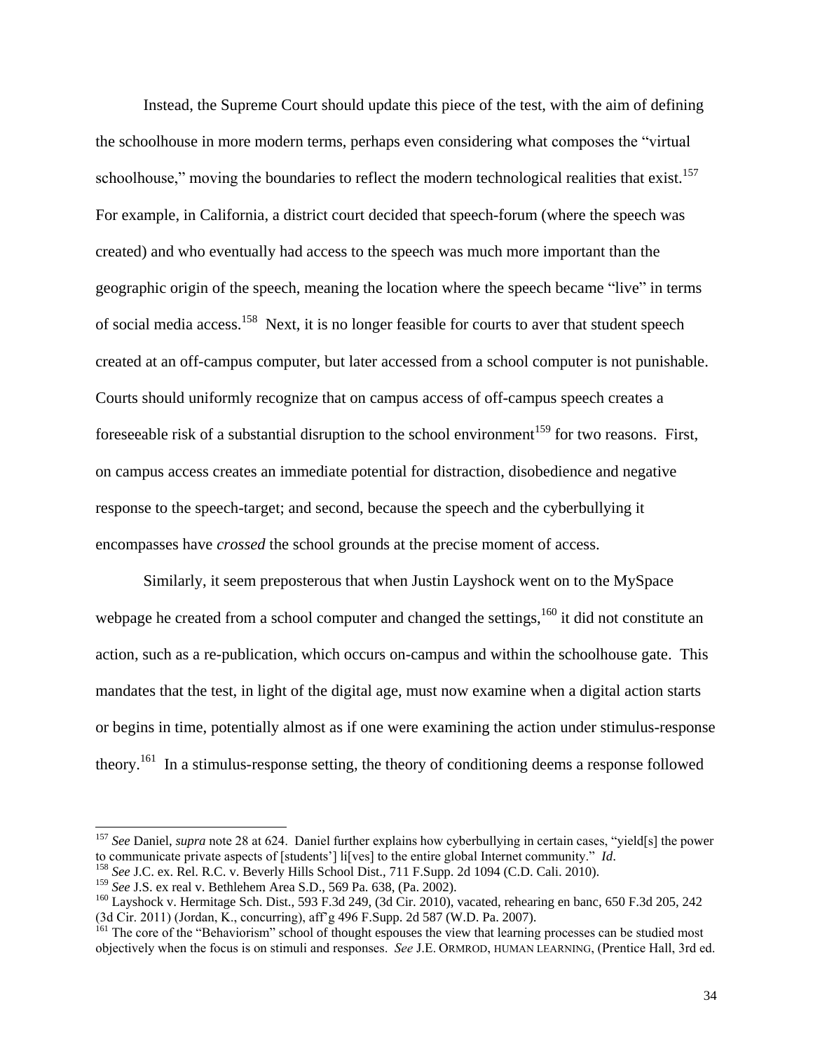Instead, the Supreme Court should update this piece of the test, with the aim of defining the schoolhouse in more modern terms, perhaps even considering what composes the "virtual schoolhouse," moving the boundaries to reflect the modern technological realities that exist.[157] For example, in California, a district court decided that speech-forum (where the speech was created) and who eventually had access to the speech was much more important than the geographic origin of the speech, meaning the location where the speech became "live" in terms of social media access.[158] Next, it is no longer feasible for courts to aver that student speech created at an off-campus computer, but later accessed from a school computer is not punishable. Courts should uniformly recognize that on campus access of off-campus speech creates a foreseeable risk of a substantial disruption to the school environment[159] for two reasons. First, on campus access creates an immediate potential for distraction, disobedience and negative response to the speech-target; and second, because the speech and the cyberbullying it encompasses have *crossed* the school grounds at the precise moment of access.

Similarly, it seem preposterous that when Justin Layshock went on to the MySpace webpage he created from a school computer and changed the settings,[160] it did not constitute an action, such as a re-publication, which occurs on-campus and within the schoolhouse gate. This mandates that the test, in light of the digital age, must now examine when a digital action starts or begins in time, potentially almost as if one were examining the action under stimulus-response theory.[161] In a stimulus-response setting, the theory of conditioning deems a response followed

---

[157] *See* Daniel, *supra* note 28 at 624. Daniel further explains how cyberbullying in certain cases, "yield[s] the power to communicate private aspects of [students'] li[ves] to the entire global Internet community." *Id*.

[158] *See* J.C. ex. Rel. R.C. v. Beverly Hills School Dist., 711 F.Supp. 2d 1094 (C.D. Cali. 2010).

[159] *See* J.S. ex real v. Bethlehem Area S.D., 569 Pa. 638, (Pa. 2002).

[160] Layshock v. Hermitage Sch. Dist., 593 F.3d 249, (3d Cir. 2010), vacated, rehearing en banc, 650 F.3d 205, 242 (3d Cir. 2011) (Jordan, K., concurring), aff'g 496 F.Supp. 2d 587 (W.D. Pa. 2007).

[161] The core of the "Behaviorism" school of thought espouses the view that learning processes can be studied most objectively when the focus is on stimuli and responses. *See* J.E. ORMROD, HUMAN LEARNING, (Prentice Hall, 3rd ed.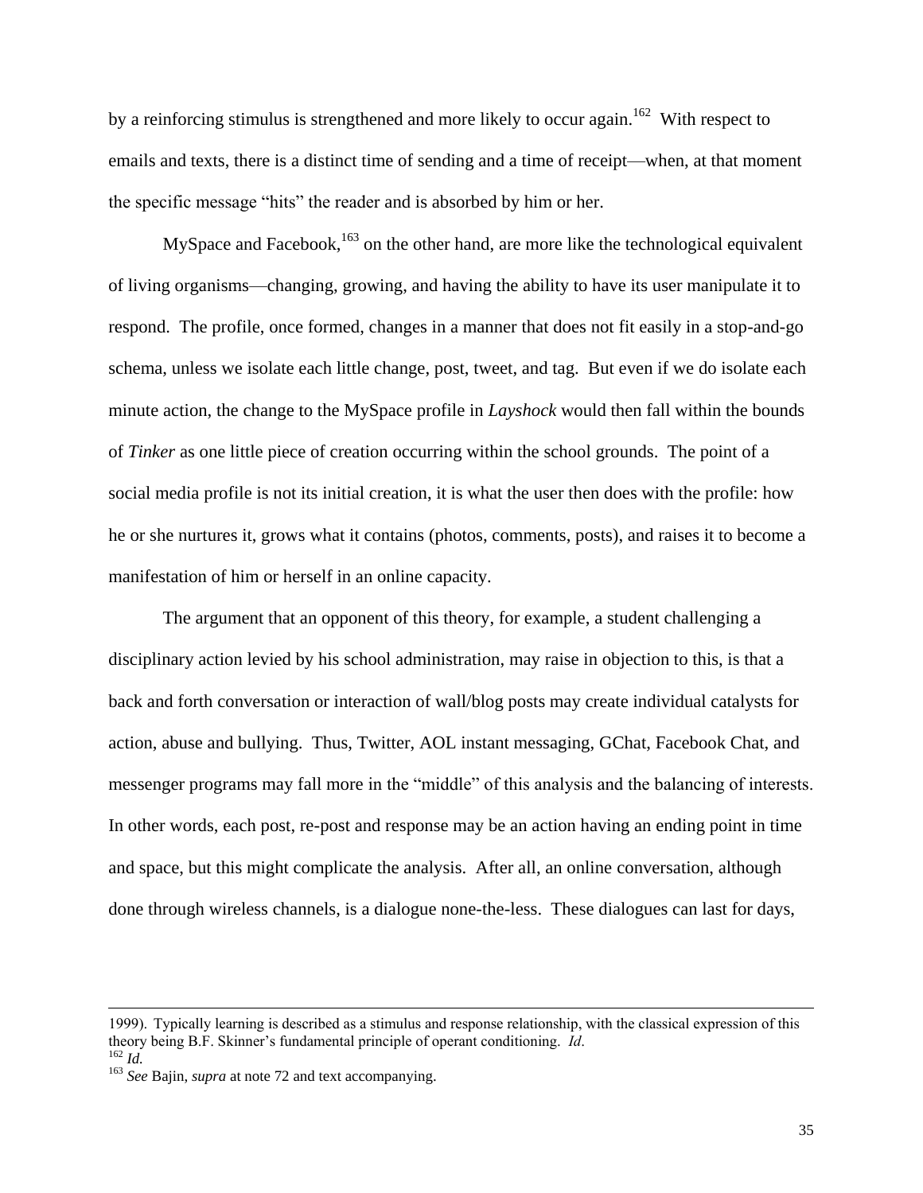by a reinforcing stimulus is strengthened and more likely to occur again.[162] With respect to emails and texts, there is a distinct time of sending and a time of receipt—when, at that moment the specific message "hits" the reader and is absorbed by him or her.

MySpace and Facebook,[163] on the other hand, are more like the technological equivalent of living organisms—changing, growing, and having the ability to have its user manipulate it to respond. The profile, once formed, changes in a manner that does not fit easily in a stop-and-go schema, unless we isolate each little change, post, tweet, and tag. But even if we do isolate each minute action, the change to the MySpace profile in *Layshock* would then fall within the bounds of *Tinker* as one little piece of creation occurring within the school grounds. The point of a social media profile is not its initial creation, it is what the user then does with the profile: how he or she nurtures it, grows what it contains (photos, comments, posts), and raises it to become a manifestation of him or herself in an online capacity.

The argument that an opponent of this theory, for example, a student challenging a disciplinary action levied by his school administration, may raise in objection to this, is that a back and forth conversation or interaction of wall/blog posts may create individual catalysts for action, abuse and bullying. Thus, Twitter, AOL instant messaging, GChat, Facebook Chat, and messenger programs may fall more in the "middle" of this analysis and the balancing of interests. In other words, each post, re-post and response may be an action having an ending point in time and space, but this might complicate the analysis. After all, an online conversation, although done through wireless channels, is a dialogue none-the-less. These dialogues can last for days,

---

1999). Typically learning is described as a stimulus and response relationship, with the classical expression of this theory being B.F. Skinner's fundamental principle of operant conditioning. *Id.*

[162] *Id.*

[163] *See* Bajin, *supra* at note 72 and text accompanying.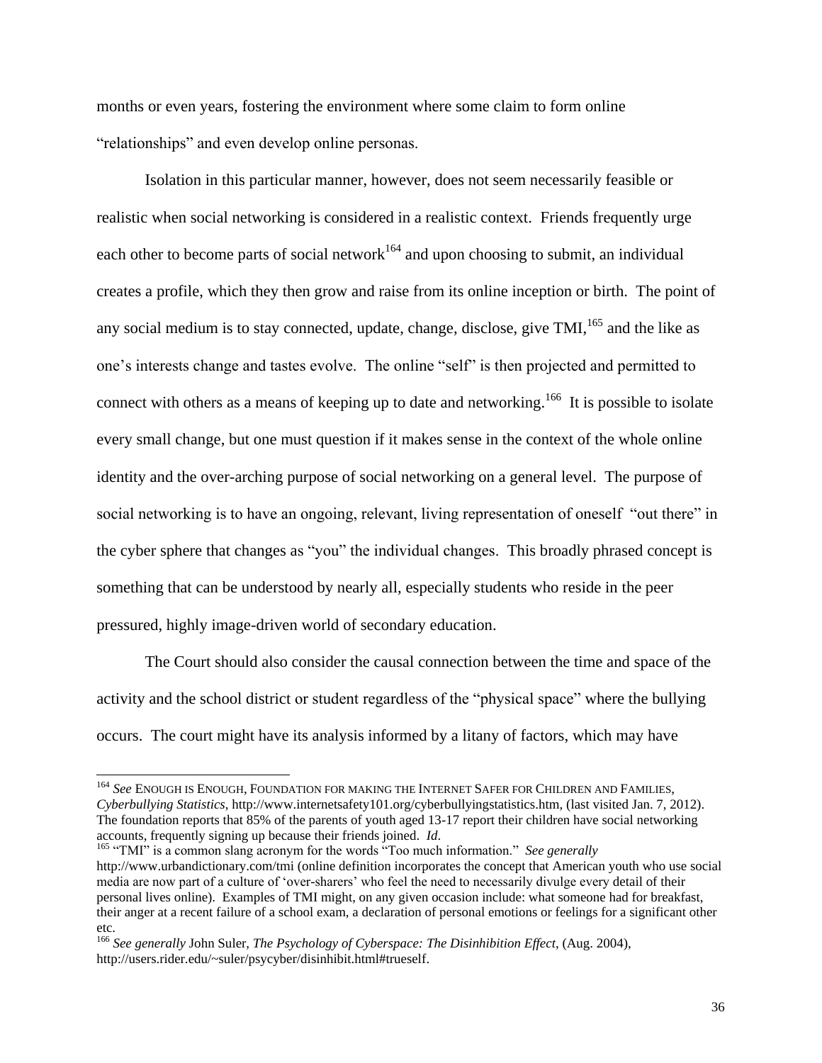months or even years, fostering the environment where some claim to form online "relationships" and even develop online personas.

Isolation in this particular manner, however, does not seem necessarily feasible or realistic when social networking is considered in a realistic context. Friends frequently urge each other to become parts of social network[164] and upon choosing to submit, an individual creates a profile, which they then grow and raise from its online inception or birth. The point of any social medium is to stay connected, update, change, disclose, give TMI,[165] and the like as one's interests change and tastes evolve. The online "self" is then projected and permitted to connect with others as a means of keeping up to date and networking.[166] It is possible to isolate every small change, but one must question if it makes sense in the context of the whole online identity and the over-arching purpose of social networking on a general level. The purpose of social networking is to have an ongoing, relevant, living representation of oneself "out there" in the cyber sphere that changes as "you" the individual changes. This broadly phrased concept is something that can be understood by nearly all, especially students who reside in the peer pressured, highly image-driven world of secondary education.

The Court should also consider the causal connection between the time and space of the activity and the school district or student regardless of the "physical space" where the bullying occurs. The court might have its analysis informed by a litany of factors, which may have

---

[164] *See* ENOUGH IS ENOUGH, FOUNDATION FOR MAKING THE INTERNET SAFER FOR CHILDREN AND FAMILIES, *Cyberbullying Statistics*, http://www.internetsafety101.org/cyberbullyingstatistics.htm, (last visited Jan. 7, 2012). The foundation reports that 85% of the parents of youth aged 13-17 report their children have social networking accounts, frequently signing up because their friends joined. *Id*.

[165] "TMI" is a common slang acronym for the words "Too much information." *See generally* http://www.urbandictionary.com/tmi (online definition incorporates the concept that American youth who use social media are now part of a culture of 'over-sharers' who feel the need to necessarily divulge every detail of their personal lives online). Examples of TMI might, on any given occasion include: what someone had for breakfast, their anger at a recent failure of a school exam, a declaration of personal emotions or feelings for a significant other etc.

[166] *See generally* John Suler, *The Psychology of Cyberspace: The Disinhibition Effect*, (Aug. 2004), http://users.rider.edu/~suler/psycyber/disinhibit.html#trueself.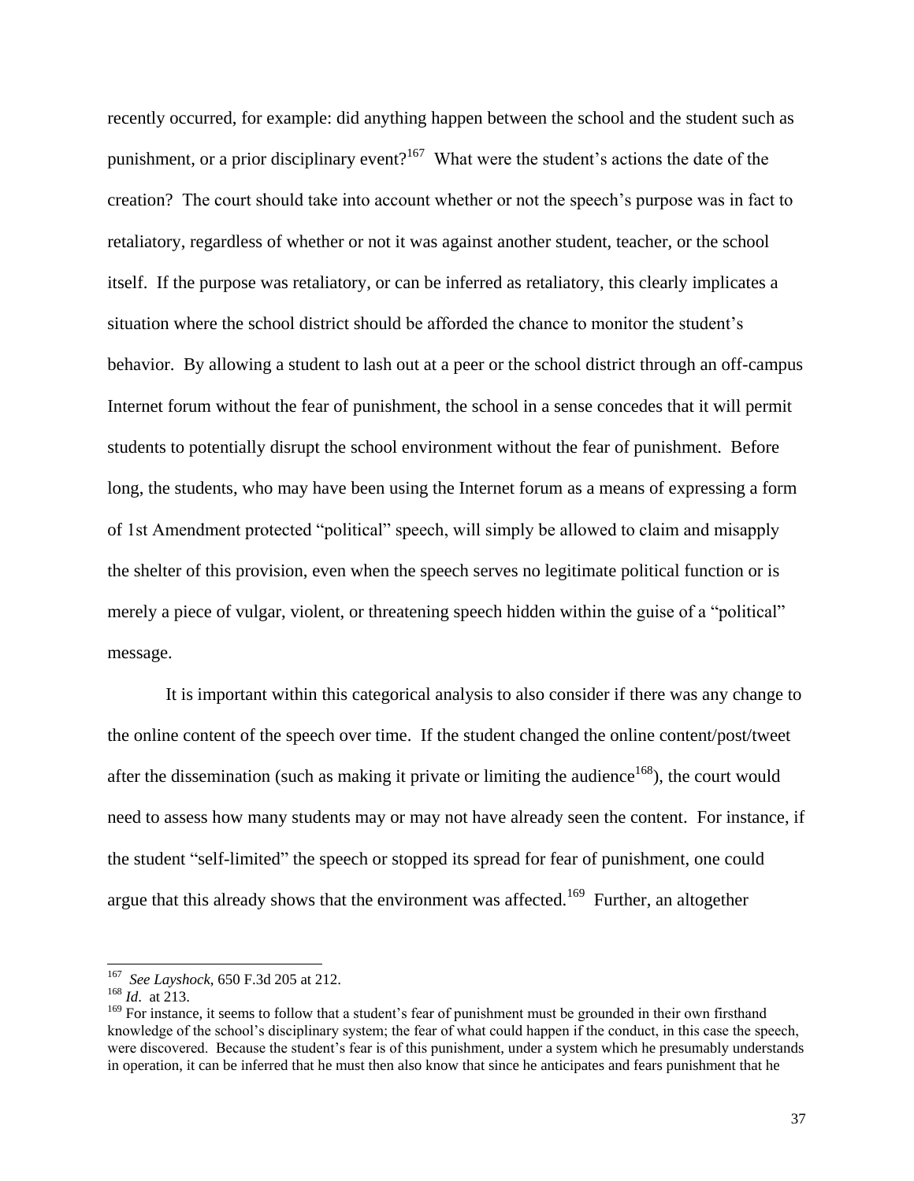recently occurred, for example: did anything happen between the school and the student such as punishment, or a prior disciplinary event?[167] What were the student's actions the date of the creation? The court should take into account whether or not the speech's purpose was in fact to retaliatory, regardless of whether or not it was against another student, teacher, or the school itself. If the purpose was retaliatory, or can be inferred as retaliatory, this clearly implicates a situation where the school district should be afforded the chance to monitor the student's behavior. By allowing a student to lash out at a peer or the school district through an off-campus Internet forum without the fear of punishment, the school in a sense concedes that it will permit students to potentially disrupt the school environment without the fear of punishment. Before long, the students, who may have been using the Internet forum as a means of expressing a form of 1st Amendment protected "political" speech, will simply be allowed to claim and misapply the shelter of this provision, even when the speech serves no legitimate political function or is merely a piece of vulgar, violent, or threatening speech hidden within the guise of a "political" message.

It is important within this categorical analysis to also consider if there was any change to the online content of the speech over time. If the student changed the online content/post/tweet after the dissemination (such as making it private or limiting the audience[168]), the court would need to assess how many students may or may not have already seen the content. For instance, if the student "self-limited" the speech or stopped its spread for fear of punishment, one could argue that this already shows that the environment was affected.[169] Further, an altogether

---

[167] *See Layshock*, 650 F.3d 205 at 212.

[168] *Id*. at 213.

[169] For instance, it seems to follow that a student's fear of punishment must be grounded in their own firsthand knowledge of the school's disciplinary system; the fear of what could happen if the conduct, in this case the speech, were discovered. Because the student's fear is of this punishment, under a system which he presumably understands in operation, it can be inferred that he must then also know that since he anticipates and fears punishment that he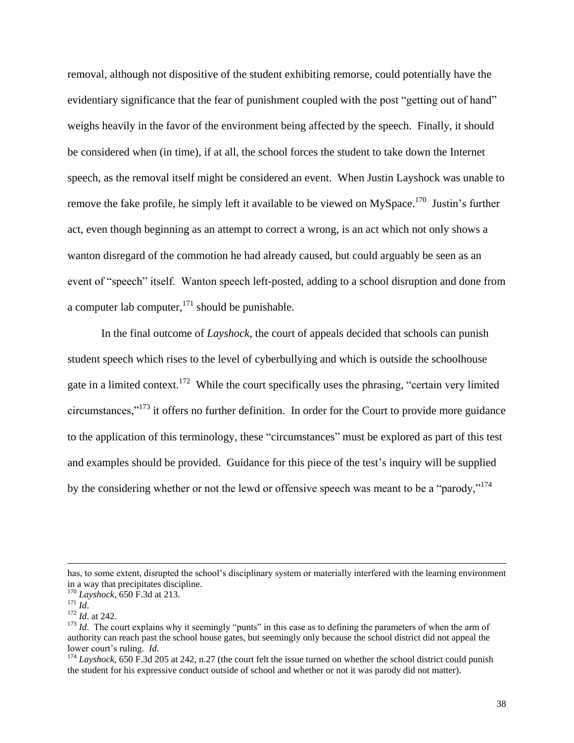removal, although not dispositive of the student exhibiting remorse, could potentially have the evidentiary significance that the fear of punishment coupled with the post "getting out of hand" weighs heavily in the favor of the environment being affected by the speech. Finally, it should be considered when (in time), if at all, the school forces the student to take down the Internet speech, as the removal itself might be considered an event. When Justin Layshock was unable to remove the fake profile, he simply left it available to be viewed on MySpace.[170] Justin's further act, even though beginning as an attempt to correct a wrong, is an act which not only shows a wanton disregard of the commotion he had already caused, but could arguably be seen as an event of "speech" itself. Wanton speech left-posted, adding to a school disruption and done from a computer lab computer,[171] should be punishable.

In the final outcome of *Layshock*, the court of appeals decided that schools can punish student speech which rises to the level of cyberbullying and which is outside the schoolhouse gate in a limited context.[172] While the court specifically uses the phrasing, "certain very limited circumstances,"[173] it offers no further definition. In order for the Court to provide more guidance to the application of this terminology, these "circumstances" must be explored as part of this test and examples should be provided. Guidance for this piece of the test's inquiry will be supplied by the considering whether or not the lewd or offensive speech was meant to be a "parody,"[174]

---

has, to some extent, disrupted the school's disciplinary system or materially interfered with the learning environment in a way that precipitates discipline.

[170] *Layshock*, 650 F.3d at 213.

[171] *Id*.

[172] *Id*. at 242.

[173] *Id*. The court explains why it seemingly "punts" in this case as to defining the parameters of when the arm of authority can reach past the school house gates, but seemingly only because the school district did not appeal the lower court's ruling. *Id*.

[174] *Layshock*, 650 F.3d 205 at 242, n.27 (the court felt the issue turned on whether the school district could punish the student for his expressive conduct outside of school and whether or not it was parody did not matter).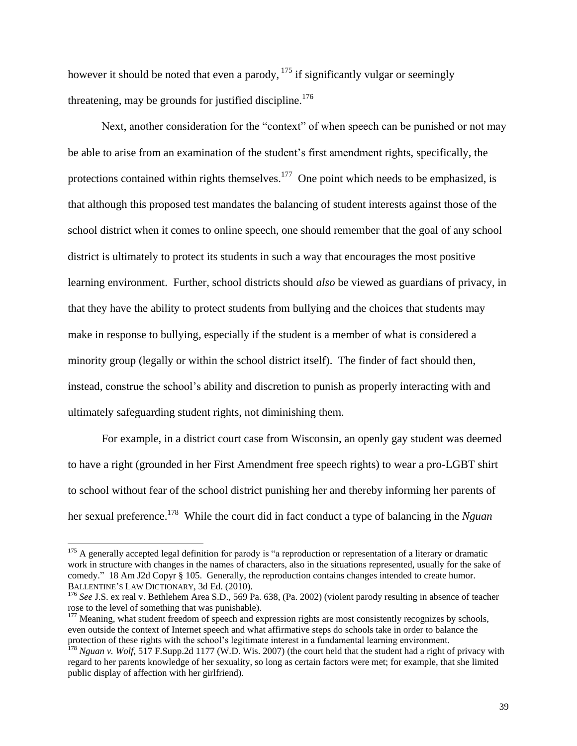however it should be noted that even a parody, [175] if significantly vulgar or seemingly threatening, may be grounds for justified discipline.[176]

Next, another consideration for the "context" of when speech can be punished or not may be able to arise from an examination of the student's first amendment rights, specifically, the protections contained within rights themselves.[177] One point which needs to be emphasized, is that although this proposed test mandates the balancing of student interests against those of the school district when it comes to online speech, one should remember that the goal of any school district is ultimately to protect its students in such a way that encourages the most positive learning environment. Further, school districts should *also* be viewed as guardians of privacy, in that they have the ability to protect students from bullying and the choices that students may make in response to bullying, especially if the student is a member of what is considered a minority group (legally or within the school district itself). The finder of fact should then, instead, construe the school's ability and discretion to punish as properly interacting with and ultimately safeguarding student rights, not diminishing them.

For example, in a district court case from Wisconsin, an openly gay student was deemed to have a right (grounded in her First Amendment free speech rights) to wear a pro-LGBT shirt to school without fear of the school district punishing her and thereby informing her parents of her sexual preference.[178] While the court did in fact conduct a type of balancing in the *Nguan*

---

[175] A generally accepted legal definition for parody is "a reproduction or representation of a literary or dramatic work in structure with changes in the names of characters, also in the situations represented, usually for the sake of comedy." 18 Am J2d Copyr § 105. Generally, the reproduction contains changes intended to create humor. BALLENTINE'S LAW DICTIONARY, 3d Ed. (2010).

[176] *See* J.S. ex real v. Bethlehem Area S.D., 569 Pa. 638, (Pa. 2002) (violent parody resulting in absence of teacher rose to the level of something that was punishable).

[177] Meaning, what student freedom of speech and expression rights are most consistently recognizes by schools, even outside the context of Internet speech and what affirmative steps do schools take in order to balance the protection of these rights with the school's legitimate interest in a fundamental learning environment.

[178] *Nguan v. Wolf*, 517 F.Supp.2d 1177 (W.D. Wis. 2007) (the court held that the student had a right of privacy with regard to her parents knowledge of her sexuality, so long as certain factors were met; for example, that she limited public display of affection with her girlfriend).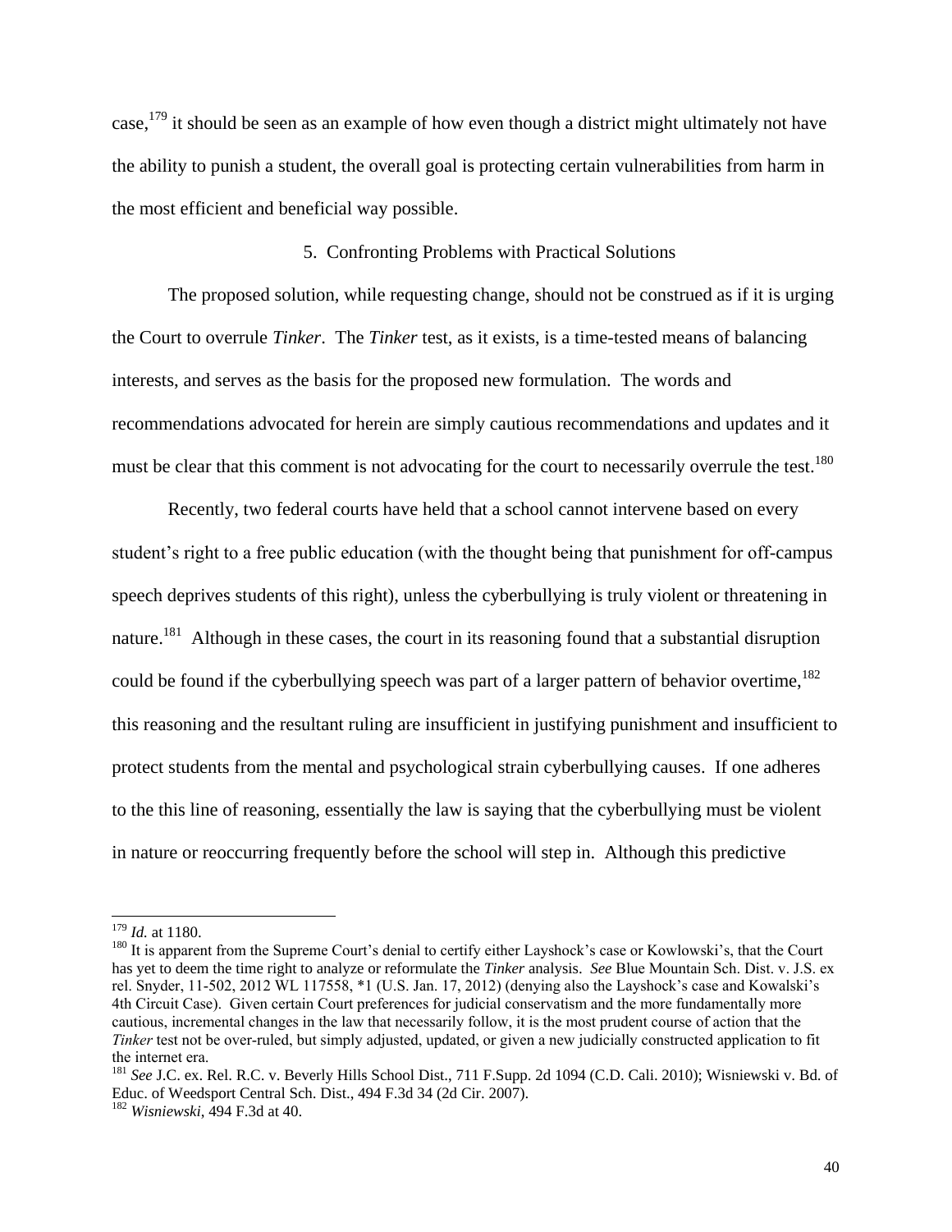case,[179] it should be seen as an example of how even though a district might ultimately not have the ability to punish a student, the overall goal is protecting certain vulnerabilities from harm in the most efficient and beneficial way possible.

### 5. Confronting Problems with Practical Solutions

The proposed solution, while requesting change, should not be construed as if it is urging the Court to overrule *Tinker*. The *Tinker* test, as it exists, is a time-tested means of balancing interests, and serves as the basis for the proposed new formulation. The words and recommendations advocated for herein are simply cautious recommendations and updates and it must be clear that this comment is not advocating for the court to necessarily overrule the test.[180]

Recently, two federal courts have held that a school cannot intervene based on every student's right to a free public education (with the thought being that punishment for off-campus speech deprives students of this right), unless the cyberbullying is truly violent or threatening in nature.[181] Although in these cases, the court in its reasoning found that a substantial disruption could be found if the cyberbullying speech was part of a larger pattern of behavior overtime,[182] this reasoning and the resultant ruling are insufficient in justifying punishment and insufficient to protect students from the mental and psychological strain cyberbullying causes. If one adheres to the this line of reasoning, essentially the law is saying that the cyberbullying must be violent in nature or reoccurring frequently before the school will step in. Although this predictive

---

[179] *Id.* at 1180.

[180] It is apparent from the Supreme Court's denial to certify either Layshock's case or Kowlowski's, that the Court has yet to deem the time right to analyze or reformulate the *Tinker* analysis. *See* Blue Mountain Sch. Dist. v. J.S. ex rel. Snyder, 11-502, 2012 WL 117558, *1 (U.S. Jan. 17, 2012) (denying also the Layshock's case and Kowalski's 4th Circuit Case). Given certain Court preferences for judicial conservatism and the more fundamentally more cautious, incremental changes in the law that necessarily follow, it is the most prudent course of action that the *Tinker* test not be over-ruled, but simply adjusted, updated, or given a new judicially constructed application to fit the internet era.

[181] *See* J.C. ex. Rel. R.C. v. Beverly Hills School Dist., 711 F.Supp. 2d 1094 (C.D. Cali. 2010); Wisniewski v. Bd. of Educ. of Weedsport Central Sch. Dist., 494 F.3d 34 (2d Cir. 2007).

[182] *Wisniewski*, 494 F.3d at 40.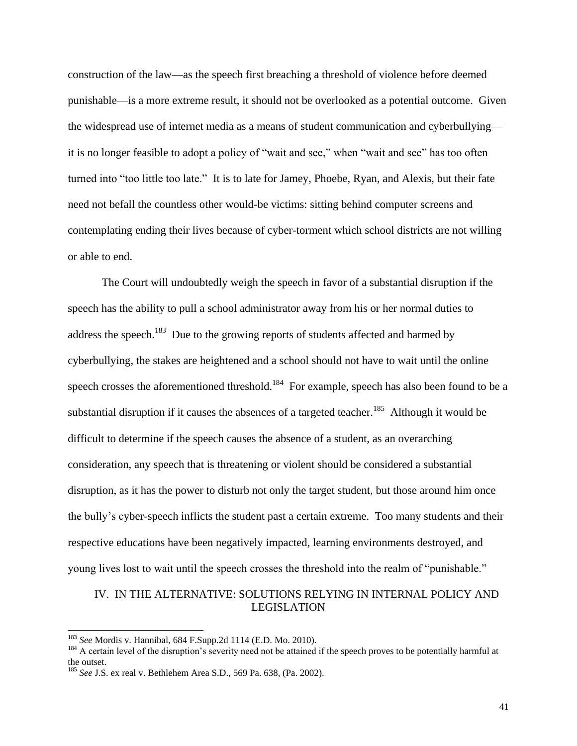construction of the law—as the speech first breaching a threshold of violence before deemed punishable—is a more extreme result, it should not be overlooked as a potential outcome. Given the widespread use of internet media as a means of student communication and cyberbullying—it is no longer feasible to adopt a policy of "wait and see," when "wait and see" has too often turned into "too little too late." It is to late for Jamey, Phoebe, Ryan, and Alexis, but their fate need not befall the countless other would-be victims: sitting behind computer screens and contemplating ending their lives because of cyber-torment which school districts are not willing or able to end.

The Court will undoubtedly weigh the speech in favor of a substantial disruption if the speech has the ability to pull a school administrator away from his or her normal duties to address the speech.[183] Due to the growing reports of students affected and harmed by cyberbullying, the stakes are heightened and a school should not have to wait until the online speech crosses the aforementioned threshold.[184] For example, speech has also been found to be a substantial disruption if it causes the absences of a targeted teacher.[185] Although it would be difficult to determine if the speech causes the absence of a student, as an overarching consideration, any speech that is threatening or violent should be considered a substantial disruption, as it has the power to disturb not only the target student, but those around him once the bully's cyber-speech inflicts the student past a certain extreme. Too many students and their respective educations have been negatively impacted, learning environments destroyed, and young lives lost to wait until the speech crosses the threshold into the realm of "punishable."

## IV. IN THE ALTERNATIVE: SOLUTIONS RELYING IN INTERNAL POLICY AND LEGISLATION

---

[183] *See* Mordis v. Hannibal, 684 F.Supp.2d 1114 (E.D. Mo. 2010).

[184] A certain level of the disruption's severity need not be attained if the speech proves to be potentially harmful at the outset.

[185] *See* J.S. ex real v. Bethlehem Area S.D., 569 Pa. 638, (Pa. 2002).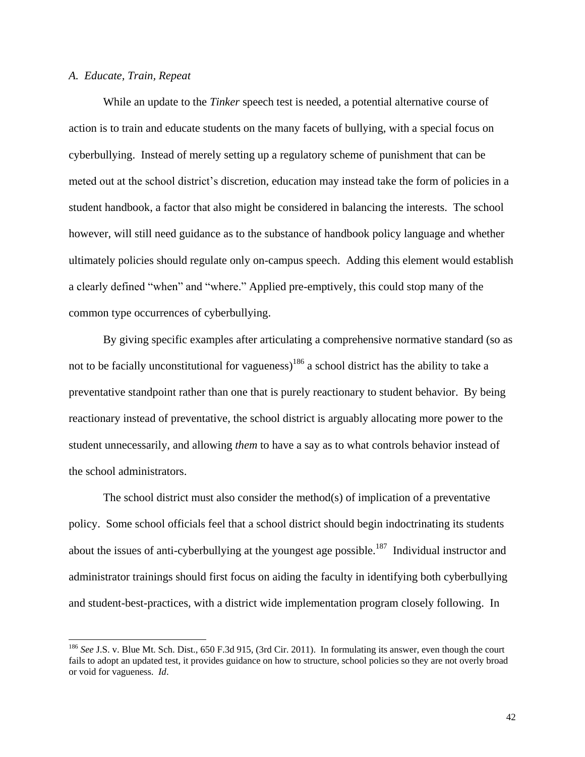### *A. Educate, Train, Repeat*

While an update to the *Tinker* speech test is needed, a potential alternative course of action is to train and educate students on the many facets of bullying, with a special focus on cyberbullying. Instead of merely setting up a regulatory scheme of punishment that can be meted out at the school district's discretion, education may instead take the form of policies in a student handbook, a factor that also might be considered in balancing the interests. The school however, will still need guidance as to the substance of handbook policy language and whether ultimately policies should regulate only on-campus speech. Adding this element would establish a clearly defined "when" and "where." Applied pre-emptively, this could stop many of the common type occurrences of cyberbullying.

By giving specific examples after articulating a comprehensive normative standard (so as not to be facially unconstitutional for vagueness)[186] a school district has the ability to take a preventative standpoint rather than one that is purely reactionary to student behavior. By being reactionary instead of preventative, the school district is arguably allocating more power to the student unnecessarily, and allowing *them* to have a say as to what controls behavior instead of the school administrators.

The school district must also consider the method(s) of implication of a preventative policy. Some school officials feel that a school district should begin indoctrinating its students about the issues of anti-cyberbullying at the youngest age possible.[187] Individual instructor and administrator trainings should first focus on aiding the faculty in identifying both cyberbullying and student-best-practices, with a district wide implementation program closely following. In

---

[186] *See* J.S. v. Blue Mt. Sch. Dist., 650 F.3d 915, (3rd Cir. 2011). In formulating its answer, even though the court fails to adopt an updated test, it provides guidance on how to structure, school policies so they are not overly broad or void for vagueness. *Id*.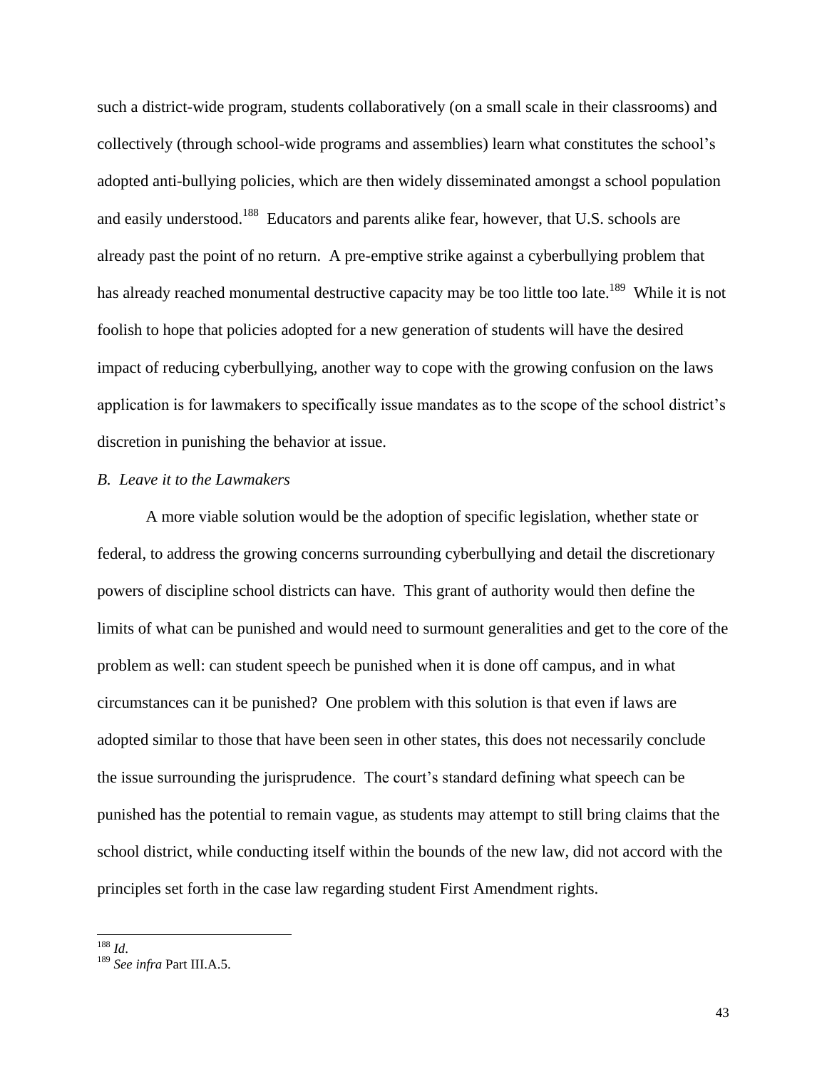such a district-wide program, students collaboratively (on a small scale in their classrooms) and collectively (through school-wide programs and assemblies) learn what constitutes the school's adopted anti-bullying policies, which are then widely disseminated amongst a school population and easily understood.[188] Educators and parents alike fear, however, that U.S. schools are already past the point of no return. A pre-emptive strike against a cyberbullying problem that has already reached monumental destructive capacity may be too little too late.[189] While it is not foolish to hope that policies adopted for a new generation of students will have the desired impact of reducing cyberbullying, another way to cope with the growing confusion on the laws application is for lawmakers to specifically issue mandates as to the scope of the school district's discretion in punishing the behavior at issue.

### *B. Leave it to the Lawmakers*

A more viable solution would be the adoption of specific legislation, whether state or federal, to address the growing concerns surrounding cyberbullying and detail the discretionary powers of discipline school districts can have. This grant of authority would then define the limits of what can be punished and would need to surmount generalities and get to the core of the problem as well: can student speech be punished when it is done off campus, and in what circumstances can it be punished? One problem with this solution is that even if laws are adopted similar to those that have been seen in other states, this does not necessarily conclude the issue surrounding the jurisprudence. The court's standard defining what speech can be punished has the potential to remain vague, as students may attempt to still bring claims that the school district, while conducting itself within the bounds of the new law, did not accord with the principles set forth in the case law regarding student First Amendment rights.

---

[188] *Id*.

[189] *See infra* Part III.A.5.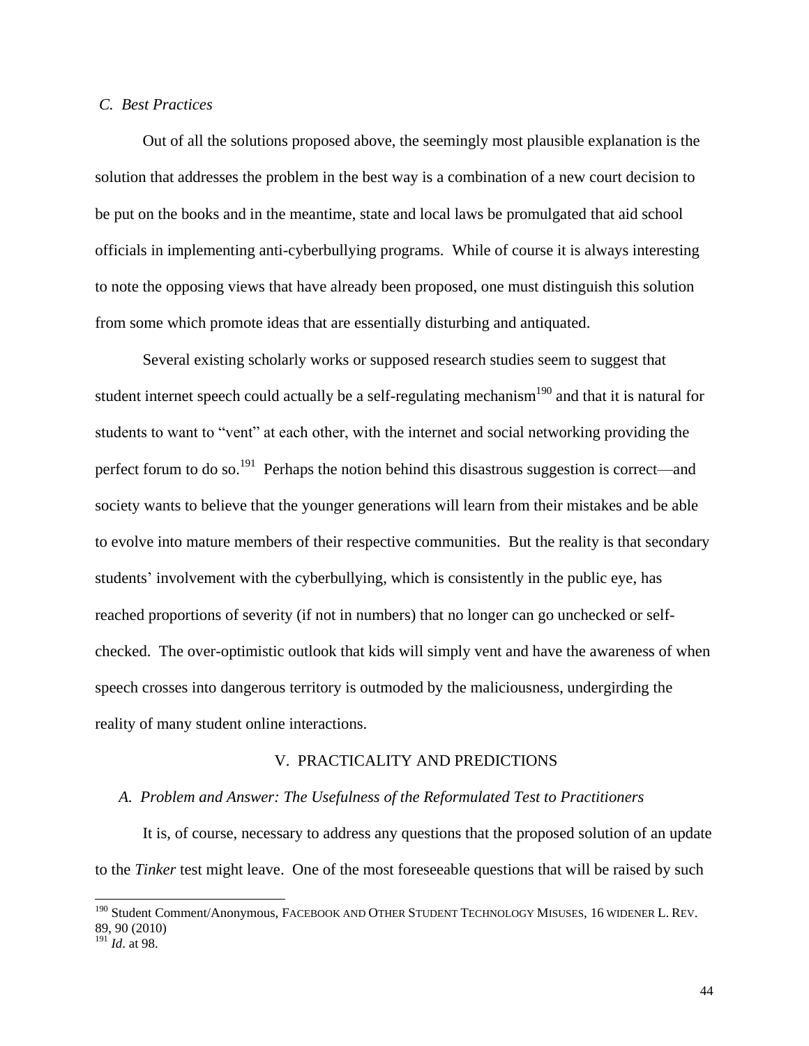### *C. Best Practices*

Out of all the solutions proposed above, the seemingly most plausible explanation is the solution that addresses the problem in the best way is a combination of a new court decision to be put on the books and in the meantime, state and local laws be promulgated that aid school officials in implementing anti-cyberbullying programs. While of course it is always interesting to note the opposing views that have already been proposed, one must distinguish this solution from some which promote ideas that are essentially disturbing and antiquated.

Several existing scholarly works or supposed research studies seem to suggest that student internet speech could actually be a self-regulating mechanism[190] and that it is natural for students to want to "vent" at each other, with the internet and social networking providing the perfect forum to do so.[191] Perhaps the notion behind this disastrous suggestion is correct—and society wants to believe that the younger generations will learn from their mistakes and be able to evolve into mature members of their respective communities. But the reality is that secondary students' involvement with the cyberbullying, which is consistently in the public eye, has reached proportions of severity (if not in numbers) that no longer can go unchecked or self-checked. The over-optimistic outlook that kids will simply vent and have the awareness of when speech crosses into dangerous territory is outmoded by the maliciousness, undergirding the reality of many student online interactions.

## V. PRACTICALITY AND PREDICTIONS

### *A. Problem and Answer: The Usefulness of the Reformulated Test to Practitioners*

It is, of course, necessary to address any questions that the proposed solution of an update to the *Tinker* test might leave. One of the most foreseeable questions that will be raised by such

---

[190] Student Comment/Anonymous, FACEBOOK AND OTHER STUDENT TECHNOLOGY MISUSES, 16 WIDENER L. REV. 89, 90 (2010)

[191] *Id*. at 98.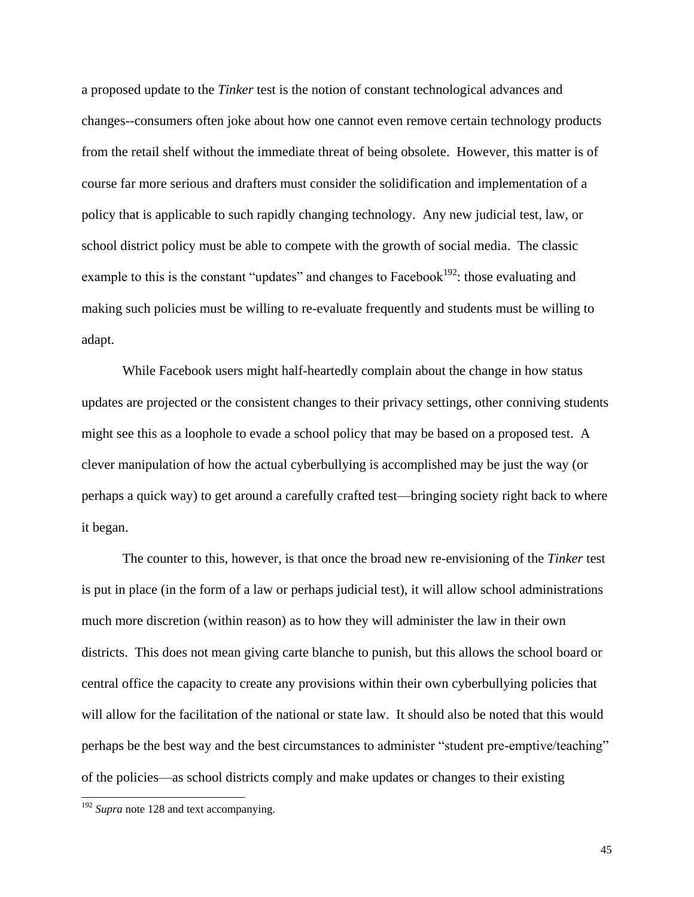a proposed update to the *Tinker* test is the notion of constant technological advances and changes--consumers often joke about how one cannot even remove certain technology products from the retail shelf without the immediate threat of being obsolete. However, this matter is of course far more serious and drafters must consider the solidification and implementation of a policy that is applicable to such rapidly changing technology. Any new judicial test, law, or school district policy must be able to compete with the growth of social media. The classic example to this is the constant "updates" and changes to Facebook[192]: those evaluating and making such policies must be willing to re-evaluate frequently and students must be willing to adapt.

While Facebook users might half-heartedly complain about the change in how status updates are projected or the consistent changes to their privacy settings, other conniving students might see this as a loophole to evade a school policy that may be based on a proposed test. A clever manipulation of how the actual cyberbullying is accomplished may be just the way (or perhaps a quick way) to get around a carefully crafted test—bringing society right back to where it began.

The counter to this, however, is that once the broad new re-envisioning of the *Tinker* test is put in place (in the form of a law or perhaps judicial test), it will allow school administrations much more discretion (within reason) as to how they will administer the law in their own districts. This does not mean giving carte blanche to punish, but this allows the school board or central office the capacity to create any provisions within their own cyberbullying policies that will allow for the facilitation of the national or state law. It should also be noted that this would perhaps be the best way and the best circumstances to administer "student pre-emptive/teaching" of the policies—as school districts comply and make updates or changes to their existing

---

[192] *Supra* note 128 and text accompanying.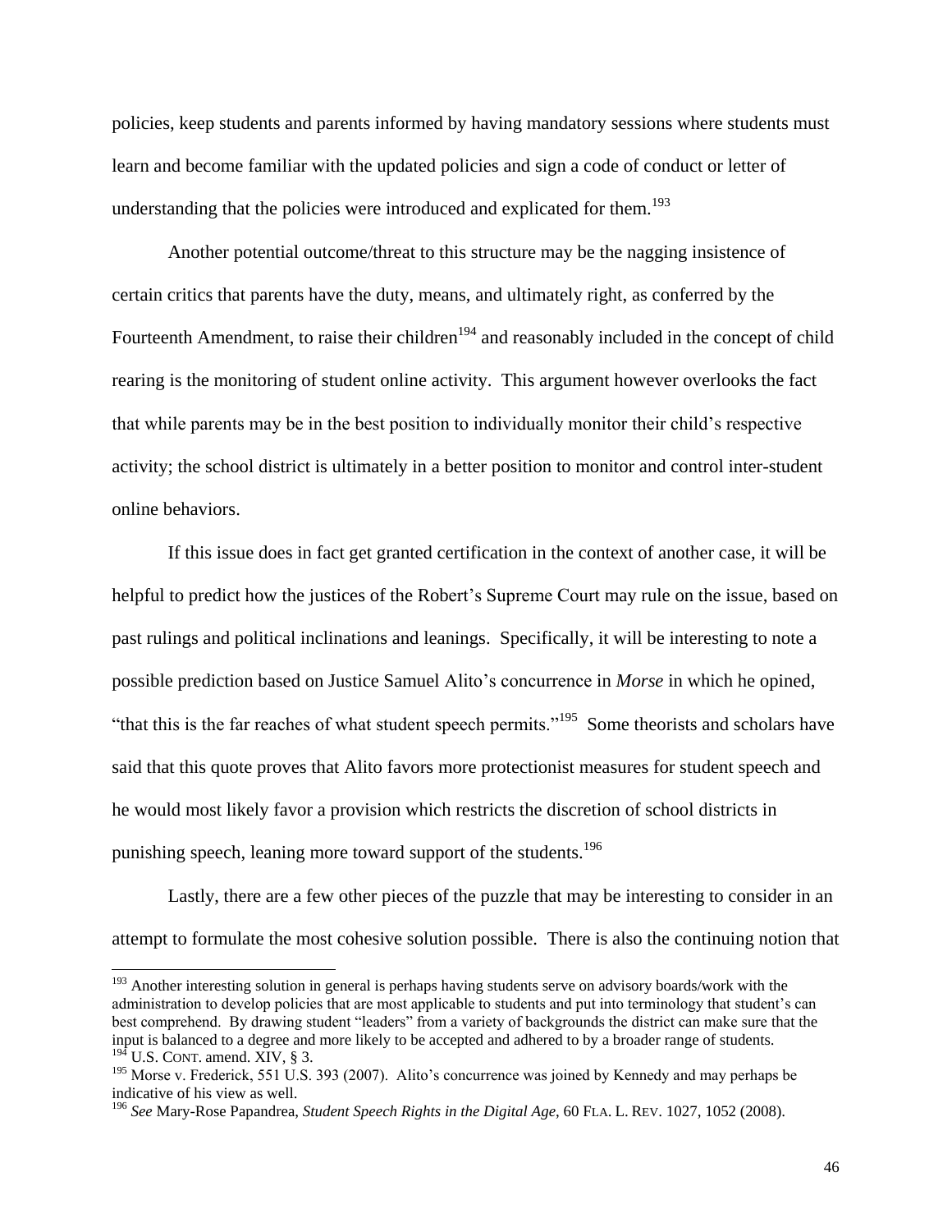policies, keep students and parents informed by having mandatory sessions where students must learn and become familiar with the updated policies and sign a code of conduct or letter of understanding that the policies were introduced and explicated for them.[193]

Another potential outcome/threat to this structure may be the nagging insistence of certain critics that parents have the duty, means, and ultimately right, as conferred by the Fourteenth Amendment, to raise their children[194] and reasonably included in the concept of child rearing is the monitoring of student online activity. This argument however overlooks the fact that while parents may be in the best position to individually monitor their child's respective activity; the school district is ultimately in a better position to monitor and control inter-student online behaviors.

If this issue does in fact get granted certification in the context of another case, it will be helpful to predict how the justices of the Robert's Supreme Court may rule on the issue, based on past rulings and political inclinations and leanings. Specifically, it will be interesting to note a possible prediction based on Justice Samuel Alito's concurrence in *Morse* in which he opined, "that this is the far reaches of what student speech permits."[195] Some theorists and scholars have said that this quote proves that Alito favors more protectionist measures for student speech and he would most likely favor a provision which restricts the discretion of school districts in punishing speech, leaning more toward support of the students.[196]

Lastly, there are a few other pieces of the puzzle that may be interesting to consider in an attempt to formulate the most cohesive solution possible. There is also the continuing notion that

---

[193] Another interesting solution in general is perhaps having students serve on advisory boards/work with the administration to develop policies that are most applicable to students and put into terminology that student's can best comprehend. By drawing student "leaders" from a variety of backgrounds the district can make sure that the input is balanced to a degree and more likely to be accepted and adhered to by a broader range of students.

[194] U.S. CONT. amend. XIV, § 3.

[195] Morse v. Frederick, 551 U.S. 393 (2007). Alito's concurrence was joined by Kennedy and may perhaps be indicative of his view as well.

[196] *See* Mary-Rose Papandrea, *Student Speech Rights in the Digital Age*, 60 FLA. L. REV. 1027, 1052 (2008).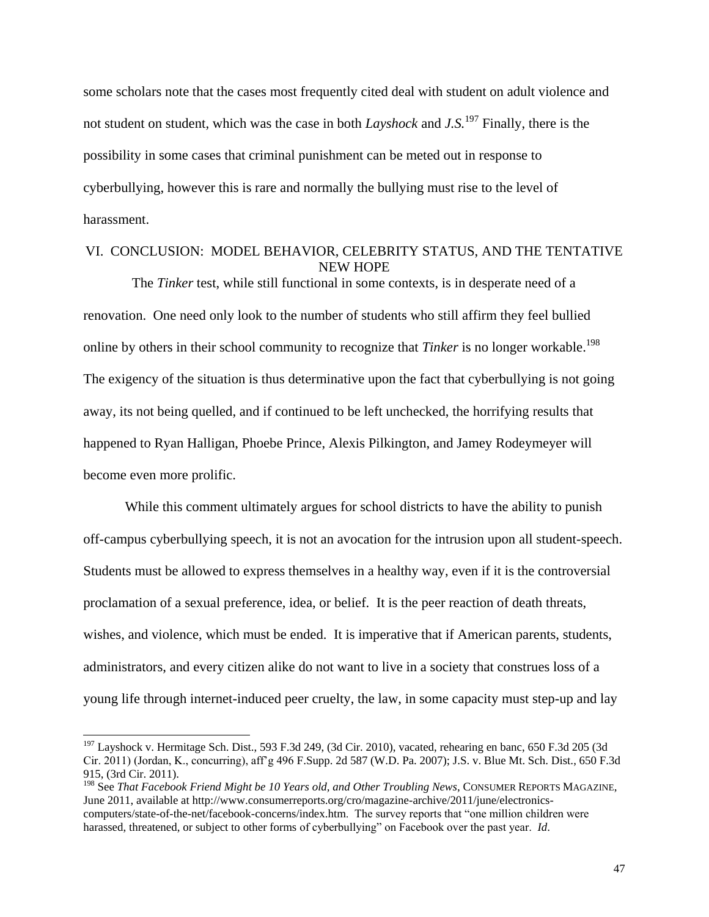some scholars note that the cases most frequently cited deal with student on adult violence and not student on student, which was the case in both *Layshock* and *J.S.*[197] Finally, there is the possibility in some cases that criminal punishment can be meted out in response to cyberbullying, however this is rare and normally the bullying must rise to the level of harassment.

## VI. CONCLUSION: MODEL BEHAVIOR, CELEBRITY STATUS, AND THE TENTATIVE NEW HOPE

The *Tinker* test, while still functional in some contexts, is in desperate need of a renovation. One need only look to the number of students who still affirm they feel bullied online by others in their school community to recognize that *Tinker* is no longer workable.[198] The exigency of the situation is thus determinative upon the fact that cyberbullying is not going away, its not being quelled, and if continued to be left unchecked, the horrifying results that happened to Ryan Halligan, Phoebe Prince, Alexis Pilkington, and Jamey Rodeymeyer will become even more prolific.

While this comment ultimately argues for school districts to have the ability to punish off-campus cyberbullying speech, it is not an avocation for the intrusion upon all student-speech. Students must be allowed to express themselves in a healthy way, even if it is the controversial proclamation of a sexual preference, idea, or belief. It is the peer reaction of death threats, wishes, and violence, which must be ended. It is imperative that if American parents, students, administrators, and every citizen alike do not want to live in a society that construes loss of a young life through internet-induced peer cruelty, the law, in some capacity must step-up and lay

---

[197] Layshock v. Hermitage Sch. Dist., 593 F.3d 249, (3d Cir. 2010), vacated, rehearing en banc, 650 F.3d 205 (3d Cir. 2011) (Jordan, K., concurring), aff'g 496 F.Supp. 2d 587 (W.D. Pa. 2007); J.S. v. Blue Mt. Sch. Dist., 650 F.3d 915, (3rd Cir. 2011).

[198] See *That Facebook Friend Might be 10 Years old, and Other Troubling News*, CONSUMER REPORTS MAGAZINE, June 2011, available at http://www.consumerreports.org/cro/magazine-archive/2011/june/electronics-computers/state-of-the-net/facebook-concerns/index.htm. The survey reports that "one million children were harassed, threatened, or subject to other forms of cyberbullying" on Facebook over the past year. *Id*.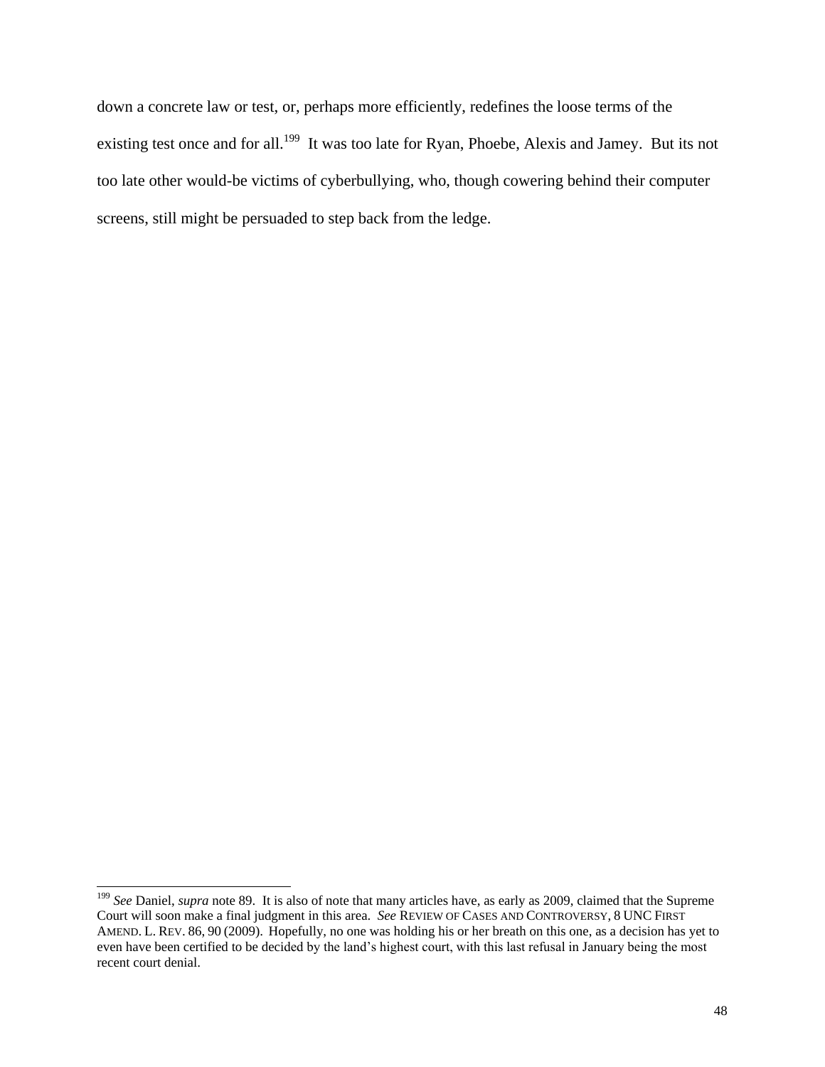down a concrete law or test, or, perhaps more efficiently, redefines the loose terms of the existing test once and for all.[199] It was too late for Ryan, Phoebe, Alexis and Jamey. But its not too late other would-be victims of cyberbullying, who, though cowering behind their computer screens, still might be persuaded to step back from the ledge.

---

[199] *See* Daniel, *supra* note 89. It is also of note that many articles have, as early as 2009, claimed that the Supreme Court will soon make a final judgment in this area. *See* REVIEW OF CASES AND CONTROVERSY, 8 UNC FIRST AMEND. L. REV. 86, 90 (2009). Hopefully, no one was holding his or her breath on this one, as a decision has yet to even have been certified to be decided by the land's highest court, with this last refusal in January being the most recent court denial.